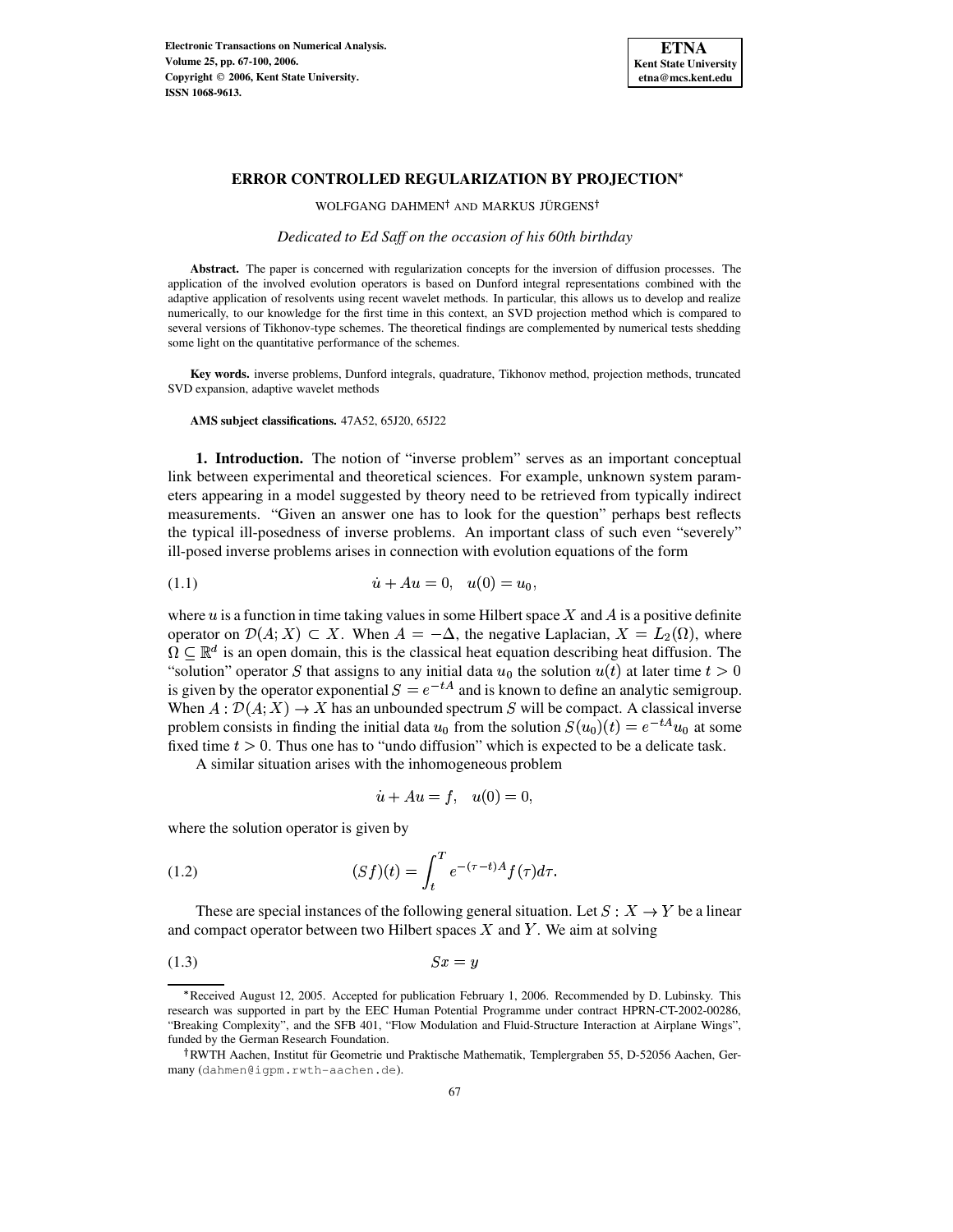# ERROR CONTROLLED REGULARIZATION BY PROJECTION*

WOLFGANG DAHMEN[†] AND MARKUS JÜRGENS[†]

*Dedicated to Ed Saff on the occasion of his 60th birthday*

**Abstract.** The paper is concerned with regularization concepts for the inversion of diffusion processes. The application of the involved evolution operators is based on Dunford integral representations combined with the adaptive application of resolvents using recent wavelet methods. In particular, this allows us to develop and realize numerically, to our knowledge for the first time in this context, an SVD projection method which is compared to several versions of Tikhonov-type schemes. The theoretical findings are complemented by numerical tests shedding some light on the quantitative performance of the schemes.

**Key words.** inverse problems, Dunford integrals, quadrature, Tikhonov method, projection methods, truncated SVD expansion, adaptive wavelet methods

**AMS subject classifications.** 47A52, 65J20, 65J22

**1. Introduction.** The notion of "inverse problem" serves as an important conceptual link between experimental and theoretical sciences. For example, unknown system parameters appearing in a model suggested by theory need to be retrieved from typically indirect measurements. "Given an answer one has to look for the question" perhaps best reflects the typical ill-posedness of inverse problems. An important class of such even "severely" ill-posed inverse problems arises in connection with evolution equations of the form

$$\dot{u} + Au = 0, \quad u(0) = u_0, \tag{1.1}$$

where $u$ is a function in time taking values in some Hilbert space $X$ and $A$ is a positive definite operator on $\mathcal{D}(A;X) \subset X$. When $A = -\Delta$, the negative Laplacian, $X = L_2(\Omega)$, where $\Omega \subseteq \mathbb{R}^d$ is an open domain, this is the classical heat equation describing heat diffusion. The "solution" operator $S$ that assigns to any initial data $u_0$ the solution $u(t)$ at later time $t > 0$ is given by the operator exponential $S = e^{-tA}$ and is known to define an analytic semigroup. When $A : \mathcal{D}(A;X) \to X$ has an unbounded spectrum $S$ will be compact. A classical inverse problem consists in finding the initial data $u_0$ from the solution $S(u_0)(t) = e^{-tA}u_0$ at some fixed time $t > 0$. Thus one has to "undo diffusion" which is expected to be a delicate task.

A similar situation arises with the inhomogeneous problem

$$\dot{u} + Au = f, \quad u(0) = 0,$$

where the solution operator is given by

$$(Sf)(t) = \int_t^T e^{-(\tau - t)A} f(\tau) d\tau. \tag{1.2}$$

These are special instances of the following general situation. Let $S : X \to Y$ be a linear and compact operator between two Hilbert spaces $X$ and $Y$. We aim at solving

$$Sx = y \tag{1.3}$$

---

*Received August 12, 2005. Accepted for publication February 1, 2006. Recommended by D. Lubinsky. This research was supported in part by the EEC Human Potential Programme under contract HPRN-CT-2002-00286, "Breaking Complexity", and the SFB 401, "Flow Modulation and Fluid-Structure Interaction at Airplane Wings", funded by the German Research Foundation.

[†]RWTH Aachen, Institut für Geometrie und Praktische Mathematik, Templergraben 55, D-52056 Aachen, Germany (dahmen@igpm.rwth-aachen.de).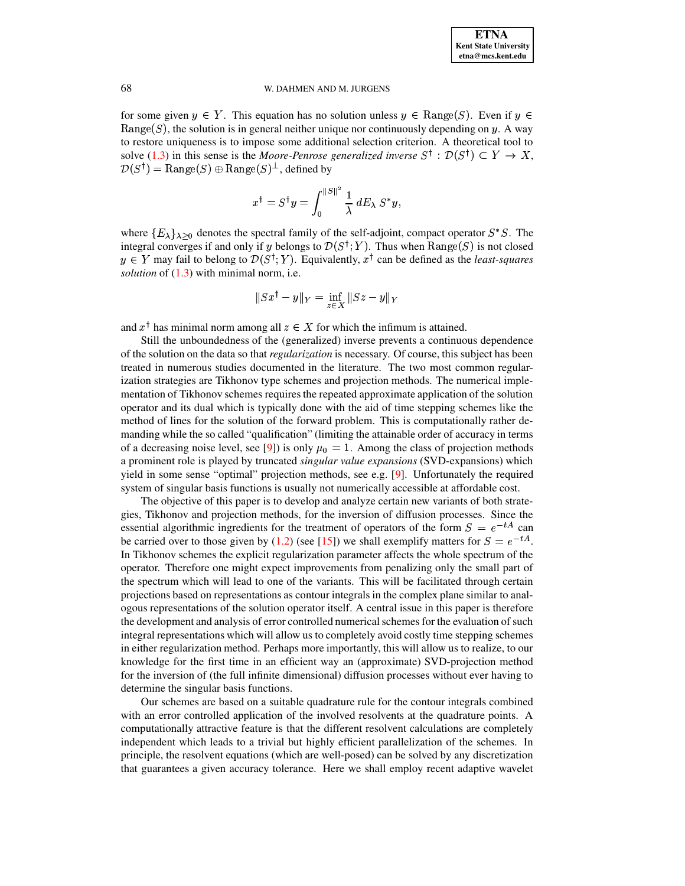for some given $y \in Y$. This equation has no solution unless $y \in \mathrm{Range}(S)$. Even if $y \in \mathrm{Range}(S)$, the solution is in general neither unique nor continuously depending on $y$. A way to restore uniqueness is to impose some additional selection criterion. A theoretical tool to solve (1.3) in this sense is the *Moore-Penrose generalized inverse* $S^\dagger : \mathcal{D}(S^\dagger) \subset Y \to X$, $\mathcal{D}(S^\dagger) = \mathrm{Range}(S) \oplus \mathrm{Range}(S)^\perp$, defined by

$$x^\dagger = S^\dagger y = \int_0^{\|S\|^2} \frac{1}{\lambda}\, dE_\lambda\, S^* y,$$

where $\{E_\lambda\}_{\lambda \geq 0}$ denotes the spectral family of the self-adjoint, compact operator $S^*S$. The integral converges if and only if $y$ belongs to $\mathcal{D}(S^\dagger; Y)$. Thus when $\mathrm{Range}(S)$ is not closed $y \in Y$ may fail to belong to $\mathcal{D}(S^\dagger; Y)$. Equivalently, $x^\dagger$ can be defined as the *least-squares solution* of (1.3) with minimal norm, i.e.

$$\|Sx^\dagger - y\|_Y = \inf_{z \in X} \|Sz - y\|_Y$$

and $x^\dagger$ has minimal norm among all $z \in X$ for which the infimum is attained.

Still the unboundedness of the (generalized) inverse prevents a continuous dependence of the solution on the data so that *regularization* is necessary. Of course, this subject has been treated in numerous studies documented in the literature. The two most common regularization strategies are Tikhonov type schemes and projection methods. The numerical implementation of Tikhonov schemes requires the repeated approximate application of the solution operator and its dual which is typically done with the aid of time stepping schemes like the method of lines for the solution of the forward problem. This is computationally rather demanding while the so called "qualification" (limiting the attainable order of accuracy in terms of a decreasing noise level, see [9]) is only $\mu_0 = 1$. Among the class of projection methods a prominent role is played by truncated *singular value expansions* (SVD-expansions) which yield in some sense "optimal" projection methods, see e.g. [9]. Unfortunately the required system of singular basis functions is usually not numerically accessible at affordable cost.

The objective of this paper is to develop and analyze certain new variants of both strategies, Tikhonov and projection methods, for the inversion of diffusion processes. Since the essential algorithmic ingredients for the treatment of operators of the form $S = e^{-tA}$ can be carried over to those given by (1.2) (see [15]) we shall exemplify matters for $S = e^{-tA}$. In Tikhonov schemes the explicit regularization parameter affects the whole spectrum of the operator. Therefore one might expect improvements from penalizing only the small part of the spectrum which will lead to one of the variants. This will be facilitated through certain projections based on representations as contour integrals in the complex plane similar to analogous representations of the solution operator itself. A central issue in this paper is therefore the development and analysis of error controlled numerical schemes for the evaluation of such integral representations which will allow us to completely avoid costly time stepping schemes in either regularization method. Perhaps more importantly, this will allow us to realize, to our knowledge for the first time in an efficient way an (approximate) SVD-projection method for the inversion of (the full infinite dimensional) diffusion processes without ever having to determine the singular basis functions.

Our schemes are based on a suitable quadrature rule for the contour integrals combined with an error controlled application of the involved resolvents at the quadrature points. A computationally attractive feature is that the different resolvent calculations are completely independent which leads to a trivial but highly efficient parallelization of the schemes. In principle, the resolvent equations (which are well-posed) can be solved by any discretization that guarantees a given accuracy tolerance. Here we shall employ recent adaptive wavelet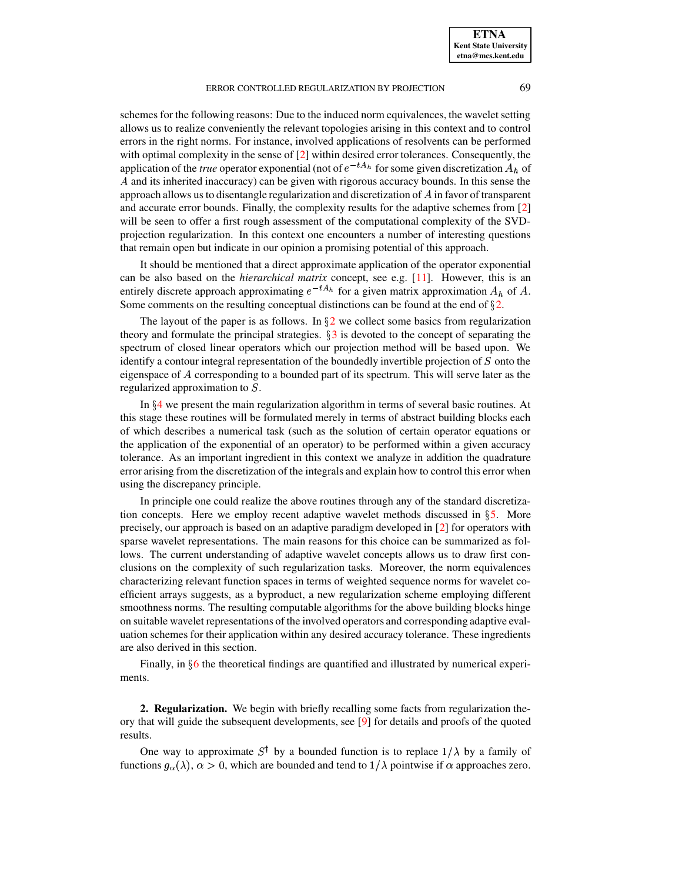schemes for the following reasons: Due to the induced norm equivalences, the wavelet setting allows us to realize conveniently the relevant topologies arising in this context and to control errors in the right norms. For instance, involved applications of resolvents can be performed with optimal complexity in the sense of [2] within desired error tolerances. Consequently, the application of the *true* operator exponential (not of $e^{-tA_h}$ for some given discretization $A_h$ of $A$ and its inherited inaccuracy) can be given with rigorous accuracy bounds. In this sense the approach allows us to disentangle regularization and discretization of $A$ in favor of transparent and accurate error bounds. Finally, the complexity results for the adaptive schemes from [2] will be seen to offer a first rough assessment of the computational complexity of the SVD-projection regularization. In this context one encounters a number of interesting questions that remain open but indicate in our opinion a promising potential of this approach.

It should be mentioned that a direct approximate application of the operator exponential can be also based on the *hierarchical matrix* concept, see e.g. [11]. However, this is an entirely discrete approach approximating $e^{-tA_h}$ for a given matrix approximation $A_h$ of $A$. Some comments on the resulting conceptual distinctions can be found at the end of §2.

The layout of the paper is as follows. In §2 we collect some basics from regularization theory and formulate the principal strategies. §3 is devoted to the concept of separating the spectrum of closed linear operators which our projection method will be based upon. We identify a contour integral representation of the boundedly invertible projection of $S$ onto the eigenspace of $A$ corresponding to a bounded part of its spectrum. This will serve later as the regularized approximation to $S$.

In §4 we present the main regularization algorithm in terms of several basic routines. At this stage these routines will be formulated merely in terms of abstract building blocks each of which describes a numerical task (such as the solution of certain operator equations or the application of the exponential of an operator) to be performed within a given accuracy tolerance. As an important ingredient in this context we analyze in addition the quadrature error arising from the discretization of the integrals and explain how to control this error when using the discrepancy principle.

In principle one could realize the above routines through any of the standard discretization concepts. Here we employ recent adaptive wavelet methods discussed in §5. More precisely, our approach is based on an adaptive paradigm developed in [2] for operators with sparse wavelet representations. The main reasons for this choice can be summarized as follows. The current understanding of adaptive wavelet concepts allows us to draw first conclusions on the complexity of such regularization tasks. Moreover, the norm equivalences characterizing relevant function spaces in terms of weighted sequence norms for wavelet coefficient arrays suggests, as a byproduct, a new regularization scheme employing different smoothness norms. The resulting computable algorithms for the above building blocks hinge on suitable wavelet representations of the involved operators and corresponding adaptive evaluation schemes for their application within any desired accuracy tolerance. These ingredients are also derived in this section.

Finally, in §6 the theoretical findings are quantified and illustrated by numerical experiments.

## 2. Regularization.

We begin with briefly recalling some facts from regularization theory that will guide the subsequent developments, see [9] for details and proofs of the quoted results.

One way to approximate $S^\dagger$ by a bounded function is to replace $1/\lambda$ by a family of functions $g_\alpha(\lambda)$, $\alpha > 0$, which are bounded and tend to $1/\lambda$ pointwise if $\alpha$ approaches zero.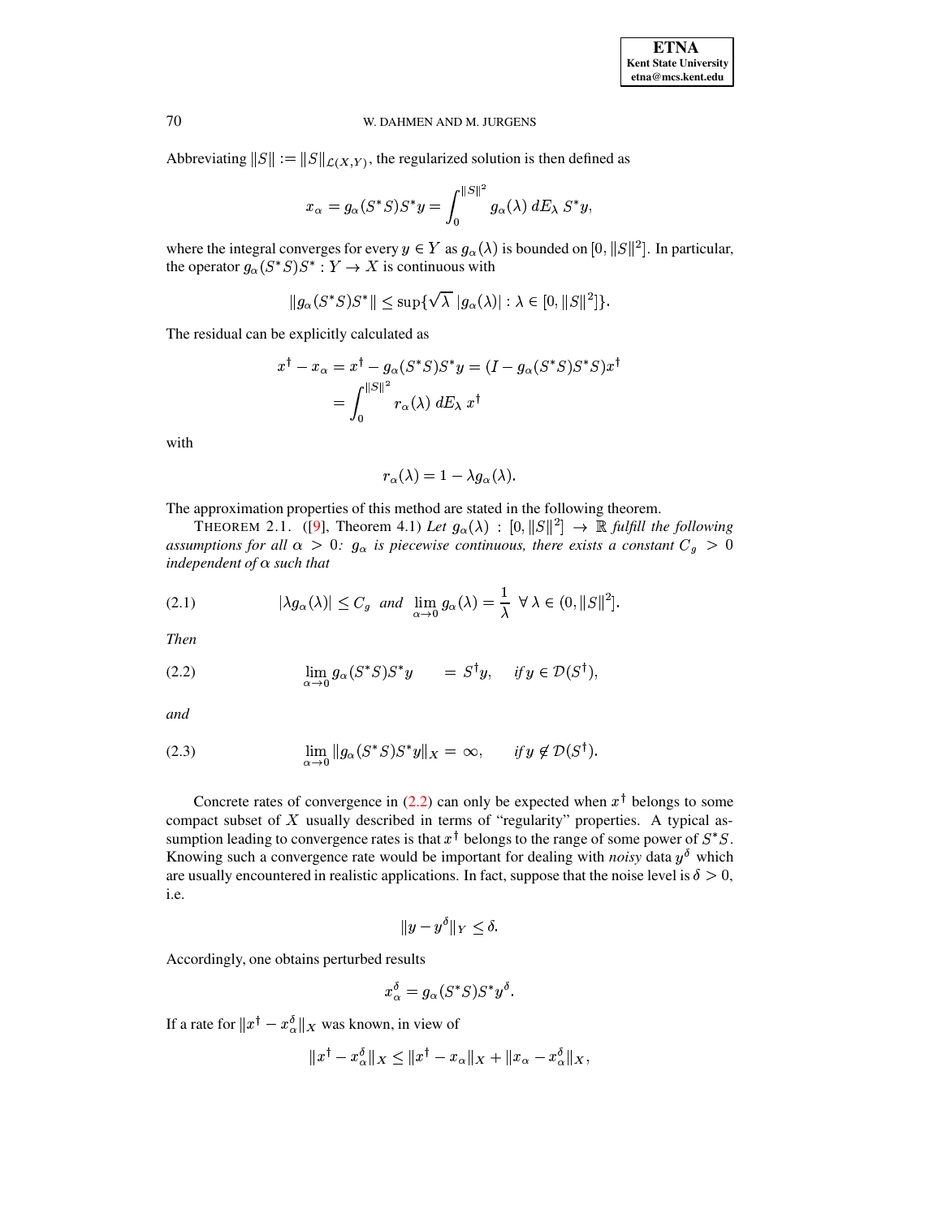Abbreviating $\|S\| := \|S\|_{\mathcal{L}(X,Y)}$, the regularized solution is then defined as

$$x_\alpha = g_\alpha(S^*S)S^*y = \int_0^{\|S\|^2} g_\alpha(\lambda)\, dE_\lambda\, S^*y,$$

where the integral converges for every $y \in Y$ as $g_\alpha(\lambda)$ is bounded on $[0, \|S\|^2]$. In particular, the operator $g_\alpha(S^*S)S^* : Y \to X$ is continuous with

$$\|g_\alpha(S^*S)S^*\| \leq \sup\{\sqrt{\lambda}\, |g_\alpha(\lambda)| : \lambda \in [0, \|S\|^2]\}.$$

The residual can be explicitly calculated as

$$\begin{aligned} x^\dagger - x_\alpha = x^\dagger - g_\alpha(S^*S)S^*y = (I - g_\alpha(S^*S)S^*S)x^\dagger \\ = \int_0^{\|S\|^2} r_\alpha(\lambda)\, dE_\lambda\, x^\dagger \end{aligned}$$

with

$$r_\alpha(\lambda) = 1 - \lambda g_\alpha(\lambda).$$

The approximation properties of this method are stated in the following theorem.

THEOREM 2.1. ([9], Theorem 4.1) *Let $g_\alpha(\lambda) : [0, \|S\|^2] \to \mathbb{R}$ fulfill the following assumptions for all $\alpha > 0$: $g_\alpha$ is piecewise continuous, there exists a constant $C_g > 0$ independent of $\alpha$ such that*

$$|\lambda g_\alpha(\lambda)| \leq C_g \quad and \quad \lim_{\alpha \to 0} g_\alpha(\lambda) = \frac{1}{\lambda} \;\; \forall\, \lambda \in (0, \|S\|^2]. \tag{2.1}$$

*Then*

$$\lim_{\alpha \to 0} g_\alpha(S^*S)S^*y \quad = S^\dagger y, \quad if\, y \in \mathcal{D}(S^\dagger), \tag{2.2}$$

*and*

$$\lim_{\alpha \to 0} \|g_\alpha(S^*S)S^*y\|_X = \infty, \quad if\, y \notin \mathcal{D}(S^\dagger). \tag{2.3}$$

Concrete rates of convergence in (2.2) can only be expected when $x^\dagger$ belongs to some compact subset of $X$ usually described in terms of "regularity" properties. A typical assumption leading to convergence rates is that $x^\dagger$ belongs to the range of some power of $S^*S$. Knowing such a convergence rate would be important for dealing with *noisy* data $y^\delta$ which are usually encountered in realistic applications. In fact, suppose that the noise level is $\delta > 0$, i.e.

$$\|y - y^\delta\|_Y \leq \delta.$$

Accordingly, one obtains perturbed results

$$x_\alpha^\delta = g_\alpha(S^*S)S^*y^\delta.$$

If a rate for $\|x^\dagger - x_\alpha^\delta\|_X$ was known, in view of

$$\|x^\dagger - x_\alpha^\delta\|_X \leq \|x^\dagger - x_\alpha\|_X + \|x_\alpha - x_\alpha^\delta\|_X,$$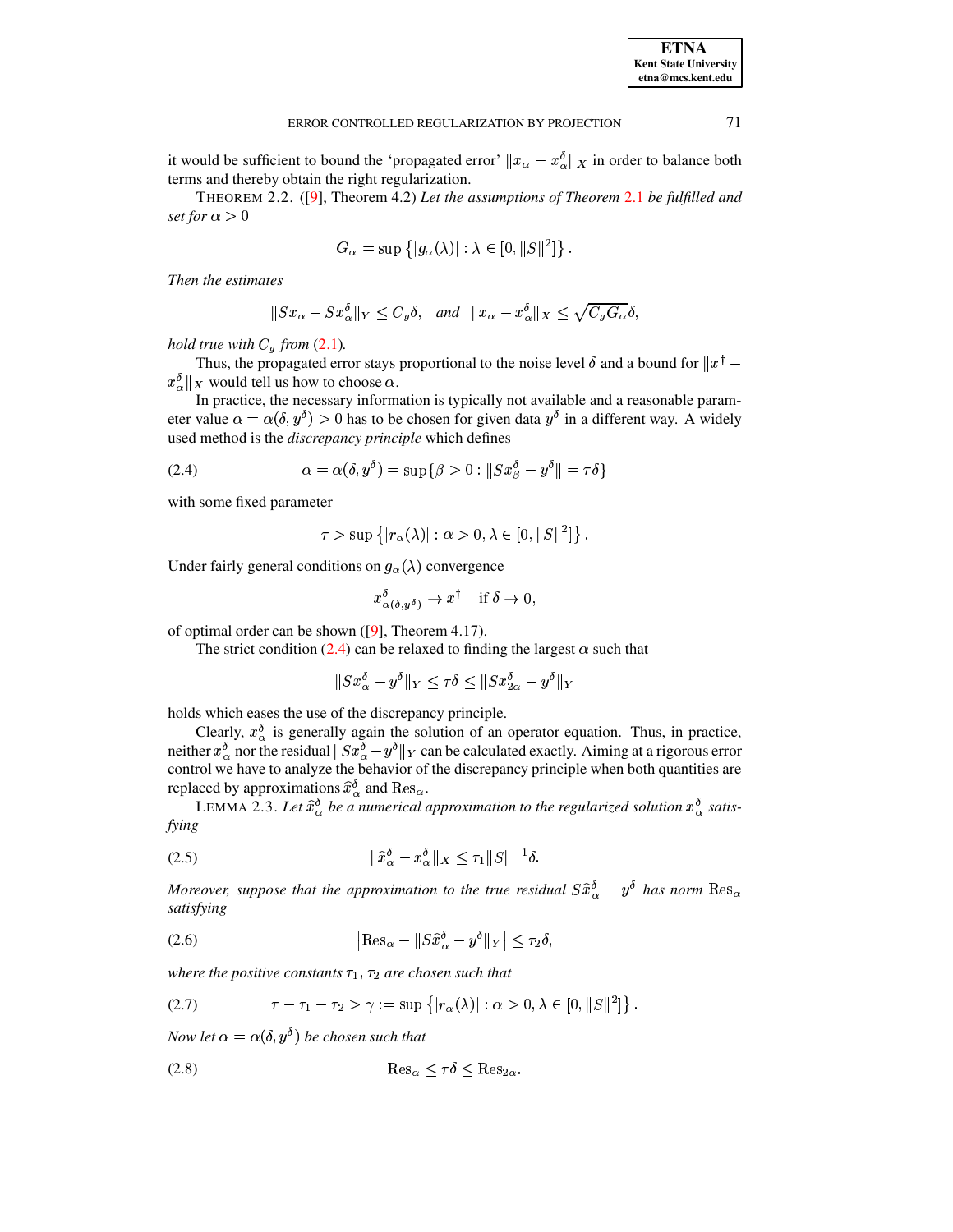it would be sufficient to bound the 'propagated error' $\|x_\alpha - x_\alpha^\delta\|_X$ in order to balance both terms and thereby obtain the right regularization.

THEOREM 2.2. ([9], Theorem 4.2) *Let the assumptions of Theorem 2.1 be fulfilled and set for $\alpha > 0$*

$$G_\alpha = \sup\left\{|g_\alpha(\lambda)| : \lambda \in [0, \|S\|^2]\right\}.$$

*Then the estimates*

$$\|Sx_\alpha - Sx_\alpha^\delta\|_Y \leq C_g\delta, \quad \textit{and} \quad \|x_\alpha - x_\alpha^\delta\|_X \leq \sqrt{C_g G_\alpha}\,\delta,$$

*hold true with $C_g$ from (2.1).*

Thus, the propagated error stays proportional to the noise level $\delta$ and a bound for $\|x^\dagger - x_\alpha^\delta\|_X$ would tell us how to choose $\alpha$.

In practice, the necessary information is typically not available and a reasonable parameter value $\alpha = \alpha(\delta, y^\delta) > 0$ has to be chosen for given data $y^\delta$ in a different way. A widely used method is the *discrepancy principle* which defines

$$\alpha = \alpha(\delta, y^\delta) = \sup\{\beta > 0 : \|Sx_\beta^\delta - y^\delta\| = \tau\delta\} \tag{2.4}$$

with some fixed parameter

$$\tau > \sup\left\{|r_\alpha(\lambda)| : \alpha > 0, \lambda \in [0, \|S\|^2]\right\}.$$

Under fairly general conditions on $g_\alpha(\lambda)$ convergence

$$x_{\alpha(\delta, y^\delta)}^\delta \to x^\dagger \quad \text{if } \delta \to 0,$$

of optimal order can be shown ([9], Theorem 4.17).

The strict condition (2.4) can be relaxed to finding the largest $\alpha$ such that

$$\|Sx_\alpha^\delta - y^\delta\|_Y \leq \tau\delta \leq \|Sx_{2\alpha}^\delta - y^\delta\|_Y$$

holds which eases the use of the discrepancy principle.

Clearly, $x_\alpha^\delta$ is generally again the solution of an operator equation. Thus, in practice, neither $x_\alpha^\delta$ nor the residual $\|Sx_\alpha^\delta - y^\delta\|_Y$ can be calculated exactly. Aiming at a rigorous error control we have to analyze the behavior of the discrepancy principle when both quantities are replaced by approximations $\widehat{x}_\alpha^\delta$ and $\mathrm{Res}_\alpha$.

LEMMA 2.3. *Let $\widehat{x}_\alpha^\delta$ be a numerical approximation to the regularized solution $x_\alpha^\delta$ satisfying*

$$\|\widehat{x}_\alpha^\delta - x_\alpha^\delta\|_X \leq \tau_1\|S\|^{-1}\delta. \tag{2.5}$$

*Moreover, suppose that the approximation to the true residual $S\widehat{x}_\alpha^\delta - y^\delta$ has norm $\mathrm{Res}_\alpha$ satisfying*

$$\left|\mathrm{Res}_\alpha - \|S\widehat{x}_\alpha^\delta - y^\delta\|_Y\right| \leq \tau_2\delta, \tag{2.6}$$

*where the positive constants $\tau_1, \tau_2$ are chosen such that*

$$\tau - \tau_1 - \tau_2 > \gamma := \sup\left\{|r_\alpha(\lambda)| : \alpha > 0, \lambda \in [0, \|S\|^2]\right\}. \tag{2.7}$$

*Now let $\alpha = \alpha(\delta, y^\delta)$ be chosen such that*

$$\mathrm{Res}_\alpha \leq \tau\delta \leq \mathrm{Res}_{2\alpha}. \tag{2.8}$$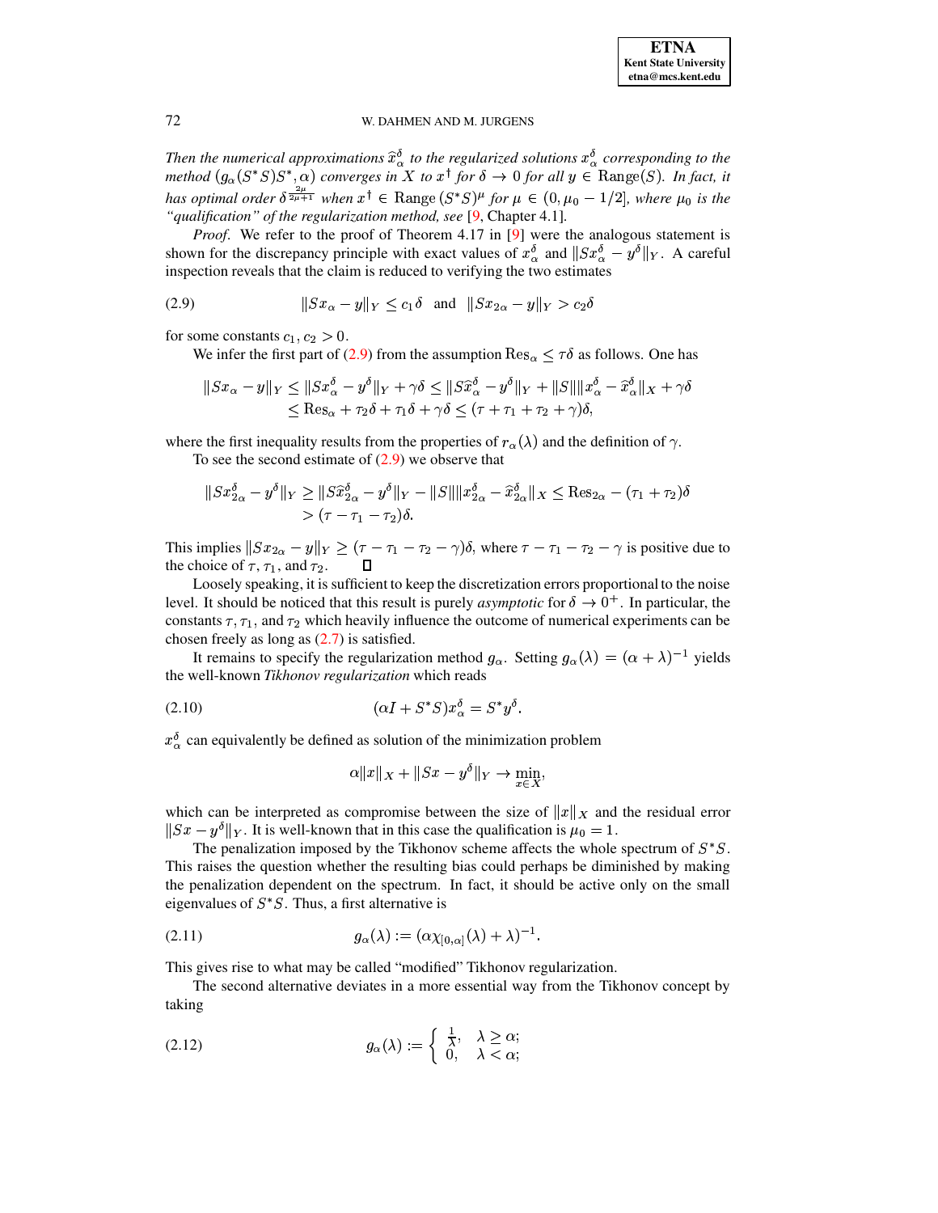*Then the numerical approximations $\widehat{x}_\alpha^\delta$ to the regularized solutions $x_\alpha^\delta$ corresponding to the method $(g_\alpha(S^*S)S^*, \alpha)$ converges in $X$ to $x^\dagger$ for $\delta \to 0$ for all $y \in \mathrm{Range}(S)$. In fact, it has optimal order $\delta^{\frac{2\mu}{2\mu+1}}$ when $x^\dagger \in \mathrm{Range}\,(S^*S)^\mu$ for $\mu \in (0, \mu_0 - 1/2]$, where $\mu_0$ is the "qualification" of the regularization method, see* [9, Chapter 4.1].

*Proof*. We refer to the proof of Theorem 4.17 in [9] were the analogous statement is shown for the discrepancy principle with exact values of $x_\alpha^\delta$ and $\|Sx_\alpha^\delta - y^\delta\|_Y$. A careful inspection reveals that the claim is reduced to verifying the two estimates

$$\|Sx_\alpha - y\|_Y \le c_1\delta \quad \text{and} \quad \|Sx_{2\alpha} - y\|_Y > c_2\delta \tag{2.9}$$

for some constants $c_1, c_2 > 0$.

We infer the first part of (2.9) from the assumption $\mathrm{Res}_\alpha \le \tau\delta$ as follows. One has

$$\begin{aligned}
\|Sx_\alpha - y\|_Y &\le \|Sx_\alpha^\delta - y^\delta\|_Y + \gamma\delta \le \|S\widehat{x}_\alpha^\delta - y^\delta\|_Y + \|S\|\|x_\alpha^\delta - \widehat{x}_\alpha^\delta\|_X + \gamma\delta \\
&\le \mathrm{Res}_\alpha + \tau_2\delta + \tau_1\delta + \gamma\delta \le (\tau + \tau_1 + \tau_2 + \gamma)\delta,
\end{aligned}$$

where the first inequality results from the properties of $r_\alpha(\lambda)$ and the definition of $\gamma$.

To see the second estimate of (2.9) we observe that

$$\begin{aligned}
\|Sx_{2\alpha}^\delta - y^\delta\|_Y &\ge \|S\widehat{x}_{2\alpha}^\delta - y^\delta\|_Y - \|S\|\|x_{2\alpha}^\delta - \widehat{x}_{2\alpha}^\delta\|_X \le \mathrm{Res}_{2\alpha} - (\tau_1 + \tau_2)\delta \\
&> (\tau - \tau_1 - \tau_2)\delta.
\end{aligned}$$

This implies $\|Sx_{2\alpha} - y\|_Y \ge (\tau - \tau_1 - \tau_2 - \gamma)\delta$, where $\tau - \tau_1 - \tau_2 - \gamma$ is positive due to the choice of $\tau$, $\tau_1$, and $\tau_2$. ∎

Loosely speaking, it is sufficient to keep the discretization errors proportional to the noise level. It should be noticed that this result is purely *asymptotic* for $\delta \to 0^+$. In particular, the constants $\tau, \tau_1$, and $\tau_2$ which heavily influence the outcome of numerical experiments can be chosen freely as long as (2.7) is satisfied.

It remains to specify the regularization method $g_\alpha$. Setting $g_\alpha(\lambda) = (\alpha + \lambda)^{-1}$ yields the well-known *Tikhonov regularization* which reads

$$(\alpha I + S^*S)x_\alpha^\delta = S^*y^\delta. \tag{2.10}$$

$x_\alpha^\delta$ can equivalently be defined as solution of the minimization problem

$$\alpha\|x\|_X + \|Sx - y^\delta\|_Y \to \min_{x \in X},$$

which can be interpreted as compromise between the size of $\|x\|_X$ and the residual error $\|Sx - y^\delta\|_Y$. It is well-known that in this case the qualification is $\mu_0 = 1$.

The penalization imposed by the Tikhonov scheme affects the whole spectrum of $S^*S$. This raises the question whether the resulting bias could perhaps be diminished by making the penalization dependent on the spectrum. In fact, it should be active only on the small eigenvalues of $S^*S$. Thus, a first alternative is

$$g_\alpha(\lambda) := (\alpha\chi_{[0,\alpha]}(\lambda) + \lambda)^{-1}. \tag{2.11}$$

This gives rise to what may be called "modified" Tikhonov regularization.

The second alternative deviates in a more essential way from the Tikhonov concept by taking

$$g_\alpha(\lambda) := \begin{cases} \frac{1}{\lambda}, & \lambda \ge \alpha; \\ 0, & \lambda < \alpha; \end{cases} \tag{2.12}$$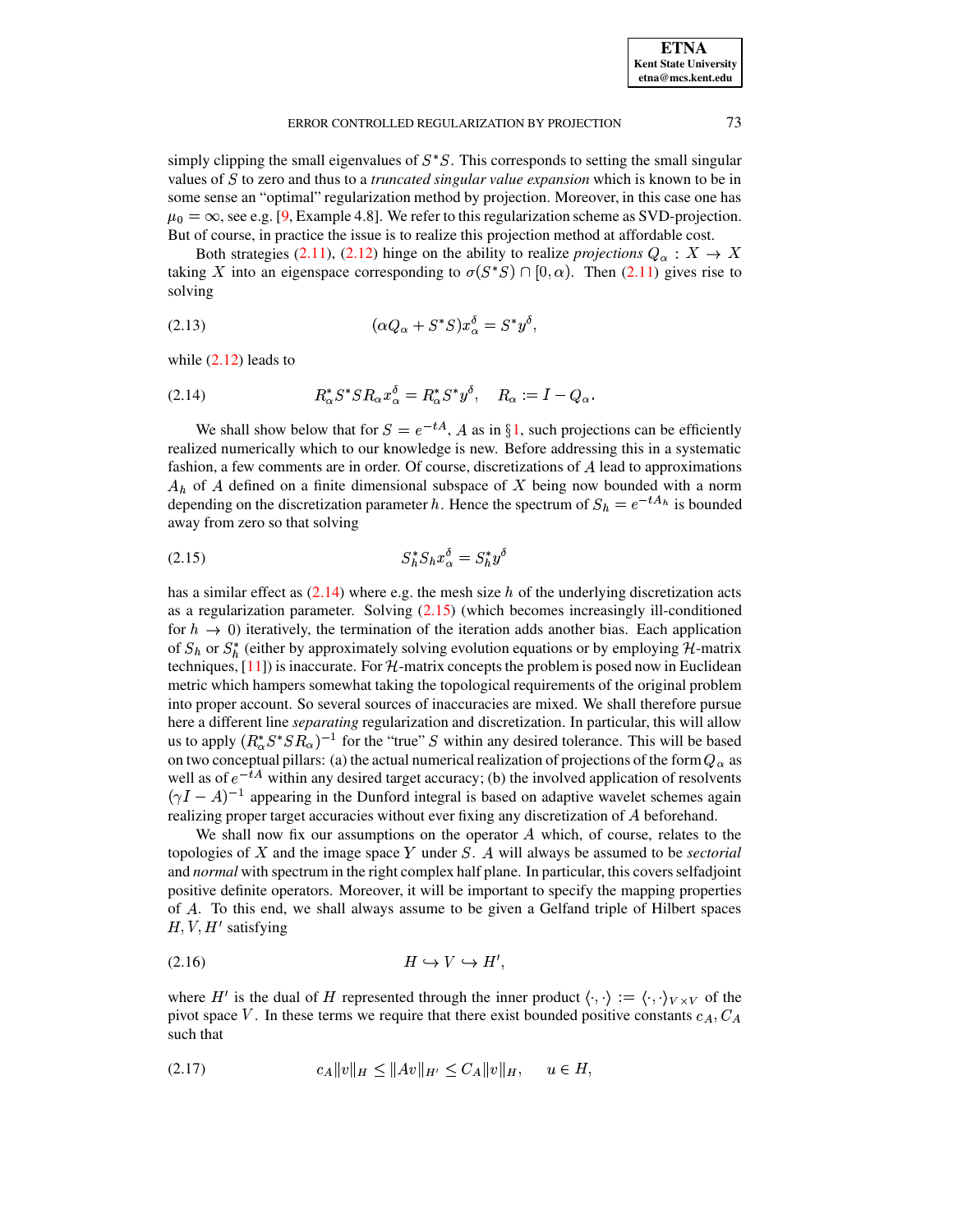simply clipping the small eigenvalues of $S^*S$. This corresponds to setting the small singular values of $S$ to zero and thus to a *truncated singular value expansion* which is known to be in some sense an "optimal" regularization method by projection. Moreover, in this case one has $\mu_0 = \infty$, see e.g. [9, Example 4.8]. We refer to this regularization scheme as SVD-projection. But of course, in practice the issue is to realize this projection method at affordable cost.

Both strategies (2.11), (2.12) hinge on the ability to realize *projections* $Q_\alpha : X \to X$ taking $X$ into an eigenspace corresponding to $\sigma(S^*S) \cap [0, \alpha)$. Then (2.11) gives rise to solving

$$(\alpha Q_\alpha + S^*S)x_\alpha^\delta = S^*y^\delta, \tag{2.13}$$

while (2.12) leads to

$$R_\alpha^* S^* S R_\alpha x_\alpha^\delta = R_\alpha^* S^* y^\delta, \quad R_\alpha := I - Q_\alpha. \tag{2.14}$$

We shall show below that for $S = e^{-tA}$, $A$ as in §1, such projections can be efficiently realized numerically which to our knowledge is new. Before addressing this in a systematic fashion, a few comments are in order. Of course, discretizations of $A$ lead to approximations $A_h$ of $A$ defined on a finite dimensional subspace of $X$ being now bounded with a norm depending on the discretization parameter $h$. Hence the spectrum of $S_h = e^{-tA_h}$ is bounded away from zero so that solving

$$S_h^* S_h x_\alpha^\delta = S_h^* y^\delta \tag{2.15}$$

has a similar effect as (2.14) where e.g. the mesh size $h$ of the underlying discretization acts as a regularization parameter. Solving (2.15) (which becomes increasingly ill-conditioned for $h \to 0$) iteratively, the termination of the iteration adds another bias. Each application of $S_h$ or $S_h^*$ (either by approximately solving evolution equations or by employing $\mathcal{H}$-matrix techniques, [11]) is inaccurate. For $\mathcal{H}$-matrix concepts the problem is posed now in Euclidean metric which hampers somewhat taking the topological requirements of the original problem into proper account. So several sources of inaccuracies are mixed. We shall therefore pursue here a different line *separating* regularization and discretization. In particular, this will allow us to apply $(R_\alpha^* S^* S R_\alpha)^{-1}$ for the "true" $S$ within any desired tolerance. This will be based on two conceptual pillars: (a) the actual numerical realization of projections of the form $Q_\alpha$ as well as of $e^{-tA}$ within any desired target accuracy; (b) the involved application of resolvents $(\gamma I - A)^{-1}$ appearing in the Dunford integral is based on adaptive wavelet schemes again realizing proper target accuracies without ever fixing any discretization of $A$ beforehand.

We shall now fix our assumptions on the operator $A$ which, of course, relates to the topologies of $X$ and the image space $Y$ under $S$. $A$ will always be assumed to be *sectorial* and *normal* with spectrum in the right complex half plane. In particular, this covers selfadjoint positive definite operators. Moreover, it will be important to specify the mapping properties of $A$. To this end, we shall always assume to be given a Gelfand triple of Hilbert spaces $H, V, H'$ satisfying

$$H \hookrightarrow V \hookrightarrow H', \tag{2.16}$$

where $H'$ is the dual of $H$ represented through the inner product $\langle \cdot, \cdot \rangle := \langle \cdot, \cdot \rangle_{V \times V}$ of the pivot space $V$. In these terms we require that there exist bounded positive constants $c_A, C_A$ such that

$$c_A \|v\|_H \le \|Av\|_{H'} \le C_A \|v\|_H, \quad u \in H, \tag{2.17}$$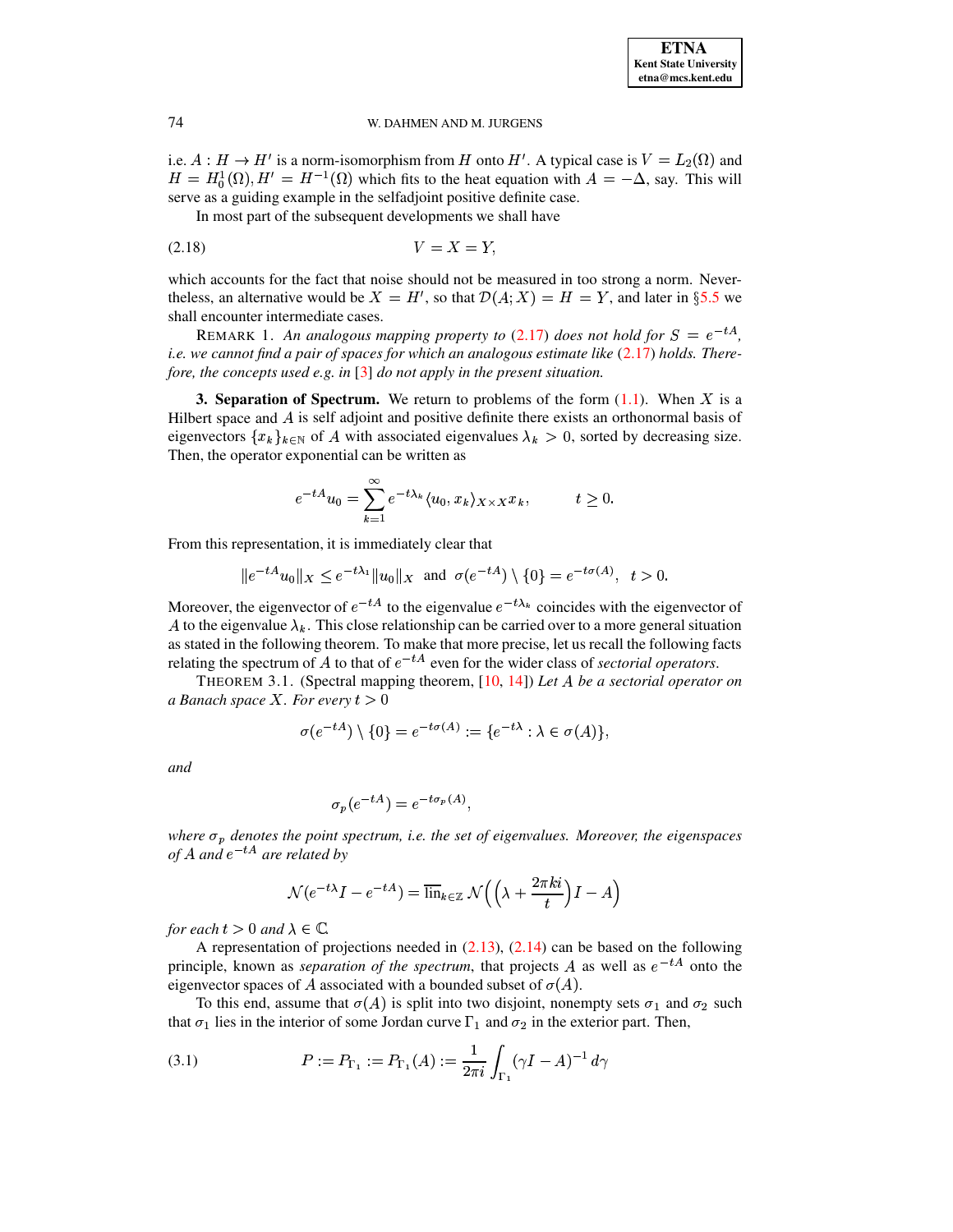i.e. $A : H \to H'$ is a norm-isomorphism from $H$ onto $H'$. A typical case is $V = L_2(\Omega)$ and $H = H_0^1(\Omega), H' = H^{-1}(\Omega)$ which fits to the heat equation with $A = -\Delta$, say. This will serve as a guiding example in the selfadjoint positive definite case.

In most part of the subsequent developments we shall have

$$V = X = Y, \tag{2.18}$$

which accounts for the fact that noise should not be measured in too strong a norm. Nevertheless, an alternative would be $X = H'$, so that $\mathcal{D}(A; X) = H = Y$, and later in §5.5 we shall encounter intermediate cases.

REMARK 1. *An analogous mapping property to (2.17) does not hold for $S = e^{-tA}$, i.e. we cannot find a pair of spaces for which an analogous estimate like (2.17) holds. Therefore, the concepts used e.g. in [3] do not apply in the present situation.*

## 3. Separation of Spectrum.

We return to problems of the form (1.1). When $X$ is a Hilbert space and $A$ is self adjoint and positive definite there exists an orthonormal basis of eigenvectors $\{x_k\}_{k\in\mathbb{N}}$ of $A$ with associated eigenvalues $\lambda_k > 0$, sorted by decreasing size. Then, the operator exponential can be written as

$$e^{-tA}u_0 = \sum_{k=1}^{\infty} e^{-t\lambda_k} \langle u_0, x_k\rangle_{X\times X} x_k, \qquad t \geq 0.$$

From this representation, it is immediately clear that

$$\|e^{-tA}u_0\|_X \leq e^{-t\lambda_1}\|u_0\|_X \ \text{ and } \ \sigma(e^{-tA}) \setminus \{0\} = e^{-t\sigma(A)}, \quad t > 0.$$

Moreover, the eigenvector of $e^{-tA}$ to the eigenvalue $e^{-t\lambda_k}$ coincides with the eigenvector of $A$ to the eigenvalue $\lambda_k$. This close relationship can be carried over to a more general situation as stated in the following theorem. To make that more precise, let us recall the following facts relating the spectrum of $A$ to that of $e^{-tA}$ even for the wider class of *sectorial operators*.

THEOREM 3.1. (Spectral mapping theorem, [10, 14]) *Let $A$ be a sectorial operator on a Banach space $X$. For every $t > 0$*

$$\sigma(e^{-tA}) \setminus \{0\} = e^{-t\sigma(A)} := \{e^{-t\lambda} : \lambda \in \sigma(A)\},$$

*and*

$$\sigma_p(e^{-tA}) = e^{-t\sigma_p(A)},$$

*where $\sigma_p$ denotes the point spectrum, i.e. the set of eigenvalues. Moreover, the eigenspaces of $A$ and $e^{-tA}$ are related by*

$$\mathcal{N}(e^{-t\lambda}I - e^{-tA}) = \overline{\text{lin}}_{k\in\mathbb{Z}}\, \mathcal{N}\Big(\Big(\lambda + \frac{2\pi k i}{t}\Big)I - A\Big)$$

*for each $t > 0$ and $\lambda \in \mathbb{C}$.*

A representation of projections needed in (2.13), (2.14) can be based on the following principle, known as *separation of the spectrum*, that projects $A$ as well as $e^{-tA}$ onto the eigenvector spaces of $A$ associated with a bounded subset of $\sigma(A)$.

To this end, assume that $\sigma(A)$ is split into two disjoint, nonempty sets $\sigma_1$ and $\sigma_2$ such that $\sigma_1$ lies in the interior of some Jordan curve $\Gamma_1$ and $\sigma_2$ in the exterior part. Then,

$$P := P_{\Gamma_1} := P_{\Gamma_1}(A) := \frac{1}{2\pi i}\int_{\Gamma_1} (\gamma I - A)^{-1}\, d\gamma \tag{3.1}$$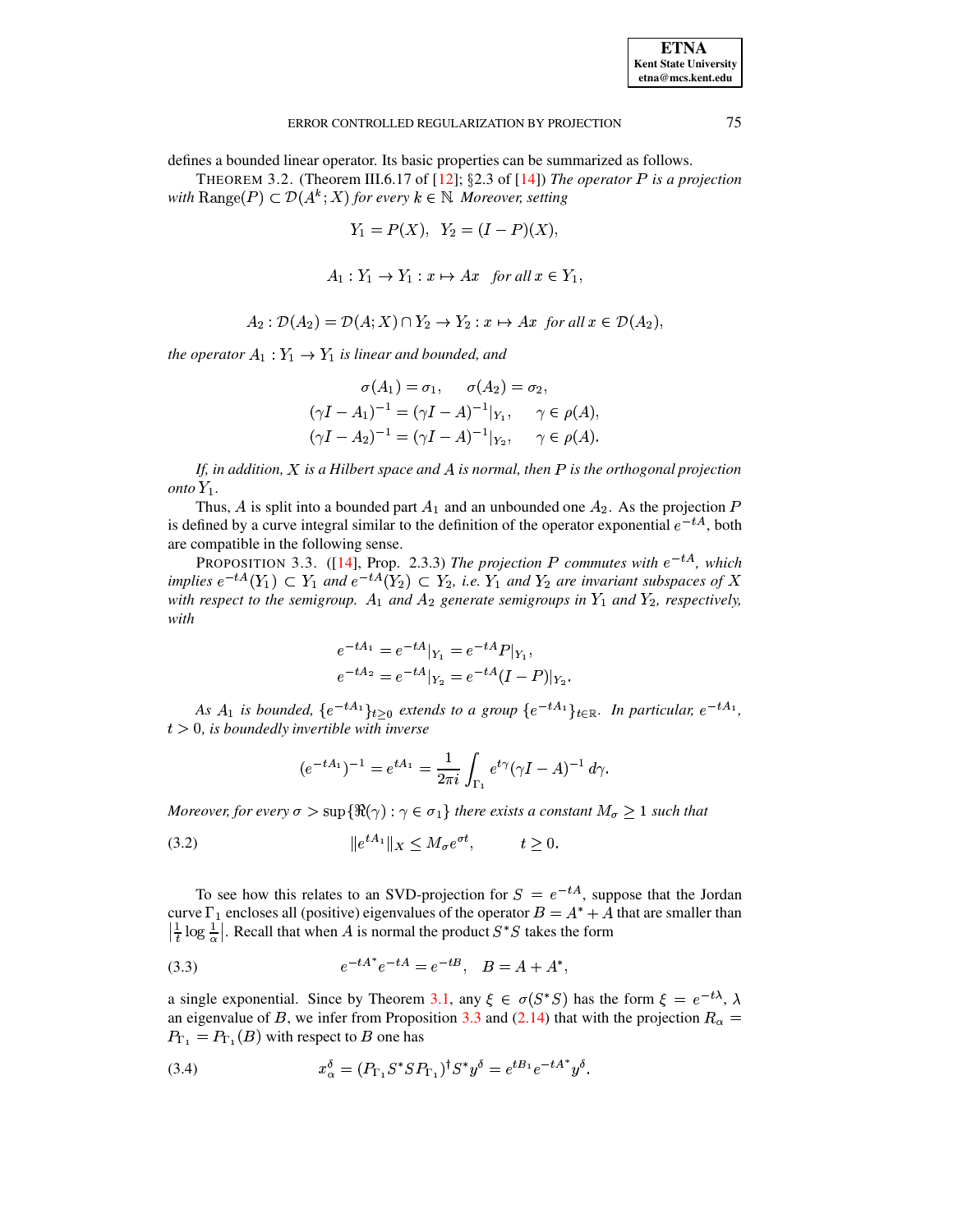defines a bounded linear operator. Its basic properties can be summarized as follows.

THEOREM 3.2. (Theorem III.6.17 of [12]; §2.3 of [14]) *The operator $P$ is a projection with* $\mathrm{Range}(P) \subset \mathcal{D}(A^k; X)$ *for every $k \in \mathbb{N}$. Moreover, setting*

$$Y_1 = P(X), \quad Y_2 = (I - P)(X),$$

$$A_1 : Y_1 \to Y_1 : x \mapsto Ax \quad \text{for all } x \in Y_1,$$

$$A_2 : \mathcal{D}(A_2) = \mathcal{D}(A; X) \cap Y_2 \to Y_2 : x \mapsto Ax \quad \text{for all } x \in \mathcal{D}(A_2),$$

*the operator $A_1 : Y_1 \to Y_1$ is linear and bounded, and*

$$\begin{aligned} \sigma(A_1) = \sigma_1, &\qquad \sigma(A_2) = \sigma_2, \\ (\gamma I - A_1)^{-1} = (\gamma I - A)^{-1}|_{Y_1}, &\qquad \gamma \in \rho(A), \\ (\gamma I - A_2)^{-1} = (\gamma I - A)^{-1}|_{Y_2}, &\qquad \gamma \in \rho(A). \end{aligned}$$

*If, in addition, $X$ is a Hilbert space and $A$ is normal, then $P$ is the orthogonal projection onto $Y_1$.*

Thus, $A$ is split into a bounded part $A_1$ and an unbounded one $A_2$. As the projection $P$ is defined by a curve integral similar to the definition of the operator exponential $e^{-tA}$, both are compatible in the following sense.

PROPOSITION 3.3. ([14], Prop. 2.3.3) *The projection $P$ commutes with $e^{-tA}$, which implies $e^{-tA}(Y_1) \subset Y_1$ and $e^{-tA}(Y_2) \subset Y_2$, i.e. $Y_1$ and $Y_2$ are invariant subspaces of $X$ with respect to the semigroup. $A_1$ and $A_2$ generate semigroups in $Y_1$ and $Y_2$, respectively, with*

$$\begin{aligned} e^{-tA_1} &= e^{-tA}|_{Y_1} = e^{-tA}P|_{Y_1}, \\ e^{-tA_2} &= e^{-tA}|_{Y_2} = e^{-tA}(I - P)|_{Y_2}. \end{aligned}$$

*As $A_1$ is bounded, $\{e^{-tA_1}\}_{t \geq 0}$ extends to a group $\{e^{-tA_1}\}_{t \in \mathbb{R}}$. In particular, $e^{-tA_1}$, $t > 0$, is boundedly invertible with inverse*

$$(e^{-tA_1})^{-1} = e^{tA_1} = \frac{1}{2\pi i} \int_{\Gamma_1} e^{t\gamma} (\gamma I - A)^{-1} \, d\gamma.$$

*Moreover, for every $\sigma > \sup\{\Re(\gamma) : \gamma \in \sigma_1\}$ there exists a constant $M_\sigma \geq 1$ such that*

$$\|e^{tA_1}\|_X \leq M_\sigma e^{\sigma t}, \qquad t \geq 0. \tag{3.2}$$

To see how this relates to an SVD-projection for $S = e^{-tA}$, suppose that the Jordan curve $\Gamma_1$ encloses all (positive) eigenvalues of the operator $B = A^* + A$ that are smaller than $\left|\frac{1}{t} \log \frac{1}{\alpha}\right|$. Recall that when $A$ is normal the product $S^*S$ takes the form

$$e^{-tA^*} e^{-tA} = e^{-tB}, \quad B = A + A^*, \tag{3.3}$$

a single exponential. Since by Theorem 3.1, any $\xi \in \sigma(S^*S)$ has the form $\xi = e^{-t\lambda}$, $\lambda$ an eigenvalue of $B$, we infer from Proposition 3.3 and (2.14) that with the projection $R_\alpha = P_{\Gamma_1} = P_{\Gamma_1}(B)$ with respect to $B$ one has

$$x_\alpha^\delta = (P_{\Gamma_1} S^* S P_{\Gamma_1})^\dagger S^* y^\delta = e^{tB_1} e^{-tA^*} y^\delta. \tag{3.4}$$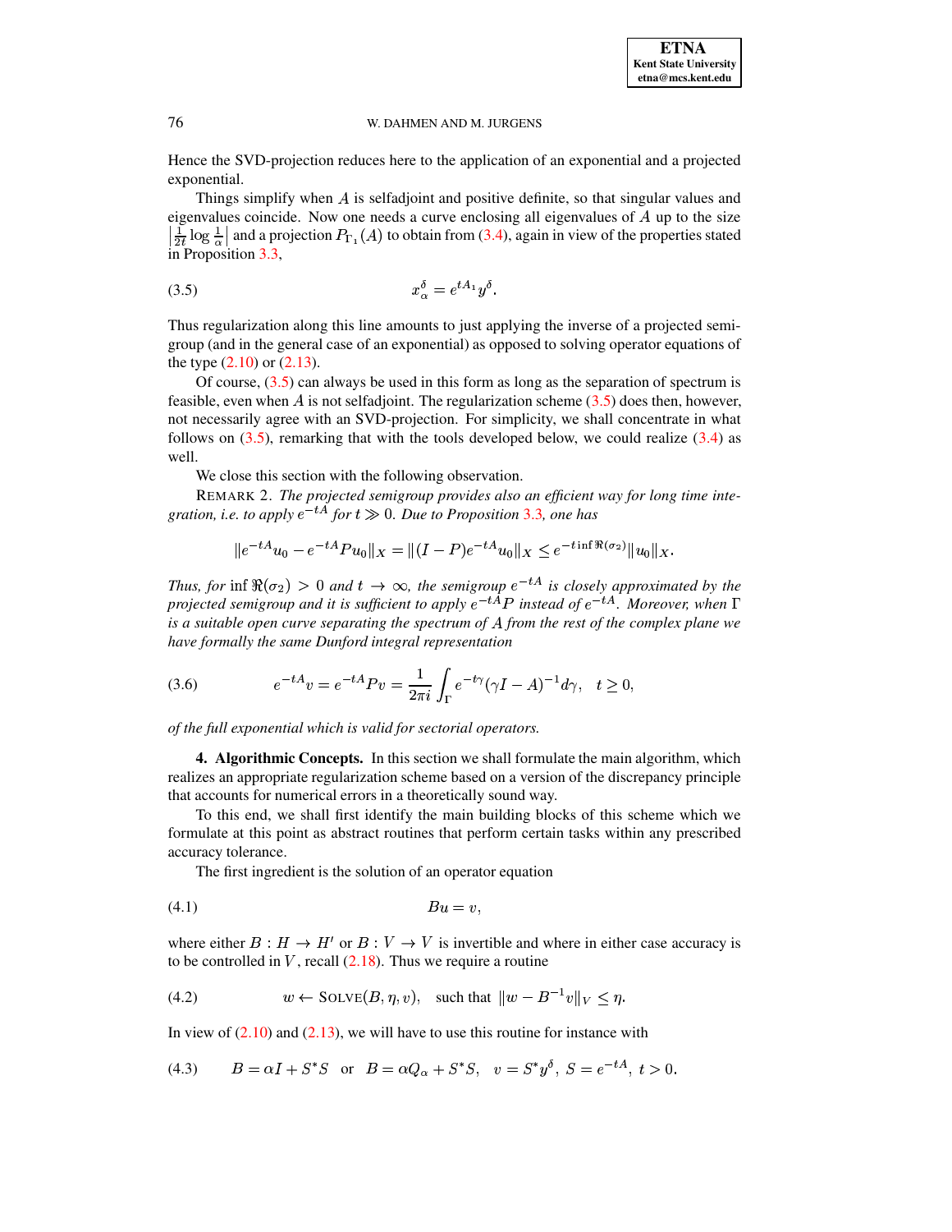Hence the SVD-projection reduces here to the application of an exponential and a projected exponential.

Things simplify when $A$ is selfadjoint and positive definite, so that singular values and eigenvalues coincide. Now one needs a curve enclosing all eigenvalues of $A$ up to the size $\left|\frac{1}{2t}\log\frac{1}{\alpha}\right|$ and a projection $P_{\Gamma_1}(A)$ to obtain from (3.4), again in view of the properties stated in Proposition 3.3,

$$x_\alpha^\delta = e^{tA_1} y^\delta. \tag{3.5}$$

Thus regularization along this line amounts to just applying the inverse of a projected semigroup (and in the general case of an exponential) as opposed to solving operator equations of the type (2.10) or (2.13).

Of course, (3.5) can always be used in this form as long as the separation of spectrum is feasible, even when $A$ is not selfadjoint. The regularization scheme (3.5) does then, however, not necessarily agree with an SVD-projection. For simplicity, we shall concentrate in what follows on (3.5), remarking that with the tools developed below, we could realize (3.4) as well.

We close this section with the following observation.

REMARK 2. *The projected semigroup provides also an efficient way for long time integration, i.e. to apply $e^{-tA}$ for $t \gg 0$. Due to Proposition 3.3, one has*

$$\|e^{-tA}u_0 - e^{-tA}Pu_0\|_X = \|(I-P)e^{-tA}u_0\|_X \leq e^{-t\inf\Re(\sigma_2)}\|u_0\|_X.$$

*Thus, for $\inf\Re(\sigma_2) > 0$ and $t \to \infty$, the semigroup $e^{-tA}$ is closely approximated by the projected semigroup and it is sufficient to apply $e^{-tA}P$ instead of $e^{-tA}$. Moreover, when $\Gamma$ is a suitable open curve separating the spectrum of $A$ from the rest of the complex plane we have formally the same Dunford integral representation*

$$e^{-tA}v = e^{-tA}Pv = \frac{1}{2\pi i}\int_\Gamma e^{-t\gamma}(\gamma I - A)^{-1}d\gamma, \quad t \geq 0, \tag{3.6}$$

*of the full exponential which is valid for sectorial operators.*

## 4. Algorithmic Concepts.

In this section we shall formulate the main algorithm, which realizes an appropriate regularization scheme based on a version of the discrepancy principle that accounts for numerical errors in a theoretically sound way.

To this end, we shall first identify the main building blocks of this scheme which we formulate at this point as abstract routines that perform certain tasks within any prescribed accuracy tolerance.

The first ingredient is the solution of an operator equation

$$Bu = v, \tag{4.1}$$

where either $B : H \to H'$ or $B : V \to V$ is invertible and where in either case accuracy is to be controlled in $V$, recall (2.18). Thus we require a routine

$$w \leftarrow \text{SOLVE}(B, \eta, v), \quad \text{such that } \|w - B^{-1}v\|_V \leq \eta. \tag{4.2}$$

In view of (2.10) and (2.13), we will have to use this routine for instance with

$$B = \alpha I + S^*S \quad \text{or} \quad B = \alpha Q_\alpha + S^*S, \quad v = S^*y^\delta,\ S = e^{-tA},\ t > 0. \tag{4.3}$$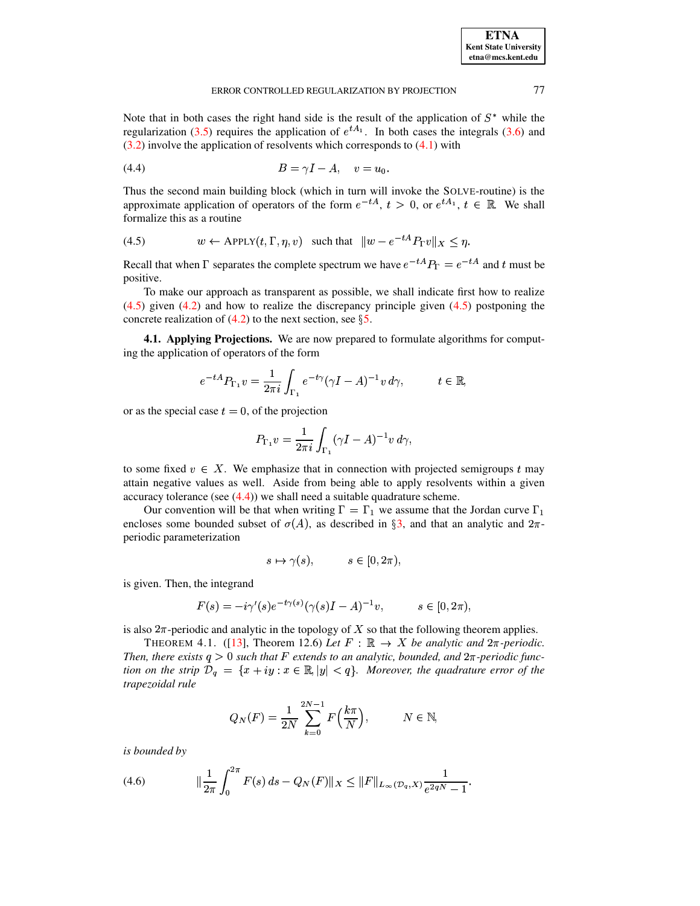Note that in both cases the right hand side is the result of the application of $S^*$ while the regularization (3.5) requires the application of $e^{tA_1}$. In both cases the integrals (3.6) and (3.2) involve the application of resolvents which corresponds to (4.1) with

$$B = \gamma I - A, \quad v = u_0. \tag{4.4}$$

Thus the second main building block (which in turn will invoke the SOLVE-routine) is the approximate application of operators of the form $e^{-tA}$, $t > 0$, or $e^{tA_1}$, $t \in \mathbb{R}$. We shall formalize this as a routine

$$w \leftarrow \text{APPLY}(t, \Gamma, \eta, v) \quad \text{such that} \quad \|w - e^{-tA} P_\Gamma v\|_X \le \eta. \tag{4.5}$$

Recall that when $\Gamma$ separates the complete spectrum we have $e^{-tA} P_\Gamma = e^{-tA}$ and $t$ must be positive.

To make our approach as transparent as possible, we shall indicate first how to realize (4.5) given (4.2) and how to realize the discrepancy principle given (4.5) postponing the concrete realization of (4.2) to the next section, see §5.

**4.1. Applying Projections.** We are now prepared to formulate algorithms for computing the application of operators of the form

$$e^{-tA} P_{\Gamma_1} v = \frac{1}{2\pi i} \int_{\Gamma_1} e^{-t\gamma} (\gamma I - A)^{-1} v \, d\gamma, \qquad t \in \mathbb{R},$$

or as the special case $t = 0$, of the projection

$$P_{\Gamma_1} v = \frac{1}{2\pi i} \int_{\Gamma_1} (\gamma I - A)^{-1} v \, d\gamma,$$

to some fixed $v \in X$. We emphasize that in connection with projected semigroups $t$ may attain negative values as well. Aside from being able to apply resolvents within a given accuracy tolerance (see (4.4)) we shall need a suitable quadrature scheme.

Our convention will be that when writing $\Gamma = \Gamma_1$ we assume that the Jordan curve $\Gamma_1$ encloses some bounded subset of $\sigma(A)$, as described in §3, and that an analytic and $2\pi$-periodic parameterization

$$s \mapsto \gamma(s), \qquad s \in [0, 2\pi),$$

is given. Then, the integrand

$$F(s) = -i\gamma'(s) e^{-t\gamma(s)} (\gamma(s) I - A)^{-1} v, \qquad s \in [0, 2\pi),$$

is also $2\pi$-periodic and analytic in the topology of $X$ so that the following theorem applies.

THEOREM 4.1. ([13], Theorem 12.6) *Let $F : \mathbb{R} \to X$ be analytic and $2\pi$-periodic. Then, there exists $q > 0$ such that $F$ extends to an analytic, bounded, and $2\pi$-periodic function on the strip $\mathcal{D}_q = \{x + iy : x \in \mathbb{R}, |y| < q\}$. Moreover, the quadrature error of the trapezoidal rule*

$$Q_N(F) = \frac{1}{2N} \sum_{k=0}^{2N-1} F\Big(\frac{k\pi}{N}\Big), \qquad N \in \mathbb{N},$$

*is bounded by*

$$\Big\| \frac{1}{2\pi} \int_0^{2\pi} F(s) \, ds - Q_N(F) \Big\|_X \le \|F\|_{L_\infty(\mathcal{D}_q, X)} \frac{1}{e^{2qN} - 1}. \tag{4.6}$$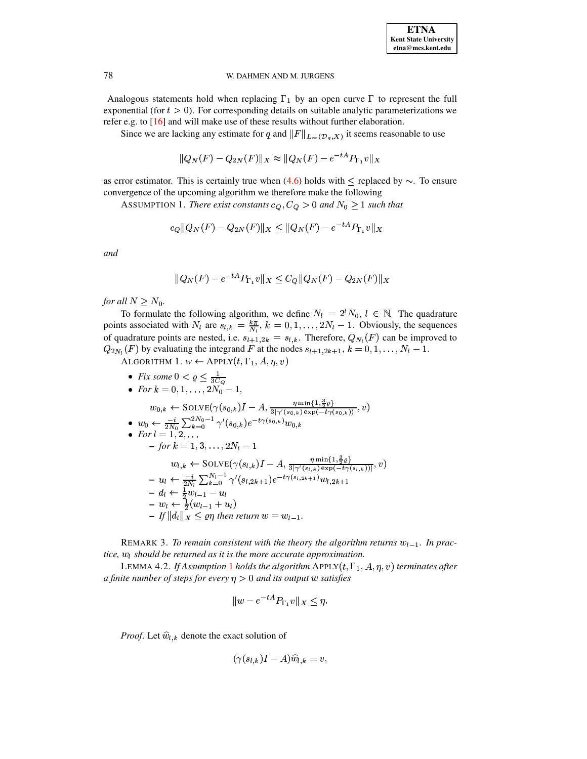Analogous statements hold when replacing $\Gamma_1$ by an open curve $\Gamma$ to represent the full exponential (for $t > 0$). For corresponding details on suitable analytic parameterizations we refer e.g. to [16] and will make use of these results without further elaboration.

Since we are lacking any estimate for $q$ and $\|F\|_{L_\infty(\mathcal{D}_q, X)}$ it seems reasonable to use

$$\|Q_N(F) - Q_{2N}(F)\|_X \approx \|Q_N(F) - e^{-tA} P_{\Gamma_1} v\|_X$$

as error estimator. This is certainly true when (4.6) holds with $\leq$ replaced by $\sim$. To ensure convergence of the upcoming algorithm we therefore make the following

ASSUMPTION 1. *There exist constants $c_Q, C_Q > 0$ and $N_0 \geq 1$ such that*

$$c_Q \|Q_N(F) - Q_{2N}(F)\|_X \leq \|Q_N(F) - e^{-tA} P_{\Gamma_1} v\|_X$$

*and*

$$\|Q_N(F) - e^{-tA} P_{\Gamma_1} v\|_X \leq C_Q \|Q_N(F) - Q_{2N}(F)\|_X$$

*for all $N \geq N_0$.*

To formulate the following algorithm, we define $N_l = 2^l N_0$, $l \in \mathbb{N}$. The quadrature points associated with $N_l$ are $s_{l,k} = \frac{k\pi}{N_l}$, $k = 0, 1, \ldots, 2N_l - 1$. Obviously, the sequences of quadrature points are nested, i.e. $s_{l+1,2k} = s_{l,k}$. Therefore, $Q_{N_l}(F)$ can be improved to $Q_{2N_l}(F)$ by evaluating the integrand $F$ at the nodes $s_{l+1,2k+1}$, $k = 0, 1, \ldots, N_l - 1$.

ALGORITHM 1. $w \leftarrow \text{APPLY}(t, \Gamma_1, A, \eta, v)$

- *Fix some* $0 < \varrho \leq \frac{1}{3C_Q}$
- *For* $k = 0, 1, \ldots, 2N_0 - 1$,

$$w_{0,k} \leftarrow \text{SOLVE}(\gamma(s_{0,k})I - A, \tfrac{\eta \min\{1, \frac{3}{2}\varrho\}}{3|\gamma'(s_{0,k}) \exp(-t\gamma(s_{0,k}))|}, v)$$

- $w_0 \leftarrow \frac{-i}{2N_0} \sum_{k=0}^{2N_0 - 1} \gamma'(s_{0,k}) e^{-t\gamma(s_{0,k})} w_{0,k}$
- *For* $l = 1, 2, \ldots$
  - *for* $k = 1, 3, \ldots, 2N_l - 1$

  $$w_{l,k} \leftarrow \text{SOLVE}(\gamma(s_{l,k})I - A, \tfrac{\eta \min\{1, \frac{3}{2}\varrho\}}{3|\gamma'(s_{l,k}) \exp(-t\gamma(s_{l,k}))|}, v)$$

  - $u_l \leftarrow \frac{-i}{2N_l} \sum_{k=0}^{N_l - 1} \gamma'(s_{l,2k+1}) e^{-t\gamma(s_{l,2k+1})} w_{l,2k+1}$
  - $d_l \leftarrow \frac{1}{2} w_{l-1} - u_l$
  - $w_l \leftarrow \frac{1}{2}(w_{l-1} + u_l)$
  - *If* $\|d_l\|_X \leq \varrho\eta$ *then return* $w = w_{l-1}$.

REMARK 3. *To remain consistent with the theory the algorithm returns $w_{l-1}$. In practice, $w_l$ should be returned as it is the more accurate approximation.*

LEMMA 4.2. *If Assumption 1 holds the algorithm $\text{APPLY}(t, \Gamma_1, A, \eta, v)$ terminates after a finite number of steps for every $\eta > 0$ and its output $w$ satisfies*

$$\|w - e^{-tA} P_{\Gamma_1} v\|_X \leq \eta.$$

*Proof.* Let $\widehat{w}_{l,k}$ denote the exact solution of

$$(\gamma(s_{l,k})I - A)\widehat{w}_{l,k} = v,$$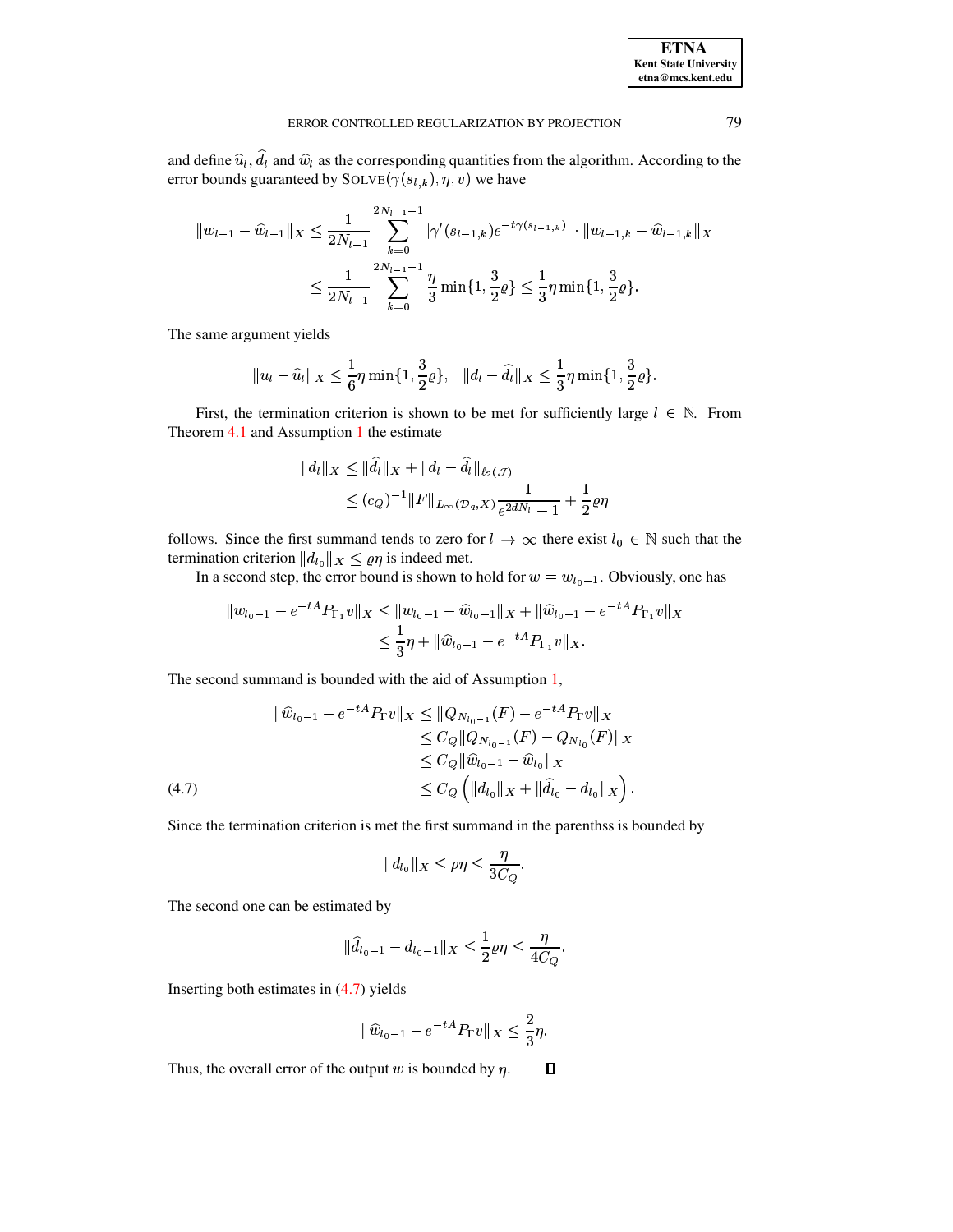and define $\widehat{u}_l$, $\widehat{d}_l$ and $\widehat{w}_l$ as the corresponding quantities from the algorithm. According to the error bounds guaranteed by $\text{SOLVE}(\gamma(s_{l,k}), \eta, v)$ we have

$$
\begin{aligned}
\|w_{l-1} - \widehat{w}_{l-1}\|_X &\le \frac{1}{2N_{l-1}} \sum_{k=0}^{2N_{l-1}-1} |\gamma'(s_{l-1,k}) e^{-t\gamma(s_{l-1,k})}| \cdot \|w_{l-1,k} - \widehat{w}_{l-1,k}\|_X \\
&\le \frac{1}{2N_{l-1}} \sum_{k=0}^{2N_{l-1}-1} \frac{\eta}{3} \min\{1, \frac{3}{2}\varrho\} \le \frac{1}{3}\eta \min\{1, \frac{3}{2}\varrho\}.
\end{aligned}
$$

The same argument yields

$$
\|u_l - \widehat{u}_l\|_X \le \frac{1}{6}\eta \min\{1, \frac{3}{2}\varrho\}, \quad \|d_l - \widehat{d}_l\|_X \le \frac{1}{3}\eta \min\{1, \frac{3}{2}\varrho\}.
$$

First, the termination criterion is shown to be met for sufficiently large $l \in \mathbb{N}$. From Theorem 4.1 and Assumption 1 the estimate

$$
\begin{aligned}
\|d_l\|_X &\le \|\widehat{d}_l\|_X + \|d_l - \widehat{d}_l\|_{\ell_2(\mathcal{J})} \\
&\le (c_Q)^{-1} \|F\|_{L_\infty(\mathcal{D}_q, X)} \frac{1}{e^{2dN_l} - 1} + \frac{1}{2}\varrho\eta
\end{aligned}
$$

follows. Since the first summand tends to zero for $l \to \infty$ there exist $l_0 \in \mathbb{N}$ such that the termination criterion $\|d_{l_0}\|_X \le \varrho\eta$ is indeed met.

In a second step, the error bound is shown to hold for $w = w_{l_0-1}$. Obviously, one has

$$
\begin{aligned}
\|w_{l_0-1} - e^{-tA} P_{\Gamma_1} v\|_X &\le \|w_{l_0-1} - \widehat{w}_{l_0-1}\|_X + \|\widehat{w}_{l_0-1} - e^{-tA} P_{\Gamma_1} v\|_X \\
&\le \frac{1}{3}\eta + \|\widehat{w}_{l_0-1} - e^{-tA} P_{\Gamma_1} v\|_X.
\end{aligned}
$$

The second summand is bounded with the aid of Assumption 1,

$$
\begin{aligned}
\|\widehat{w}_{l_0-1} - e^{-tA} P_{\Gamma} v\|_X &\le \|Q_{N_{l_0-1}}(F) - e^{-tA} P_{\Gamma} v\|_X \\
&\le C_Q \|Q_{N_{l_0-1}}(F) - Q_{N_{l_0}}(F)\|_X \\
&\le C_Q \|\widehat{w}_{l_0-1} - \widehat{w}_{l_0}\|_X \\
&\le C_Q \left( \|d_{l_0}\|_X + \|\widehat{d}_{l_0} - d_{l_0}\|_X \right).
\end{aligned} \tag{4.7}
$$

Since the termination criterion is met the first summand in the parenthss is bounded by

$$
\|d_{l_0}\|_X \le \rho\eta \le \frac{\eta}{3C_Q}.
$$

The second one can be estimated by

$$
\|\widehat{d}_{l_0-1} - d_{l_0-1}\|_X \le \frac{1}{2}\varrho\eta \le \frac{\eta}{4C_Q}.
$$

Inserting both estimates in (4.7) yields

$$
\|\widehat{w}_{l_0-1} - e^{-tA} P_{\Gamma} v\|_X \le \frac{2}{3}\eta.
$$

Thus, the overall error of the output $w$ is bounded by $\eta$. ∎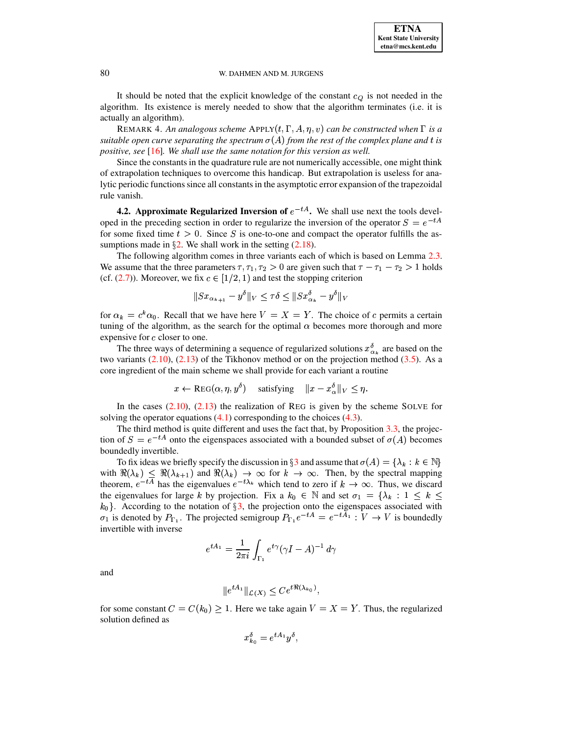It should be noted that the explicit knowledge of the constant $c_Q$ is not needed in the algorithm. Its existence is merely needed to show that the algorithm terminates (i.e. it is actually an algorithm).

REMARK 4. *An analogous scheme* APPLY$(t, \Gamma, A, \eta, v)$ *can be constructed when* $\Gamma$ *is a suitable open curve separating the spectrum* $\sigma(A)$ *from the rest of the complex plane and* $t$ *is positive, see* [16]*. We shall use the same notation for this version as well.*

Since the constants in the quadrature rule are not numerically accessible, one might think of extrapolation techniques to overcome this handicap. But extrapolation is useless for analytic periodic functions since all constants in the asymptotic error expansion of the trapezoidal rule vanish.

**4.2. Approximate Regularized Inversion of $e^{-tA}$.** We shall use next the tools developed in the preceding section in order to regularize the inversion of the operator $S = e^{-tA}$ for some fixed time $t > 0$. Since $S$ is one-to-one and compact the operator fulfills the assumptions made in §2. We shall work in the setting (2.18).

The following algorithm comes in three variants each of which is based on Lemma 2.3. We assume that the three parameters $\tau, \tau_1, \tau_2 > 0$ are given such that $\tau - \tau_1 - \tau_2 > 1$ holds (cf. (2.7)). Moreover, we fix $c \in [1/2, 1)$ and test the stopping criterion

$$\|Sx_{\alpha_{k+1}} - y^\delta\|_V \leq \tau\delta \leq \|Sx^\delta_{\alpha_k} - y^\delta\|_V$$

for $\alpha_k = c^k\alpha_0$. Recall that we have here $V = X = Y$. The choice of $c$ permits a certain tuning of the algorithm, as the search for the optimal $\alpha$ becomes more thorough and more expensive for $c$ closer to one.

The three ways of determining a sequence of regularized solutions $x^\delta_{\alpha_k}$ are based on the two variants (2.10), (2.13) of the Tikhonov method or on the projection method (3.5). As a core ingredient of the main scheme we shall provide for each variant a routine

$$x \leftarrow \text{REG}(\alpha, \eta, y^\delta) \quad \text{satisfying} \quad \|x - x^\delta_\alpha\|_V \leq \eta.$$

In the cases (2.10), (2.13) the realization of REG is given by the scheme SOLVE for solving the operator equations (4.1) corresponding to the choices (4.3).

The third method is quite different and uses the fact that, by Proposition 3.3, the projection of $S = e^{-tA}$ onto the eigenspaces associated with a bounded subset of $\sigma(A)$ becomes boundedly invertible.

To fix ideas we briefly specify the discussion in §3 and assume that $\sigma(A) = \{\lambda_k : k \in \mathbb{N}\}$ with $\Re(\lambda_k) \leq \Re(\lambda_{k+1})$ and $\Re(\lambda_k) \to \infty$ for $k \to \infty$. Then, by the spectral mapping theorem, $e^{-tA}$ has the eigenvalues $e^{-t\lambda_k}$ which tend to zero if $k \to \infty$. Thus, we discard the eigenvalues for large $k$ by projection. Fix a $k_0 \in \mathbb{N}$ and set $\sigma_1 = \{\lambda_k : 1 \leq k \leq k_0\}$. According to the notation of §3, the projection onto the eigenspaces associated with $\sigma_1$ is denoted by $P_{\Gamma_1}$. The projected semigroup $P_{\Gamma_1}e^{-tA} = e^{-tA_1} : V \to V$ is boundedly invertible with inverse

$$e^{tA_1} = \frac{1}{2\pi i}\int_{\Gamma_1} e^{t\gamma}(\gamma I - A)^{-1}\, d\gamma$$

and

$$\|e^{tA_1}\|_{\mathcal{L}(X)} \leq Ce^{t\Re(\lambda_{k_0})},$$

for some constant $C = C(k_0) \geq 1$. Here we take again $V = X = Y$. Thus, the regularized solution defined as

$$x^\delta_{k_0} = e^{tA_1}y^\delta,$$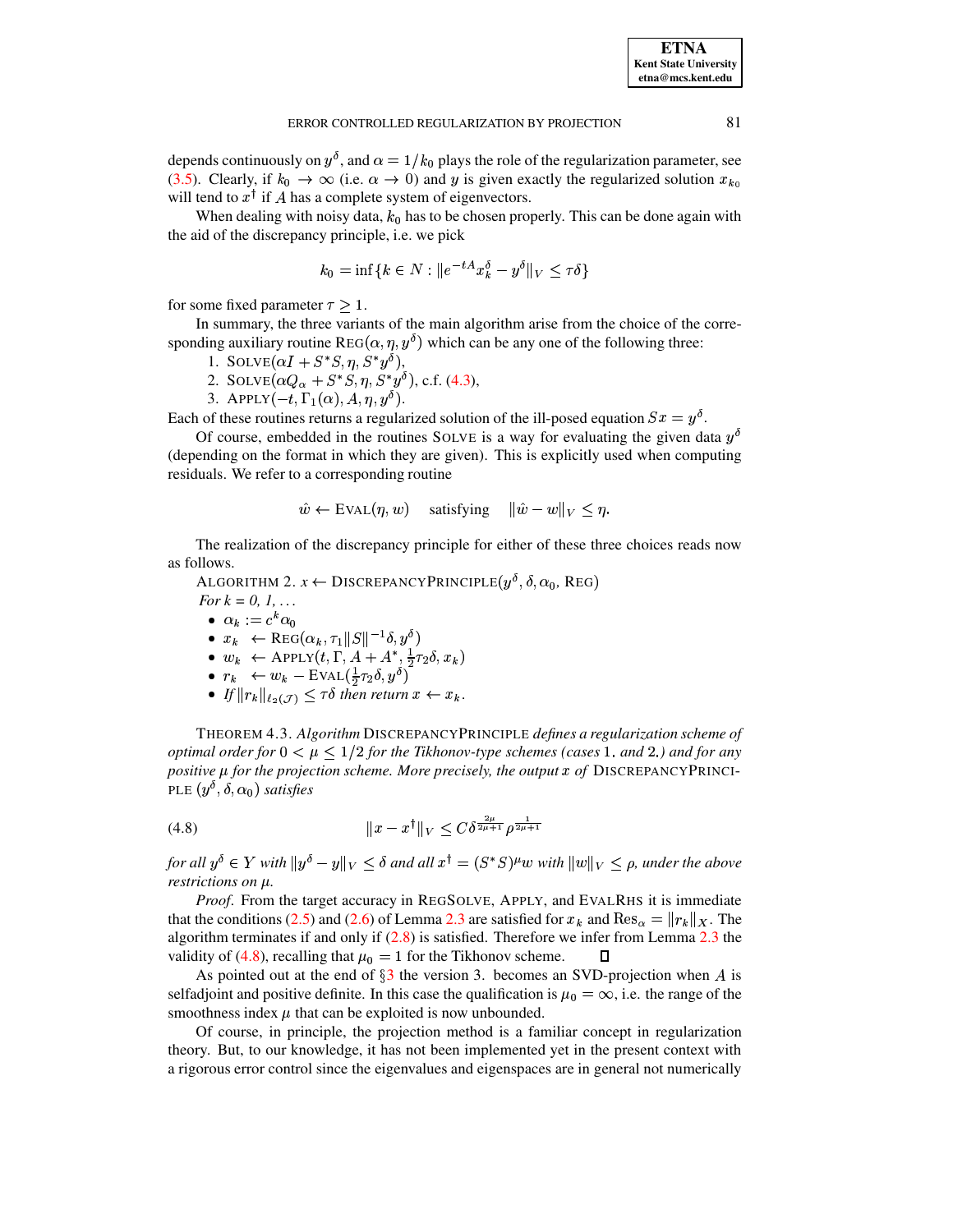depends continuously on $y^\delta$, and $\alpha = 1/k_0$ plays the role of the regularization parameter, see (3.5). Clearly, if $k_0 \to \infty$ (i.e. $\alpha \to 0$) and $y$ is given exactly the regularized solution $x_{k_0}$ will tend to $x^\dagger$ if $A$ has a complete system of eigenvectors.

When dealing with noisy data, $k_0$ has to be chosen properly. This can be done again with the aid of the discrepancy principle, i.e. we pick

$$k_0 = \inf\{k \in N : \|e^{-tA} x_k^\delta - y^\delta\|_V \leq \tau\delta\}$$

for some fixed parameter $\tau \geq 1$.

In summary, the three variants of the main algorithm arise from the choice of the corresponding auxiliary routine $\mathrm{REG}(\alpha, \eta, y^\delta)$ which can be any one of the following three:

1. $\mathrm{SOLVE}(\alpha I + S^*S, \eta, S^*y^\delta)$,
2. $\mathrm{SOLVE}(\alpha Q_\alpha + S^*S, \eta, S^*y^\delta)$, c.f. (4.3),
3. $\mathrm{APPLY}(-t, \Gamma_1(\alpha), A, \eta, y^\delta)$.

Each of these routines returns a regularized solution of the ill-posed equation $Sx = y^\delta$.

Of course, embedded in the routines SOLVE is a way for evaluating the given data $y^\delta$ (depending on the format in which they are given). This is explicitly used when computing residuals. We refer to a corresponding routine

$$\hat{w} \leftarrow \mathrm{EVAL}(\eta, w) \quad \text{satisfying} \quad \|\hat{w} - w\|_V \leq \eta.$$

The realization of the discrepancy principle for either of these three choices reads now as follows.

ALGORITHM 2. $x \leftarrow \mathrm{DISCREPANCYPRINCIPLE}(y^\delta, \delta, \alpha_0, \mathrm{REG})$
*For k = 0, 1, ...*

- $\alpha_k := c^k \alpha_0$
- $x_k \leftarrow \mathrm{REG}(\alpha_k, \tau_1 \|S\|^{-1}\delta, y^\delta)$
- $w_k \leftarrow \mathrm{APPLY}(t, \Gamma, A + A^*, \frac{1}{2}\tau_2\delta, x_k)$
- $r_k \leftarrow w_k - \mathrm{EVAL}(\frac{1}{2}\tau_2\delta, y^\delta)$
- *If* $\|r_k\|_{\ell_2(\mathcal{J})} \leq \tau\delta$ *then return* $x \leftarrow x_k$.

THEOREM 4.3. *Algorithm* DISCREPANCYPRINCIPLE *defines a regularization scheme of optimal order for* $0 < \mu \leq 1/2$ *for the Tikhonov-type schemes (cases* 1. *and* 2.*) and for any positive* $\mu$ *for the projection scheme. More precisely, the output* $x$ *of* DISCREPANCYPRINCIPLE $(y^\delta, \delta, \alpha_0)$ *satisfies*

$$\|x - x^\dagger\|_V \leq C\delta^{\frac{2\mu}{2\mu+1}}\rho^{\frac{1}{2\mu+1}} \tag{4.8}$$

*for all* $y^\delta \in Y$ *with* $\|y^\delta - y\|_V \leq \delta$ *and all* $x^\dagger = (S^*S)^\mu w$ *with* $\|w\|_V \leq \rho$*, under the above restrictions on* $\mu$.

*Proof.* From the target accuracy in REGSOLVE, APPLY, and EVALRHS it is immediate that the conditions (2.5) and (2.6) of Lemma 2.3 are satisfied for $x_k$ and $\mathrm{Res}_\alpha = \|r_k\|_X$. The algorithm terminates if and only if (2.8) is satisfied. Therefore we infer from Lemma 2.3 the validity of (4.8), recalling that $\mu_0 = 1$ for the Tikhonov scheme. ☐

As pointed out at the end of §3 the version 3. becomes an SVD-projection when $A$ is selfadjoint and positive definite. In this case the qualification is $\mu_0 = \infty$, i.e. the range of the smoothness index $\mu$ that can be exploited is now unbounded.

Of course, in principle, the projection method is a familiar concept in regularization theory. But, to our knowledge, it has not been implemented yet in the present context with a rigorous error control since the eigenvalues and eigenspaces are in general not numerically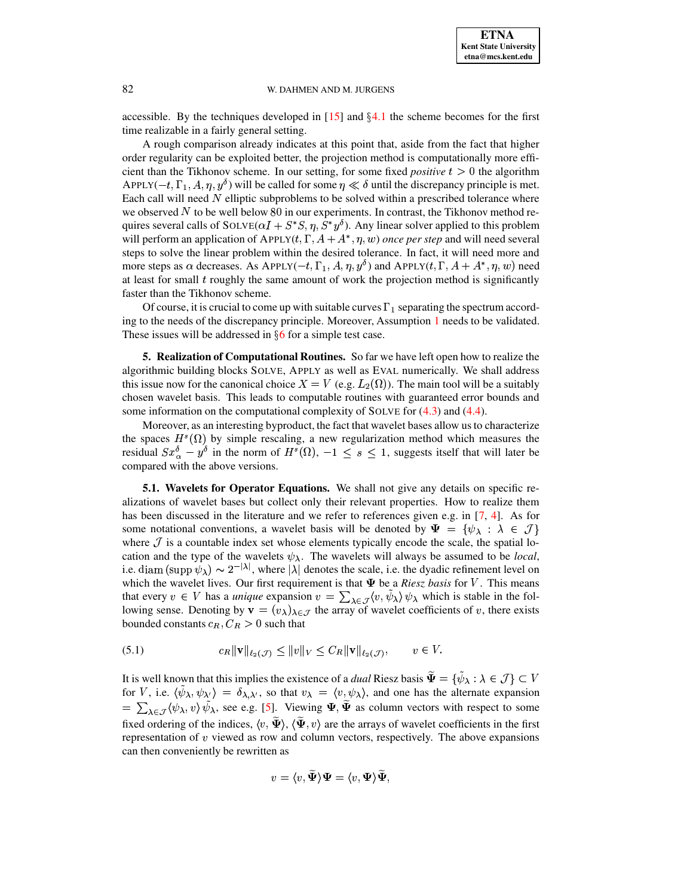accessible. By the techniques developed in [15] and §4.1 the scheme becomes for the first time realizable in a fairly general setting.

A rough comparison already indicates at this point that, aside from the fact that higher order regularity can be exploited better, the projection method is computationally more efficient than the Tikhonov scheme. In our setting, for some fixed *positive* $t > 0$ the algorithm $\text{APPLY}(-t, \Gamma_1, A, \eta, y^\delta)$ will be called for some $\eta \ll \delta$ until the discrepancy principle is met. Each call will need $N$ elliptic subproblems to be solved within a prescribed tolerance where we observed $N$ to be well below 80 in our experiments. In contrast, the Tikhonov method requires several calls of $\text{SOLVE}(\alpha I + S^*S, \eta, S^*y^\delta)$. Any linear solver applied to this problem will perform an application of $\text{APPLY}(t, \Gamma, A + A^*, \eta, w)$ *once per step* and will need several steps to solve the linear problem within the desired tolerance. In fact, it will need more and more steps as $\alpha$ decreases. As $\text{APPLY}(-t, \Gamma_1, A, \eta, y^\delta)$ and $\text{APPLY}(t, \Gamma, A + A^*, \eta, w)$ need at least for small $t$ roughly the same amount of work the projection method is significantly faster than the Tikhonov scheme.

Of course, it is crucial to come up with suitable curves $\Gamma_1$ separating the spectrum according to the needs of the discrepancy principle. Moreover, Assumption 1 needs to be validated. These issues will be addressed in §6 for a simple test case.

**5. Realization of Computational Routines.** So far we have left open how to realize the algorithmic building blocks SOLVE, APPLY as well as EVAL numerically. We shall address this issue now for the canonical choice $X = V$ (e.g. $L_2(\Omega)$). The main tool will be a suitably chosen wavelet basis. This leads to computable routines with guaranteed error bounds and some information on the computational complexity of SOLVE for (4.3) and (4.4).

Moreover, as an interesting byproduct, the fact that wavelet bases allow us to characterize the spaces $H^s(\Omega)$ by simple rescaling, a new regularization method which measures the residual $Sx_\alpha^\delta - y^\delta$ in the norm of $H^s(\Omega)$, $-1 \le s \le 1$, suggests itself that will later be compared with the above versions.

**5.1. Wavelets for Operator Equations.** We shall not give any details on specific realizations of wavelet bases but collect only their relevant properties. How to realize them has been discussed in the literature and we refer to references given e.g. in [7, 4]. As for some notational conventions, a wavelet basis will be denoted by $\Psi = \{\psi_\lambda : \lambda \in \mathcal{J}\}$ where $\mathcal{J}$ is a countable index set whose elements typically encode the scale, the spatial location and the type of the wavelets $\psi_\lambda$. The wavelets will always be assumed to be *local*, i.e. $\operatorname{diam}(\operatorname{supp}\psi_\lambda) \sim 2^{-|\lambda|}$, where $|\lambda|$ denotes the scale, i.e. the dyadic refinement level on which the wavelet lives. Our first requirement is that $\Psi$ be a *Riesz basis* for $V$. This means that every $v \in V$ has a *unique* expansion $v = \sum_{\lambda\in\mathcal{J}} \langle v, \tilde\psi_\lambda\rangle \psi_\lambda$ which is stable in the following sense. Denoting by $\mathbf{v} = (v_\lambda)_{\lambda\in\mathcal{J}}$ the array of wavelet coefficients of $v$, there exists bounded constants $c_R, C_R > 0$ such that

$$c_R\|\mathbf{v}\|_{\ell_2(\mathcal{J})} \le \|v\|_V \le C_R\|\mathbf{v}\|_{\ell_2(\mathcal{J})}, \qquad v \in V. \tag{5.1}$$

It is well known that this implies the existence of a *dual* Riesz basis $\widetilde{\Psi} = \{\tilde\psi_\lambda : \lambda \in \mathcal{J}\} \subset V$ for $V$, i.e. $\langle\tilde\psi_\lambda, \psi_{\lambda'}\rangle = \delta_{\lambda,\lambda'}$, so that $v_\lambda = \langle v, \psi_\lambda\rangle$, and one has the alternate expansion $= \sum_{\lambda\in\mathcal{J}}\langle\psi_\lambda, v\rangle\tilde\psi_\lambda$, see e.g. [5]. Viewing $\Psi, \widetilde{\Psi}$ as column vectors with respect to some fixed ordering of the indices, $\langle v, \widetilde{\Psi}\rangle, \langle\widetilde{\Psi}, v\rangle$ are the arrays of wavelet coefficients in the first representation of $v$ viewed as row and column vectors, respectively. The above expansions can then conveniently be rewritten as

$$v = \langle v, \widetilde{\Psi}\rangle\Psi = \langle v, \Psi\rangle\widetilde{\Psi},$$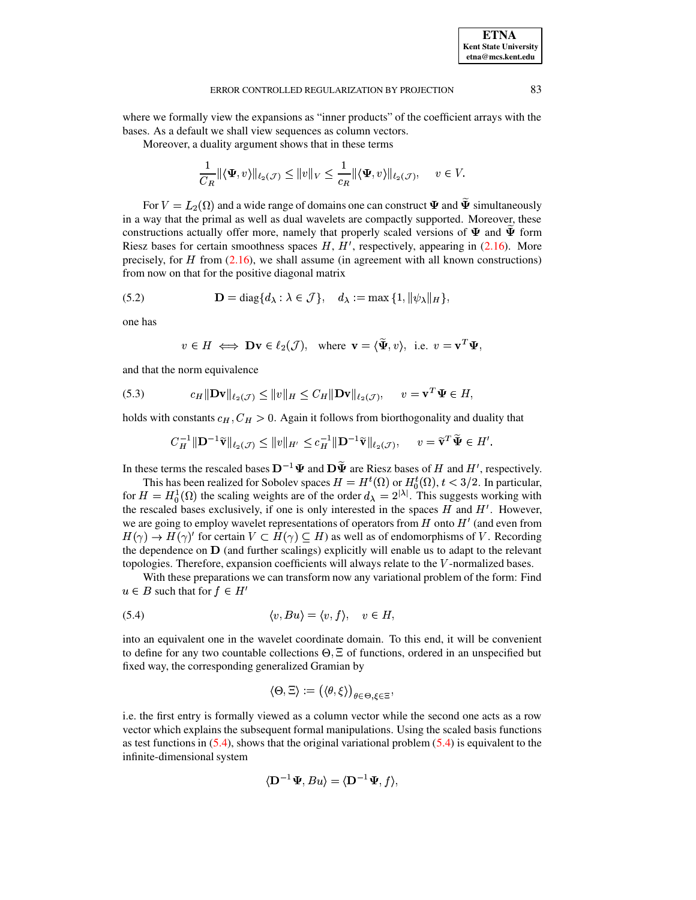where we formally view the expansions as "inner products" of the coefficient arrays with the bases. As a default we shall view sequences as column vectors.

Moreover, a duality argument shows that in these terms

$$\frac{1}{C_R}\|\langle \mathbf{\Psi}, v\rangle\|_{\ell_2(\mathcal{J})} \le \|v\|_V \le \frac{1}{c_R}\|\langle \mathbf{\Psi}, v\rangle\|_{\ell_2(\mathcal{J})}, \quad v \in V.$$

For $V = L_2(\Omega)$ and a wide range of domains one can construct $\mathbf{\Psi}$ and $\widetilde{\mathbf{\Psi}}$ simultaneously in a way that the primal as well as dual wavelets are compactly supported. Moreover, these constructions actually offer more, namely that properly scaled versions of $\mathbf{\Psi}$ and $\widetilde{\mathbf{\Psi}}$ form Riesz bases for certain smoothness spaces $H$, $H'$, respectively, appearing in (2.16). More precisely, for $H$ from (2.16), we shall assume (in agreement with all known constructions) from now on that for the positive diagonal matrix

$$\mathbf{D} = \mathrm{diag}\{d_\lambda : \lambda \in \mathcal{J}\}, \quad d_\lambda := \max\{1, \|\psi_\lambda\|_H\}, \tag{5.2}$$

one has

$$v \in H \iff \mathbf{D}\mathbf{v} \in \ell_2(\mathcal{J}), \quad \text{where } \mathbf{v} = \langle \widetilde{\mathbf{\Psi}}, v\rangle, \text{ i.e. } v = \mathbf{v}^T\mathbf{\Psi},$$

and that the norm equivalence

$$c_H\|\mathbf{D}\mathbf{v}\|_{\ell_2(\mathcal{J})} \le \|v\|_H \le C_H\|\mathbf{D}\mathbf{v}\|_{\ell_2(\mathcal{J})}, \quad v = \mathbf{v}^T\mathbf{\Psi} \in H, \tag{5.3}$$

holds with constants $c_H, C_H > 0$. Again it follows from biorthogonality and duality that

$$C_H^{-1}\|\mathbf{D}^{-1}\widetilde{\mathbf{v}}\|_{\ell_2(\mathcal{J})} \le \|v\|_{H'} \le c_H^{-1}\|\mathbf{D}^{-1}\widetilde{\mathbf{v}}\|_{\ell_2(\mathcal{J})}, \quad v = \widetilde{\mathbf{v}}^T\widetilde{\mathbf{\Psi}} \in H'.$$

In these terms the rescaled bases $\mathbf{D}^{-1}\mathbf{\Psi}$ and $\mathbf{D}\widetilde{\mathbf{\Psi}}$ are Riesz bases of $H$ and $H'$, respectively.

This has been realized for Sobolev spaces $H = H^t(\Omega)$ or $H_0^t(\Omega)$, $t < 3/2$. In particular, for $H = H_0^1(\Omega)$ the scaling weights are of the order $d_\lambda = 2^{|\lambda|}$. This suggests working with the rescaled bases exclusively, if one is only interested in the spaces $H$ and $H'$. However, we are going to employ wavelet representations of operators from $H$ onto $H'$ (and even from $H(\gamma) \to H(\gamma)'$ for certain $V \subset H(\gamma) \subseteq H$) as well as of endomorphisms of $V$. Recording the dependence on $\mathbf{D}$ (and further scalings) explicitly will enable us to adapt to the relevant topologies. Therefore, expansion coefficients will always relate to the $V$-normalized bases.

With these preparations we can transform now any variational problem of the form: Find $u \in B$ such that for $f \in H'$

$$\langle v, Bu\rangle = \langle v, f\rangle, \quad v \in H, \tag{5.4}$$

into an equivalent one in the wavelet coordinate domain. To this end, it will be convenient to define for any two countable collections $\Theta, \Xi$ of functions, ordered in an unspecified but fixed way, the corresponding generalized Gramian by

$$\langle \Theta, \Xi\rangle := \big(\langle \theta, \xi\rangle\big)_{\theta\in\Theta, \xi\in\Xi},$$

i.e. the first entry is formally viewed as a column vector while the second one acts as a row vector which explains the subsequent formal manipulations. Using the scaled basis functions as test functions in (5.4), shows that the original variational problem (5.4) is equivalent to the infinite-dimensional system

$$\langle \mathbf{D}^{-1}\mathbf{\Psi}, Bu\rangle = \langle \mathbf{D}^{-1}\mathbf{\Psi}, f\rangle,$$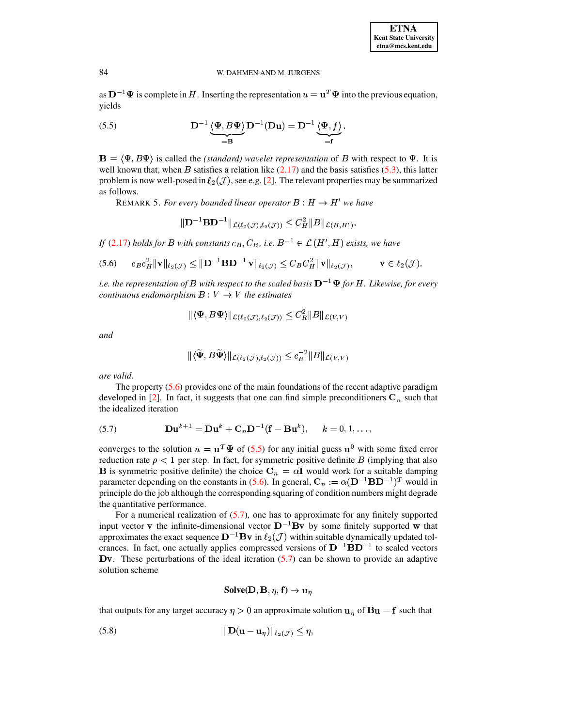as $\mathbf{D}^{-1}\Psi$ is complete in $H$. Inserting the representation $u = \mathbf{u}^T\Psi$ into the previous equation, yields

$$\mathbf{D}^{-1}\underbrace{\langle \Psi, B\Psi\rangle}_{=\mathbf{B}}\mathbf{D}^{-1}(\mathbf{D}\mathbf{u}) = \mathbf{D}^{-1}\underbrace{\langle \Psi, f\rangle}_{=\mathbf{f}}. \tag{5.5}$$

$\mathbf{B} = \langle \Psi, B\Psi\rangle$ is called the *(standard) wavelet representation* of $B$ with respect to $\Psi$. It is well known that, when $B$ satisfies a relation like (2.17) and the basis satisfies (5.3), this latter problem is now well-posed in $\ell_2(\mathcal{J})$, see e.g. [2]. The relevant properties may be summarized as follows.

REMARK 5. *For every bounded linear operator $B : H \to H'$ we have*

$$\|\mathbf{D}^{-1}\mathbf{B}\mathbf{D}^{-1}\|_{\mathcal{L}(\ell_2(\mathcal{J}),\ell_2(\mathcal{J}))} \leq C_H^2 \|B\|_{\mathcal{L}(H,H')}.$$

*If (2.17) holds for $B$ with constants $c_B, C_B$, i.e. $B^{-1} \in \mathcal{L}(H', H)$ exists, we have*

$$c_B c_H^2 \|\mathbf{v}\|_{\ell_2(\mathcal{J})} \leq \|\mathbf{D}^{-1}\mathbf{B}\mathbf{D}^{-1}\,\mathbf{v}\|_{\ell_2(\mathcal{J})} \leq C_B C_H^2 \|\mathbf{v}\|_{\ell_2(\mathcal{J})}, \qquad \mathbf{v} \in \ell_2(\mathcal{J}). \tag{5.6}$$

*i.e. the representation of $B$ with respect to the scaled basis $\mathbf{D}^{-1}\Psi$ for $H$. Likewise, for every continuous endomorphism $B : V \to V$ the estimates*

$$\|\langle \Psi, B\Psi\rangle\|_{\mathcal{L}(\ell_2(\mathcal{J}),\ell_2(\mathcal{J}))} \leq C_R^2 \|B\|_{\mathcal{L}(V,V)}$$

*and*

$$\|\langle \widetilde{\Psi}, B\widetilde{\Psi}\rangle\|_{\mathcal{L}(\ell_2(\mathcal{J}),\ell_2(\mathcal{J}))} \leq c_R^{-2} \|B\|_{\mathcal{L}(V,V)}$$

*are valid.*

The property (5.6) provides one of the main foundations of the recent adaptive paradigm developed in [2]. In fact, it suggests that one can find simple preconditioners $\mathbf{C}_n$ such that the idealized iteration

$$\mathbf{D}\mathbf{u}^{k+1} = \mathbf{D}\mathbf{u}^k + \mathbf{C}_n\mathbf{D}^{-1}(\mathbf{f} - \mathbf{B}\mathbf{u}^k), \qquad k = 0, 1, \ldots, \tag{5.7}$$

converges to the solution $u = \mathbf{u}^T\Psi$ of (5.5) for any initial guess $\mathbf{u}^0$ with some fixed error reduction rate $\rho < 1$ per step. In fact, for symmetric positive definite $B$ (implying that also $\mathbf{B}$ is symmetric positive definite) the choice $\mathbf{C}_n = \alpha\mathbf{I}$ would work for a suitable damping parameter depending on the constants in (5.6). In general, $\mathbf{C}_n := \alpha(\mathbf{D}^{-1}\mathbf{B}\mathbf{D}^{-1})^T$ would in principle do the job although the corresponding squaring of condition numbers might degrade the quantitative performance.

For a numerical realization of (5.7), one has to approximate for any finitely supported input vector $\mathbf{v}$ the infinite-dimensional vector $\mathbf{D}^{-1}\mathbf{B}\mathbf{v}$ by some finitely supported $\mathbf{w}$ that approximates the exact sequence $\mathbf{D}^{-1}\mathbf{B}\mathbf{v}$ in $\ell_2(\mathcal{J})$ within suitable dynamically updated tolerances. In fact, one actually applies compressed versions of $\mathbf{D}^{-1}\mathbf{B}\mathbf{D}^{-1}$ to scaled vectors $\mathbf{D}\mathbf{v}$. These perturbations of the ideal iteration (5.7) can be shown to provide an adaptive solution scheme

$$\textbf{Solve}(\mathbf{D}, \mathbf{B}, \eta, \mathbf{f}) \to \mathbf{u}_\eta$$

that outputs for any target accuracy $\eta > 0$ an approximate solution $\mathbf{u}_\eta$ of $\mathbf{B}\mathbf{u} = \mathbf{f}$ such that

$$\|\mathbf{D}(\mathbf{u} - \mathbf{u}_\eta)\|_{\ell_2(\mathcal{J})} \leq \eta, \tag{5.8}$$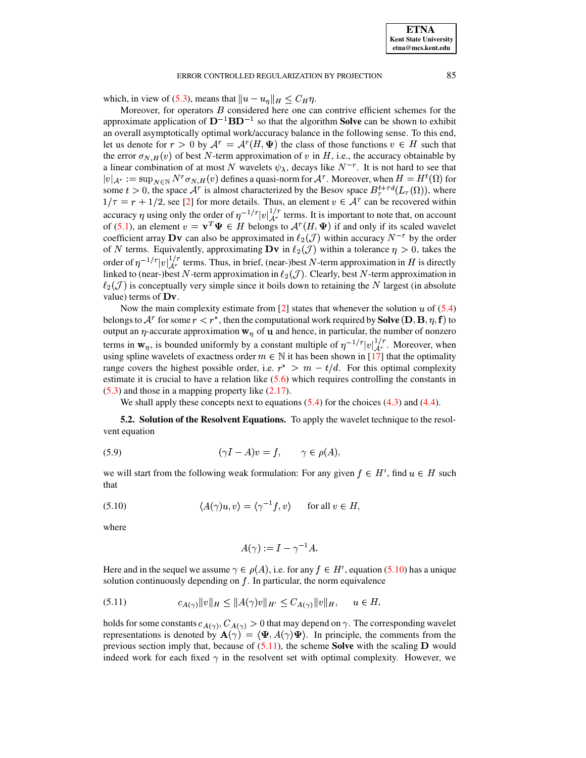which, in view of (5.3), means that $\|u - u_\eta\|_H \le C_H \eta$.

Moreover, for operators $B$ considered here one can contrive efficient schemes for the approximate application of $\mathbf{D}^{-1}\mathbf{B}\mathbf{D}^{-1}$ so that the algorithm **Solve** can be shown to exhibit an overall asymptotically optimal work/accuracy balance in the following sense. To this end, let us denote for $r > 0$ by $\mathcal{A}^r = \mathcal{A}^r(H, \Psi)$ the class of those functions $v \in H$ such that the error $\sigma_{N,H}(v)$ of best $N$-term approximation of $v$ in $H$, i.e., the accuracy obtainable by a linear combination of at most $N$ wavelets $\psi_\lambda$, decays like $N^{-r}$. It is not hard to see that $|v|_{\mathcal{A}^r} := \sup_{N \in \mathbb{N}} N^r \sigma_{N,H}(v)$ defines a quasi-norm for $\mathcal{A}^r$. Moreover, when $H = H^t(\Omega)$ for some $t > 0$, the space $\mathcal{A}^r$ is almost characterized by the Besov space $B_\tau^{t+rd}(L_\tau(\Omega))$, where $1/\tau = r + 1/2$, see [2] for more details. Thus, an element $v \in \mathcal{A}^r$ can be recovered within accuracy $\eta$ using only the order of $\eta^{-1/r}|v|_{\mathcal{A}^r}^{1/r}$ terms. It is important to note that, on account of (5.1), an element $v = \mathbf{v}^T\Psi \in H$ belongs to $\mathcal{A}^r(H, \Psi)$ if and only if its scaled wavelet coefficient array $\mathbf{D}\mathbf{v}$ can also be approximated in $\ell_2(\mathcal{J})$ within accuracy $N^{-r}$ by the order of $N$ terms. Equivalently, approximating $\mathbf{D}\mathbf{v}$ in $\ell_2(\mathcal{J})$ within a tolerance $\eta > 0$, takes the order of $\eta^{-1/r}|v|_{\mathcal{A}^r}^{1/r}$ terms. Thus, in brief, (near-)best $N$-term approximation in $H$ is directly linked to (near-)best $N$-term approximation in $\ell_2(\mathcal{J})$. Clearly, best $N$-term approximation in $\ell_2(\mathcal{J})$ is conceptually very simple since it boils down to retaining the $N$ largest (in absolute value) terms of $\mathbf{D}\mathbf{v}$.

Now the main complexity estimate from [2] states that whenever the solution $u$ of (5.4) belongs to $\mathcal{A}^r$ for some $r < r^*$, then the computational work required by **Solve** $(\mathbf{D}, \mathbf{B}, \eta, \mathbf{f})$ to output an $\eta$-accurate approximation $\mathbf{w}_\eta$ of $\mathbf{u}$ and hence, in particular, the number of nonzero terms in $\mathbf{w}_\eta$, is bounded uniformly by a constant multiple of $\eta^{-1/r}|v|_{\mathcal{A}^r}^{1/r}$. Moreover, when using spline wavelets of exactness order $m \in \mathbb{N}$ it has been shown in [17] that the optimality range covers the highest possible order, i.e. $r^* > m - t/d$. For this optimal complexity estimate it is crucial to have a relation like (5.6) which requires controlling the constants in (5.3) and those in a mapping property like (2.17).

We shall apply these concepts next to equations (5.4) for the choices (4.3) and (4.4).

**5.2. Solution of the Resolvent Equations.** To apply the wavelet technique to the resolvent equation

$$(\gamma I - A)v = f, \qquad \gamma \in \rho(A), \tag{5.9}$$

we will start from the following weak formulation: For any given $f \in H'$, find $u \in H$ such that

$$\langle A(\gamma)u, v\rangle = \langle \gamma^{-1} f, v\rangle \qquad \text{for all } v \in H, \tag{5.10}$$

where

$$A(\gamma) := I - \gamma^{-1} A.$$

Here and in the sequel we assume $\gamma \in \rho(A)$, i.e. for any $f \in H'$, equation (5.10) has a unique solution continuously depending on $f$. In particular, the norm equivalence

$$c_{A(\gamma)}\|v\|_H \le \|A(\gamma)v\|_{H'} \le C_{A(\gamma)}\|v\|_H, \qquad u \in H. \tag{5.11}$$

holds for some constants $c_{A(\gamma)}, C_{A(\gamma)} > 0$ that may depend on $\gamma$. The corresponding wavelet representations is denoted by $\mathbf{A}(\gamma) = \langle \Psi, A(\gamma)\Psi\rangle$. In principle, the comments from the previous section imply that, because of (5.11), the scheme **Solve** with the scaling $\mathbf{D}$ would indeed work for each fixed $\gamma$ in the resolvent set with optimal complexity. However, we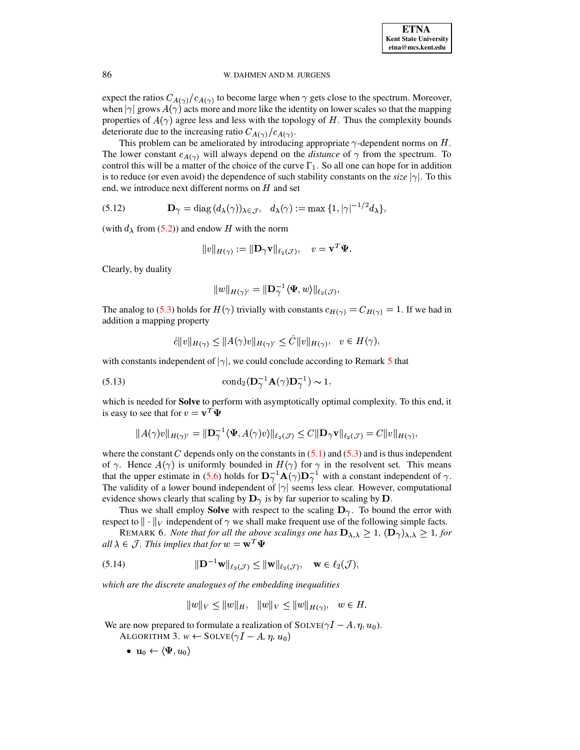expect the ratios $C_{A(\gamma)}/c_{A(\gamma)}$ to become large when $\gamma$ gets close to the spectrum. Moreover, when $|\gamma|$ grows $A(\gamma)$ acts more and more like the identity on lower scales so that the mapping properties of $A(\gamma)$ agree less and less with the topology of $H$. Thus the complexity bounds deteriorate due to the increasing ratio $C_{A(\gamma)}/c_{A(\gamma)}$.

This problem can be ameliorated by introducing appropriate $\gamma$-dependent norms on $H$. The lower constant $c_{A(\gamma)}$ will always depend on the *distance* of $\gamma$ from the spectrum. To control this will be a matter of the choice of the curve $\Gamma_1$. So all one can hope for in addition is to reduce (or even avoid) the dependence of such stability constants on the *size* $|\gamma|$. To this end, we introduce next different norms on $H$ and set

$$\mathbf{D}_\gamma = \operatorname{diag}\left(d_\lambda(\gamma)\right)_{\lambda\in\mathcal{J}}, \quad d_\lambda(\gamma) := \max\{1, |\gamma|^{-1/2} d_\lambda\}, \tag{5.12}$$

(with $d_\lambda$ from (5.2)) and endow $H$ with the norm

$$\|v\|_{H(\gamma)} := \|\mathbf{D}_\gamma \mathbf{v}\|_{\ell_2(\mathcal{J})}, \quad v = \mathbf{v}^T\Psi.$$

Clearly, by duality

$$\|w\|_{H(\gamma)'} = \|\mathbf{D}_\gamma^{-1}\langle\Psi, w\rangle\|_{\ell_2(\mathcal{J})}.$$

The analog to (5.3) holds for $H(\gamma)$ trivially with constants $c_{H(\gamma)} = C_{H(\gamma)} = 1$. If we had in addition a mapping property

$$\hat{c}\|v\|_{H(\gamma)} \le \|A(\gamma)v\|_{H(\gamma)'} \le \hat{C}\|v\|_{H(\gamma)}, \quad v \in H(\gamma),$$

with constants independent of $|\gamma|$, we could conclude according to Remark 5 that

$$\operatorname{cond}_2(\mathbf{D}_\gamma^{-1}\mathbf{A}(\gamma)\mathbf{D}_\gamma^{-1}) \sim 1, \tag{5.13}$$

which is needed for **Solve** to perform with asymptotically optimal complexity. To this end, it is easy to see that for $v = \mathbf{v}^T\Psi$

$$\|A(\gamma)v\|_{H(\gamma)'} = \|\mathbf{D}_\gamma^{-1}\langle\Psi, A(\gamma)v\rangle\|_{\ell_2(\mathcal{J})} \le C\|\mathbf{D}_\gamma\mathbf{v}\|_{\ell_2(\mathcal{J})} = C\|v\|_{H(\gamma)},$$

where the constant $C$ depends only on the constants in (5.1) and (5.3) and is thus independent of $\gamma$. Hence $A(\gamma)$ is uniformly bounded in $H(\gamma)$ for $\gamma$ in the resolvent set. This means that the upper estimate in (5.6) holds for $\mathbf{D}_\gamma^{-1}\mathbf{A}(\gamma)\mathbf{D}_\gamma^{-1}$ with a constant independent of $\gamma$. The validity of a lower bound independent of $|\gamma|$ seems less clear. However, computational evidence shows clearly that scaling by $\mathbf{D}_\gamma$ is by far superior to scaling by $\mathbf{D}$.

Thus we shall employ **Solve** with respect to the scaling $\mathbf{D}_\gamma$. To bound the error with respect to $\|\cdot\|_V$ independent of $\gamma$ we shall make frequent use of the following simple facts.

REMARK 6. *Note that for all the above scalings one has $\mathbf{D}_{\lambda,\lambda} \ge 1$, $(\mathbf{D}_\gamma)_{\lambda,\lambda} \ge 1$, for all $\lambda \in \mathcal{J}$. This implies that for $w = \mathbf{w}^T\Psi$*

$$\|\mathbf{D}^{-1}\mathbf{w}\|_{\ell_2(\mathcal{J})} \le \|\mathbf{w}\|_{\ell_2(\mathcal{J})}, \quad \mathbf{w} \in \ell_2(\mathcal{J}), \tag{5.14}$$

*which are the discrete analogues of the embedding inequalities*

$$\|w\|_V \le \|w\|_H, \quad \|w\|_V \le \|w\|_{H(\gamma)}, \quad w \in H.$$

We are now prepared to formulate a realization of SOLVE$(\gamma I - A, \eta, u_0)$.

ALGORITHM 3. $w \leftarrow$ SOLVE$(\gamma I - A, \eta, u_0)$

- $\mathbf{u}_0 \leftarrow \langle\Psi, u_0\rangle$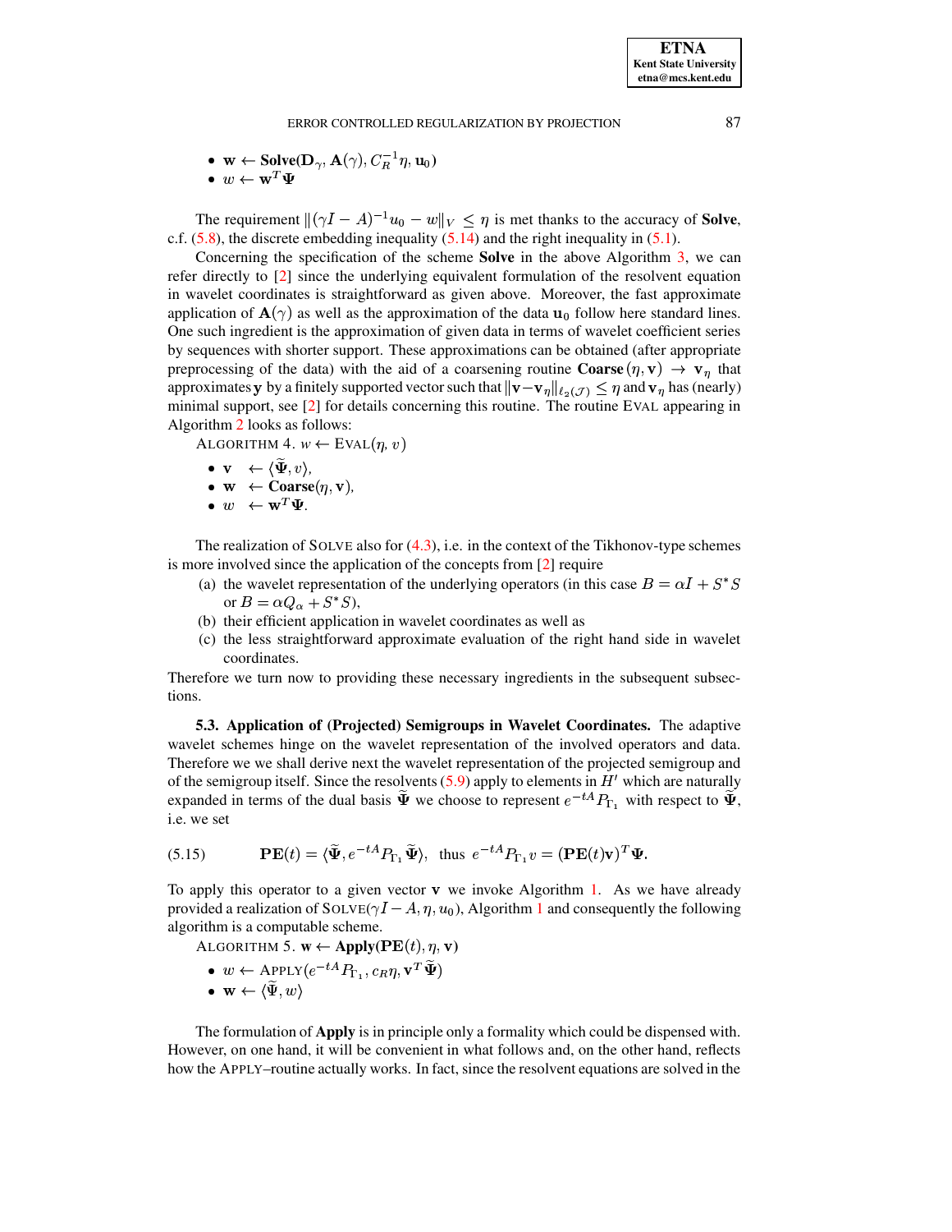- $\mathbf{w} \leftarrow \mathbf{Solve}(\mathbf{D}_\gamma, \mathbf{A}(\gamma), C_R^{-1}\eta, \mathbf{u}_0)$
- $w \leftarrow \mathbf{w}^T \mathbf{\Psi}$

The requirement $\|(\gamma I - A)^{-1} u_0 - w\|_V \leq \eta$ is met thanks to the accuracy of **Solve**, c.f. (5.8), the discrete embedding inequality (5.14) and the right inequality in (5.1).

Concerning the specification of the scheme **Solve** in the above Algorithm 3, we can refer directly to [2] since the underlying equivalent formulation of the resolvent equation in wavelet coordinates is straightforward as given above. Moreover, the fast approximate application of $\mathbf{A}(\gamma)$ as well as the approximation of the data $\mathbf{u}_0$ follow here standard lines. One such ingredient is the approximation of given data in terms of wavelet coefficient series by sequences with shorter support. These approximations can be obtained (after appropriate preprocessing of the data) with the aid of a coarsening routine $\mathbf{Coarse}(\eta, \mathbf{v}) \rightarrow \mathbf{v}_\eta$ that approximates $\mathbf{y}$ by a finitely supported vector such that $\|\mathbf{v} - \mathbf{v}_\eta\|_{\ell_2(\mathcal{J})} \leq \eta$ and $\mathbf{v}_\eta$ has (nearly) minimal support, see [2] for details concerning this routine. The routine EVAL appearing in Algorithm 2 looks as follows:

ALGORITHM 4. $w \leftarrow \text{EVAL}(\eta, v)$

- $\mathbf{v} \quad \leftarrow \langle \widetilde{\mathbf{\Psi}}, v \rangle$,
- $\mathbf{w} \quad \leftarrow \mathbf{Coarse}(\eta, \mathbf{v})$,
- $w \quad \leftarrow \mathbf{w}^T \mathbf{\Psi}$.

The realization of SOLVE also for (4.3), i.e. in the context of the Tikhonov-type schemes is more involved since the application of the concepts from [2] require

(a) the wavelet representation of the underlying operators (in this case $B = \alpha I + S^* S$ or $B = \alpha Q_\alpha + S^* S$),
(b) their efficient application in wavelet coordinates as well as
(c) the less straightforward approximate evaluation of the right hand side in wavelet coordinates.

Therefore we turn now to providing these necessary ingredients in the subsequent subsections.

### 5.3. Application of (Projected) Semigroups in Wavelet Coordinates.

The adaptive wavelet schemes hinge on the wavelet representation of the involved operators and data. Therefore we we shall derive next the wavelet representation of the projected semigroup and of the semigroup itself. Since the resolvents (5.9) apply to elements in $H'$ which are naturally expanded in terms of the dual basis $\widetilde{\mathbf{\Psi}}$ we choose to represent $e^{-tA} P_{\Gamma_1}$ with respect to $\widetilde{\mathbf{\Psi}}$, i.e. we set

$$\mathbf{PE}(t) = \langle \widetilde{\mathbf{\Psi}}, e^{-tA} P_{\Gamma_1} \widetilde{\mathbf{\Psi}} \rangle, \quad \text{thus} \quad e^{-tA} P_{\Gamma_1} v = (\mathbf{PE}(t) \mathbf{v})^T \mathbf{\Psi}. \tag{5.15}$$

To apply this operator to a given vector $\mathbf{v}$ we invoke Algorithm 1. As we have already provided a realization of $\text{SOLVE}(\gamma I - A, \eta, u_0)$, Algorithm 1 and consequently the following algorithm is a computable scheme.

ALGORITHM 5. $\mathbf{w} \leftarrow \mathbf{Apply}(\mathbf{PE}(t), \eta, \mathbf{v})$

- $w \leftarrow \text{APPLY}(e^{-tA} P_{\Gamma_1}, c_R \eta, \mathbf{v}^T \widetilde{\mathbf{\Psi}})$
- $\mathbf{w} \leftarrow \langle \widetilde{\mathbf{\Psi}}, w \rangle$

The formulation of **Apply** is in principle only a formality which could be dispensed with. However, on one hand, it will be convenient in what follows and, on the other hand, reflects how the APPLY–routine actually works. In fact, since the resolvent equations are solved in the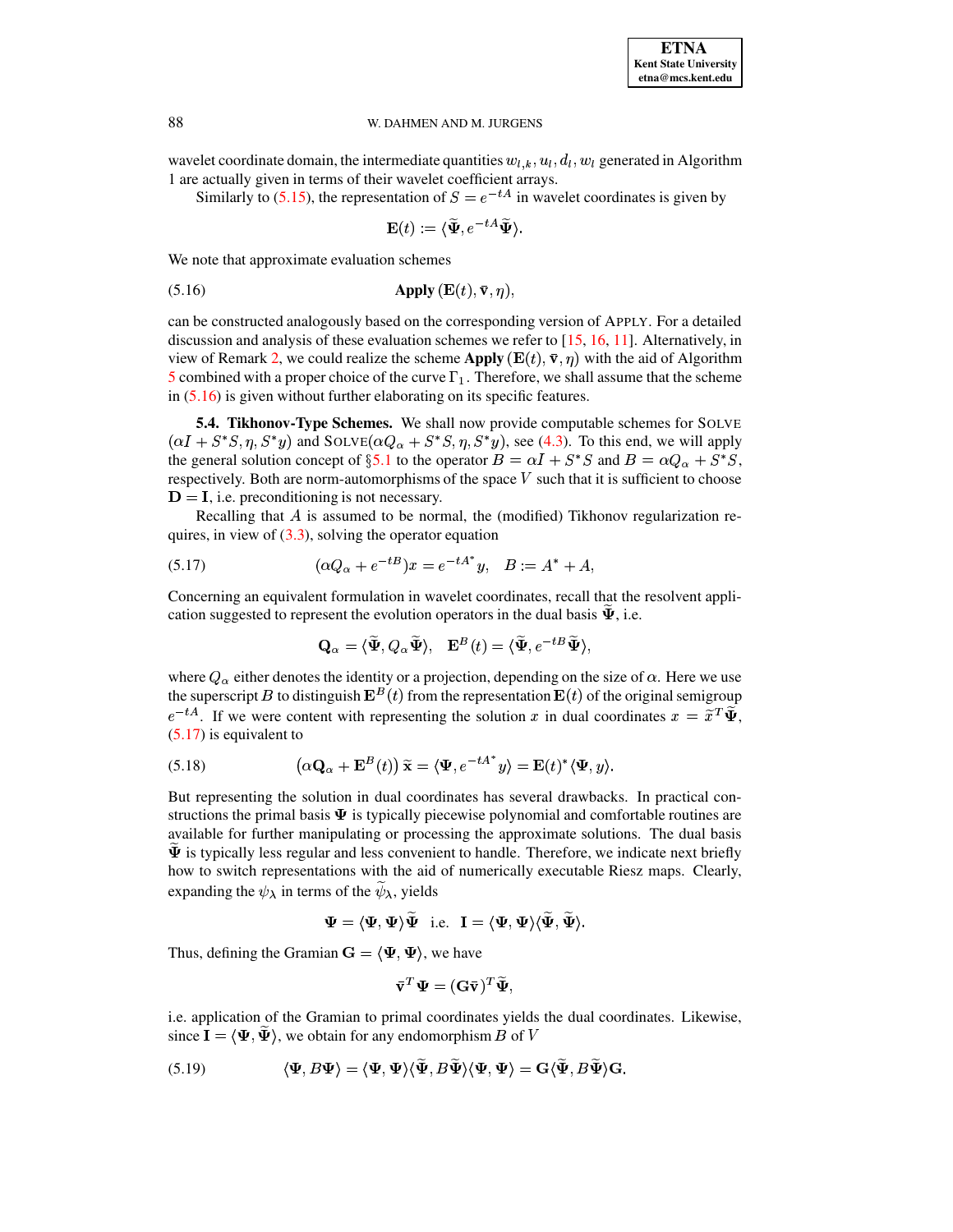wavelet coordinate domain, the intermediate quantities $w_{l,k}, u_l, d_l, w_l$ generated in Algorithm 1 are actually given in terms of their wavelet coefficient arrays.

Similarly to (5.15), the representation of $S = e^{-tA}$ in wavelet coordinates is given by

$$\mathbf{E}(t) := \langle \widetilde{\mathbf{\Psi}}, e^{-tA}\widetilde{\mathbf{\Psi}} \rangle.$$

We note that approximate evaluation schemes

$$\textbf{Apply}\,(\mathbf{E}(t), \bar{\mathbf{v}}, \eta), \tag{5.16}$$

can be constructed analogously based on the corresponding version of APPLY. For a detailed discussion and analysis of these evaluation schemes we refer to [15, 16, 11]. Alternatively, in view of Remark 2, we could realize the scheme **Apply** $(\mathbf{E}(t), \bar{\mathbf{v}}, \eta)$ with the aid of Algorithm 5 combined with a proper choice of the curve $\Gamma_1$. Therefore, we shall assume that the scheme in (5.16) is given without further elaborating on its specific features.

**5.4. Tikhonov-Type Schemes.** We shall now provide computable schemes for SOLVE $(\alpha I + S^*S, \eta, S^*y)$ and SOLVE$(\alpha Q_\alpha + S^*S, \eta, S^*y)$, see (4.3). To this end, we will apply the general solution concept of §5.1 to the operator $B = \alpha I + S^*S$ and $B = \alpha Q_\alpha + S^*S$, respectively. Both are norm-automorphisms of the space $V$ such that it is sufficient to choose $\mathbf{D} = \mathbf{I}$, i.e. preconditioning is not necessary.

Recalling that $A$ is assumed to be normal, the (modified) Tikhonov regularization requires, in view of (3.3), solving the operator equation

$$(\alpha Q_\alpha + e^{-tB})x = e^{-tA^*}y, \quad B := A^* + A, \tag{5.17}$$

Concerning an equivalent formulation in wavelet coordinates, recall that the resolvent application suggested to represent the evolution operators in the dual basis $\widetilde{\mathbf{\Psi}}$, i.e.

$$\mathbf{Q}_\alpha = \langle \widetilde{\mathbf{\Psi}}, Q_\alpha \widetilde{\mathbf{\Psi}} \rangle, \quad \mathbf{E}^B(t) = \langle \widetilde{\mathbf{\Psi}}, e^{-tB}\widetilde{\mathbf{\Psi}} \rangle,$$

where $Q_\alpha$ either denotes the identity or a projection, depending on the size of $\alpha$. Here we use the superscript $B$ to distinguish $\mathbf{E}^B(t)$ from the representation $\mathbf{E}(t)$ of the original semigroup $e^{-tA}$. If we were content with representing the solution $x$ in dual coordinates $x = \widetilde{x}^T\widetilde{\mathbf{\Psi}}$, (5.17) is equivalent to

$$\left(\alpha \mathbf{Q}_\alpha + \mathbf{E}^B(t)\right)\widetilde{\mathbf{x}} = \langle \mathbf{\Psi}, e^{-tA^*}y \rangle = \mathbf{E}(t)^* \langle \mathbf{\Psi}, y \rangle. \tag{5.18}$$

But representing the solution in dual coordinates has several drawbacks. In practical constructions the primal basis $\mathbf{\Psi}$ is typically piecewise polynomial and comfortable routines are available for further manipulating or processing the approximate solutions. The dual basis $\widetilde{\mathbf{\Psi}}$ is typically less regular and less convenient to handle. Therefore, we indicate next briefly how to switch representations with the aid of numerically executable Riesz maps. Clearly, expanding the $\psi_\lambda$ in terms of the $\widetilde{\psi}_\lambda$, yields

$$\mathbf{\Psi} = \langle \mathbf{\Psi}, \mathbf{\Psi} \rangle \widetilde{\mathbf{\Psi}} \quad \text{i.e.} \quad \mathbf{I} = \langle \mathbf{\Psi}, \mathbf{\Psi} \rangle \langle \widetilde{\mathbf{\Psi}}, \widetilde{\mathbf{\Psi}} \rangle.$$

Thus, defining the Gramian $\mathbf{G} = \langle \mathbf{\Psi}, \mathbf{\Psi} \rangle$, we have

$$\bar{\mathbf{v}}^T\mathbf{\Psi} = (\mathbf{G}\bar{\mathbf{v}})^T\widetilde{\mathbf{\Psi}},$$

i.e. application of the Gramian to primal coordinates yields the dual coordinates. Likewise, since $\mathbf{I} = \langle \mathbf{\Psi}, \widetilde{\mathbf{\Psi}} \rangle$, we obtain for any endomorphism $B$ of $V$

$$\langle \mathbf{\Psi}, B\mathbf{\Psi} \rangle = \langle \mathbf{\Psi}, \mathbf{\Psi} \rangle \langle \widetilde{\mathbf{\Psi}}, B\widetilde{\mathbf{\Psi}} \rangle \langle \mathbf{\Psi}, \mathbf{\Psi} \rangle = \mathbf{G} \langle \widetilde{\mathbf{\Psi}}, B\widetilde{\mathbf{\Psi}} \rangle \mathbf{G}. \tag{5.19}$$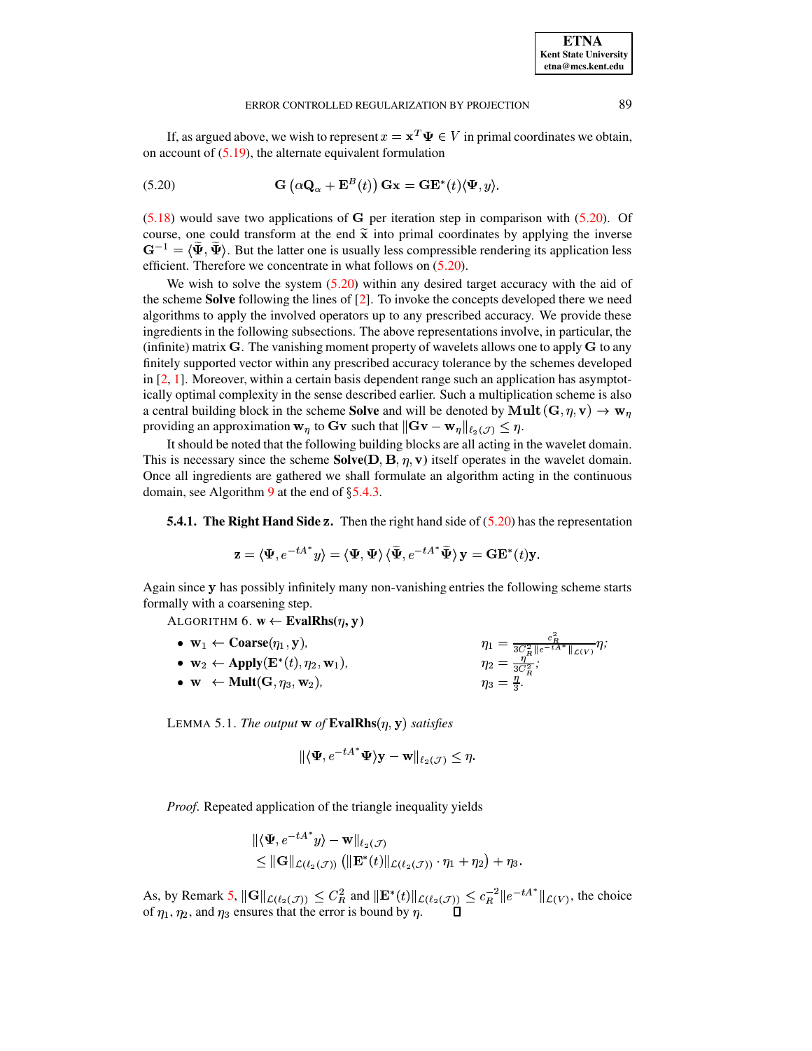If, as argued above, we wish to represent $x = \mathbf{x}^T \Psi \in V$ in primal coordinates we obtain, on account of (5.19), the alternate equivalent formulation

$$\mathbf{G}\left(\alpha \mathbf{Q}_\alpha + \mathbf{E}^B(t)\right)\mathbf{G}\mathbf{x} = \mathbf{G}\mathbf{E}^*(t)\langle \Psi, y\rangle. \tag{5.20}$$

(5.18) would save two applications of $\mathbf{G}$ per iteration step in comparison with (5.20). Of course, one could transform at the end $\widetilde{\mathbf{x}}$ into primal coordinates by applying the inverse $\mathbf{G}^{-1} = \langle \widetilde{\Psi}, \widetilde{\Psi}\rangle$. But the latter one is usually less compressible rendering its application less efficient. Therefore we concentrate in what follows on (5.20).

We wish to solve the system (5.20) within any desired target accuracy with the aid of the scheme **Solve** following the lines of [2]. To invoke the concepts developed there we need algorithms to apply the involved operators up to any prescribed accuracy. We provide these ingredients in the following subsections. The above representations involve, in particular, the (infinite) matrix $\mathbf{G}$. The vanishing moment property of wavelets allows one to apply $\mathbf{G}$ to any finitely supported vector within any prescribed accuracy tolerance by the schemes developed in [2, 1]. Moreover, within a certain basis dependent range such an application has asymptotically optimal complexity in the sense described earlier. Such a multiplication scheme is also a central building block in the scheme **Solve** and will be denoted by $\mathbf{Mult}(\mathbf{G}, \eta, \mathbf{v}) \to \mathbf{w}_\eta$ providing an approximation $\mathbf{w}_\eta$ to $\mathbf{G}\mathbf{v}$ such that $\|\mathbf{G}\mathbf{v} - \mathbf{w}_\eta\|_{\ell_2(\mathcal{J})} \leq \eta$.

It should be noted that the following building blocks are all acting in the wavelet domain. This is necessary since the scheme **Solve(D, B**, $\eta$, **v)** itself operates in the wavelet domain. Once all ingredients are gathered we shall formulate an algorithm acting in the continuous domain, see Algorithm 9 at the end of §5.4.3.

**5.4.1. The Right Hand Side z.** Then the right hand side of (5.20) has the representation

$$\mathbf{z} = \langle \Psi, e^{-tA^*} y\rangle = \langle \Psi, \Psi\rangle \langle \widetilde{\Psi}, e^{-tA^*}\widetilde{\Psi}\rangle \mathbf{y} = \mathbf{G}\mathbf{E}^*(t)\mathbf{y}.$$

Again since $\mathbf{y}$ has possibly infinitely many non-vanishing entries the following scheme starts formally with a coarsening step.

ALGORITHM 6. $\mathbf{w} \leftarrow$ **EvalRhs**($\eta$, **y**)

- $\mathbf{w}_1 \leftarrow$ **Coarse**$(\eta_1, \mathbf{y})$, $\qquad \eta_1 = \frac{c_R^2}{3C_R^2\|e^{-tA^*}\|_{\mathcal{L}(V)}}\eta$;
- $\mathbf{w}_2 \leftarrow$ **Apply**$(\mathbf{E}^*(t), \eta_2, \mathbf{w}_1)$, $\qquad \eta_2 = \frac{\eta}{3C_R^2}$;
- $\mathbf{w} \;\leftarrow$ **Mult**$(\mathbf{G}, \eta_3, \mathbf{w}_2)$, $\qquad \eta_3 = \frac{\eta}{3}$.

LEMMA 5.1. *The output* $\mathbf{w}$ *of* **EvalRhs**($\eta$, **y**) *satisfies*

$$\|\langle \Psi, e^{-tA^*}\Psi\rangle \mathbf{y} - \mathbf{w}\|_{\ell_2(\mathcal{J})} \leq \eta.$$

*Proof.* Repeated application of the triangle inequality yields

$$\begin{aligned}
&\|\langle \Psi, e^{-tA^*} y\rangle - \mathbf{w}\|_{\ell_2(\mathcal{J})} \\
&\leq \|\mathbf{G}\|_{\mathcal{L}(\ell_2(\mathcal{J}))}\left(\|\mathbf{E}^*(t)\|_{\mathcal{L}(\ell_2(\mathcal{J}))} \cdot \eta_1 + \eta_2\right) + \eta_3.
\end{aligned}$$

As, by Remark 5, $\|\mathbf{G}\|_{\mathcal{L}(\ell_2(\mathcal{J}))} \leq C_R^2$ and $\|\mathbf{E}^*(t)\|_{\mathcal{L}(\ell_2(\mathcal{J}))} \leq c_R^{-2}\|e^{-tA^*}\|_{\mathcal{L}(V)}$, the choice of $\eta_1$, $\eta_2$, and $\eta_3$ ensures that the error is bound by $\eta$. $\square$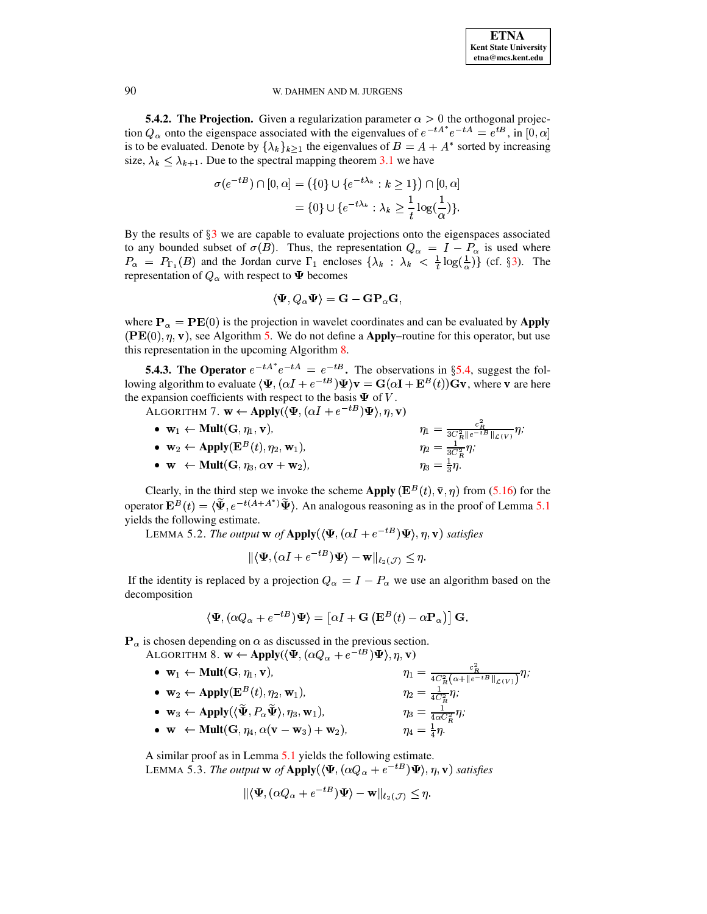**5.4.2. The Projection.** Given a regularization parameter $\alpha > 0$ the orthogonal projection $Q_\alpha$ onto the eigenspace associated with the eigenvalues of $e^{-tA^*}e^{-tA} = e^{tB}$, in $[0, \alpha]$ is to be evaluated. Denote by $\{\lambda_k\}_{k\geq 1}$ the eigenvalues of $B = A + A^*$ sorted by increasing size, $\lambda_k \leq \lambda_{k+1}$. Due to the spectral mapping theorem 3.1 we have

$$\sigma(e^{-tB}) \cap [0, \alpha] = \big(\{0\} \cup \{e^{-t\lambda_k} : k \geq 1\}\big) \cap [0, \alpha]$$
$$= \{0\} \cup \{e^{-t\lambda_k} : \lambda_k \geq \frac{1}{t}\log(\frac{1}{\alpha})\}.$$

By the results of §3 we are capable to evaluate projections onto the eigenspaces associated to any bounded subset of $\sigma(B)$. Thus, the representation $Q_\alpha = I - P_\alpha$ is used where $P_\alpha = P_{\Gamma_1}(B)$ and the Jordan curve $\Gamma_1$ encloses $\{\lambda_k : \lambda_k < \frac{1}{t}\log(\frac{1}{\alpha})\}$ (cf. §3). The representation of $Q_\alpha$ with respect to $\mathbf{\Psi}$ becomes

$$\langle \mathbf{\Psi}, Q_\alpha \mathbf{\Psi}\rangle = \mathbf{G} - \mathbf{G}\mathbf{P}_\alpha \mathbf{G},$$

where $\mathbf{P}_\alpha = \mathbf{PE}(0)$ is the projection in wavelet coordinates and can be evaluated by **Apply** $(\mathbf{PE}(0), \eta, \mathbf{v})$, see Algorithm 5. We do not define a **Apply**–routine for this operator, but use this representation in the upcoming Algorithm 8.

**5.4.3. The Operator $e^{-tA^*}e^{-tA} = e^{-tB}$.** The observations in §5.4, suggest the following algorithm to evaluate $\langle \mathbf{\Psi}, (\alpha I + e^{-tB})\mathbf{\Psi}\rangle \mathbf{v} = \mathbf{G}(\alpha \mathbf{I} + \mathbf{E}^B(t))\mathbf{G}\mathbf{v}$, where $\mathbf{v}$ are here the expansion coefficients with respect to the basis $\mathbf{\Psi}$ of $V$.

ALGORITHM 7. $\mathbf{w} \leftarrow$ **Apply**$(\langle \mathbf{\Psi}, (\alpha I + e^{-tB})\mathbf{\Psi}\rangle, \eta, \mathbf{v})$

- $\mathbf{w}_1 \leftarrow$ **Mult**$(\mathbf{G}, \eta_1, \mathbf{v})$, $\qquad \eta_1 = \frac{c_R^2}{3C_R^2\|e^{-tB}\|_{\mathcal{L}(V)}}\eta$;
- $\mathbf{w}_2 \leftarrow$ **Apply**$(\mathbf{E}^B(t), \eta_2, \mathbf{w}_1)$, $\qquad \eta_2 = \frac{1}{3C_R^2}\eta$;
- $\mathbf{w} \ \leftarrow$ **Mult**$(\mathbf{G}, \eta_3, \alpha\mathbf{v} + \mathbf{w}_2)$, $\qquad \eta_3 = \frac{1}{3}\eta$.

Clearly, in the third step we invoke the scheme **Apply** $(\mathbf{E}^B(t), \bar{\mathbf{v}}, \eta)$ from (5.16) for the operator $\mathbf{E}^B(t) = \langle \widetilde{\mathbf{\Psi}}, e^{-t(A+A^*)}\widetilde{\mathbf{\Psi}}\rangle$. An analogous reasoning as in the proof of Lemma 5.1 yields the following estimate.

LEMMA 5.2. *The output* $\mathbf{w}$ *of* **Apply**$(\langle \mathbf{\Psi}, (\alpha I + e^{-tB})\mathbf{\Psi}\rangle, \eta, \mathbf{v})$ *satisfies*

$$\|\langle \mathbf{\Psi}, (\alpha I + e^{-tB})\mathbf{\Psi}\rangle - \mathbf{w}\|_{\ell_2(\mathcal{J})} \leq \eta.$$

If the identity is replaced by a projection $Q_\alpha = I - P_\alpha$ we use an algorithm based on the decomposition

$$\langle \mathbf{\Psi}, (\alpha Q_\alpha + e^{-tB})\mathbf{\Psi}\rangle = \left[\alpha I + \mathbf{G}\left(\mathbf{E}^B(t) - \alpha \mathbf{P}_\alpha\right)\right]\mathbf{G}.$$

$\mathbf{P}_\alpha$ is chosen depending on $\alpha$ as discussed in the previous section.

ALGORITHM 8. $\mathbf{w} \leftarrow$ **Apply**$(\langle \mathbf{\Psi}, (\alpha Q_\alpha + e^{-tB})\mathbf{\Psi}\rangle, \eta, \mathbf{v})$

- $\mathbf{w}_1 \leftarrow$ **Mult**$(\mathbf{G}, \eta_1, \mathbf{v})$, $\qquad \eta_1 = \frac{c_R^2}{4C_R^2\left(\alpha + \|e^{-tB}\|_{\mathcal{L}(V)}\right)}\eta$;
- $\mathbf{w}_2 \leftarrow$ **Apply**$(\mathbf{E}^B(t), \eta_2, \mathbf{w}_1)$, $\qquad \eta_2 = \frac{1}{4C_R^2}\eta$;
- $\mathbf{w}_3 \leftarrow$ **Apply**$(\langle \widetilde{\mathbf{\Psi}}, P_\alpha \widetilde{\mathbf{\Psi}}\rangle, \eta_3, \mathbf{w}_1)$, $\qquad \eta_3 = \frac{1}{4\alpha C_R^2}\eta$;
- $\mathbf{w} \ \leftarrow$ **Mult**$(\mathbf{G}, \eta_4, \alpha(\mathbf{v} - \mathbf{w}_3) + \mathbf{w}_2)$, $\qquad \eta_4 = \frac{1}{4}\eta$.

A similar proof as in Lemma 5.1 yields the following estimate.

LEMMA 5.3. *The output* $\mathbf{w}$ *of* **Apply**$(\langle \mathbf{\Psi}, (\alpha Q_\alpha + e^{-tB})\mathbf{\Psi}\rangle, \eta, \mathbf{v})$ *satisfies*

$$\|\langle \mathbf{\Psi}, (\alpha Q_\alpha + e^{-tB})\mathbf{\Psi}\rangle - \mathbf{w}\|_{\ell_2(\mathcal{J})} \leq \eta.$$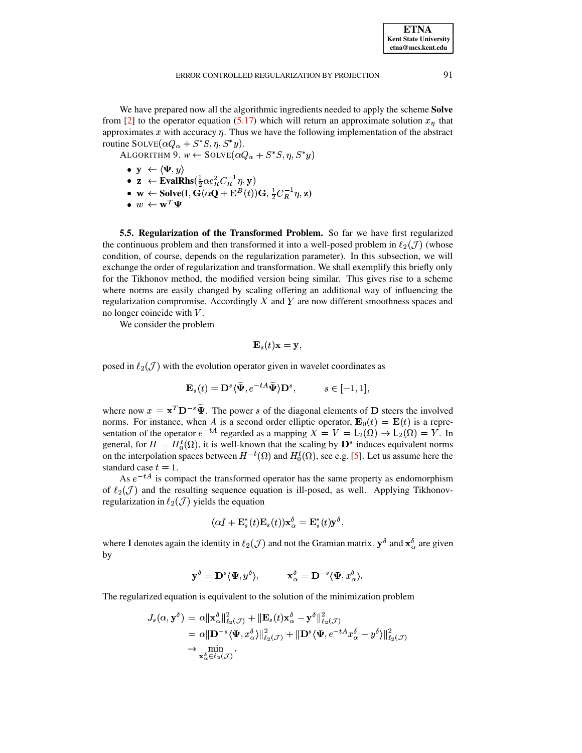We have prepared now all the algorithmic ingredients needed to apply the scheme **Solve** from [2] to the operator equation (5.17) which will return an approximate solution $x_\eta$ that approximates $x$ with accuracy $\eta$. Thus we have the following implementation of the abstract routine $\text{SOLVE}(\alpha Q_\alpha + S^*S, \eta, S^*y)$.

ALGORITHM 9. $w \leftarrow \text{SOLVE}(\alpha Q_\alpha + S^*S, \eta, S^*y)$

- $\mathbf{y} \;\leftarrow \langle \Psi, y \rangle$
- $\mathbf{z} \;\leftarrow$ **EvalRhs**$(\frac{1}{2}\alpha c_R^2 C_R^{-1}\eta, \mathbf{y})$
- $\mathbf{w} \leftarrow$ **Solve**$(\mathbf{I}, \mathbf{G}(\alpha\mathbf{Q} + \mathbf{E}^B(t))\mathbf{G}, \frac{1}{2}C_R^{-1}\eta, \mathbf{z})$
- $w \;\leftarrow \mathbf{w}^T\Psi$

**5.5. Regularization of the Transformed Problem.** So far we have first regularized the continuous problem and then transformed it into a well-posed problem in $\ell_2(\mathcal{J})$ (whose condition, of course, depends on the regularization parameter). In this subsection, we will exchange the order of regularization and transformation. We shall exemplify this briefly only for the Tikhonov method, the modified version being similar. This gives rise to a scheme where norms are easily changed by scaling offering an additional way of influencing the regularization compromise. Accordingly $X$ and $Y$ are now different smoothness spaces and no longer coincide with $V$.

We consider the problem

$$\mathbf{E}_s(t)\mathbf{x} = \mathbf{y},$$

posed in $\ell_2(\mathcal{J})$ with the evolution operator given in wavelet coordinates as

$$\mathbf{E}_s(t) = \mathbf{D}^s\langle\widetilde{\Psi}, e^{-tA}\widetilde{\Psi}\rangle\mathbf{D}^s, \qquad s \in [-1, 1],$$

where now $x = \mathbf{x}^T\mathbf{D}^{-s}\widetilde{\Psi}$. The power $s$ of the diagonal elements of $\mathbf{D}$ steers the involved norms. For instance, when $A$ is a second order elliptic operator, $\mathbf{E}_0(t) = \mathbf{E}(t)$ is a representation of the operator $e^{-tA}$ regarded as a mapping $X = V = \mathsf{L}_2(\Omega) \to \mathsf{L}_2(\Omega) = Y$. In general, for $H = H_0^t(\Omega)$, it is well-known that the scaling by $\mathbf{D}^s$ induces equivalent norms on the interpolation spaces between $H^{-t}(\Omega)$ and $H_0^t(\Omega)$, see e.g. [5]. Let us assume here the standard case $t = 1$.

As $e^{-tA}$ is compact the transformed operator has the same property as endomorphism of $\ell_2(\mathcal{J})$ and the resulting sequence equation is ill-posed, as well. Applying Tikhonov-regularization in $\ell_2(\mathcal{J})$ yields the equation

$$(\alpha I + \mathbf{E}_s^*(t)\mathbf{E}_s(t))\mathbf{x}_\alpha^\delta = \mathbf{E}_s^*(t)\mathbf{y}^\delta,$$

where $\mathbf{I}$ denotes again the identity in $\ell_2(\mathcal{J})$ and not the Gramian matrix. $\mathbf{y}^\delta$ and $\mathbf{x}_\alpha^\delta$ are given by

$$\mathbf{y}^\delta = \mathbf{D}^s\langle\Psi, y^\delta\rangle, \qquad \mathbf{x}_\alpha^\delta = \mathbf{D}^{-s}\langle\Psi, x_\alpha^\delta\rangle.$$

The regularized equation is equivalent to the solution of the minimization problem

$$\begin{aligned}
J_s(\alpha, \mathbf{y}^\delta) &= \alpha\|\mathbf{x}_\alpha^\delta\|_{\ell_2(\mathcal{J})}^2 + \|\mathbf{E}_s(t)\mathbf{x}_\alpha^\delta - \mathbf{y}^\delta\|_{\ell_2(\mathcal{J})}^2 \\
&= \alpha\|\mathbf{D}^{-s}\langle\Psi, x_\alpha^\delta\rangle\|_{\ell_2(\mathcal{J})}^2 + \|\mathbf{D}^s\langle\Psi, e^{-tA}x_\alpha^\delta - y^\delta\rangle\|_{\ell_2(\mathcal{J})}^2 \\
&\to \min_{\mathbf{x}_\alpha^\delta \in \ell_2(\mathcal{J})}.
\end{aligned}$$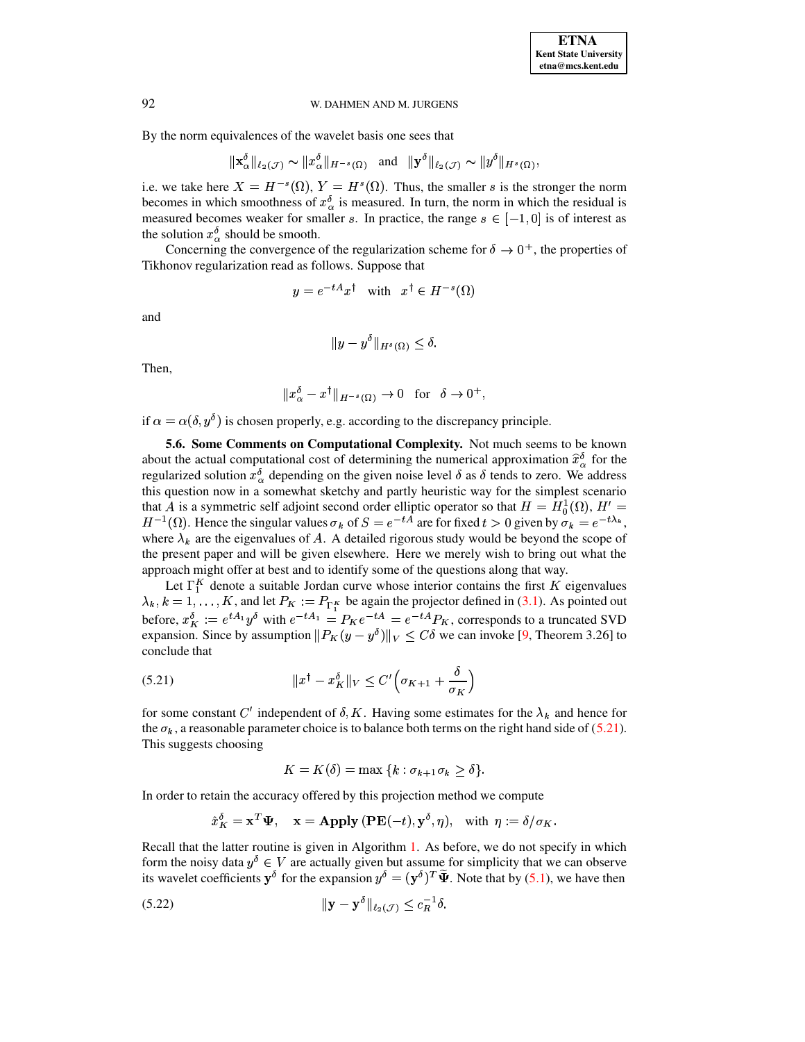By the norm equivalences of the wavelet basis one sees that

$$\|\mathbf{x}_\alpha^\delta\|_{\ell_2(\mathcal{J})} \sim \|x_\alpha^\delta\|_{H^{-s}(\Omega)} \quad \text{and} \quad \|\mathbf{y}^\delta\|_{\ell_2(\mathcal{J})} \sim \|y^\delta\|_{H^s(\Omega)},$$

i.e. we take here $X = H^{-s}(\Omega)$, $Y = H^s(\Omega)$. Thus, the smaller $s$ is the stronger the norm becomes in which smoothness of $x_\alpha^\delta$ is measured. In turn, the norm in which the residual is measured becomes weaker for smaller $s$. In practice, the range $s \in [-1, 0]$ is of interest as the solution $x_\alpha^\delta$ should be smooth.

Concerning the convergence of the regularization scheme for $\delta \to 0^+$, the properties of Tikhonov regularization read as follows. Suppose that

$$y = e^{-tA}x^\dagger \quad \text{with} \quad x^\dagger \in H^{-s}(\Omega)$$

and

$$\|y - y^\delta\|_{H^s(\Omega)} \leq \delta.$$

Then,

$$\|x_\alpha^\delta - x^\dagger\|_{H^{-s}(\Omega)} \to 0 \quad \text{for} \quad \delta \to 0^+,$$

if $\alpha = \alpha(\delta, y^\delta)$ is chosen properly, e.g. according to the discrepancy principle.

**5.6. Some Comments on Computational Complexity.** Not much seems to be known about the actual computational cost of determining the numerical approximation $\widehat{x}_\alpha^\delta$ for the regularized solution $x_\alpha^\delta$ depending on the given noise level $\delta$ as $\delta$ tends to zero. We address this question now in a somewhat sketchy and partly heuristic way for the simplest scenario that $A$ is a symmetric self adjoint second order elliptic operator so that $H = H_0^1(\Omega)$, $H' = H^{-1}(\Omega)$. Hence the singular values $\sigma_k$ of $S = e^{-tA}$ are for fixed $t > 0$ given by $\sigma_k = e^{-t\lambda_k}$, where $\lambda_k$ are the eigenvalues of $A$. A detailed rigorous study would be beyond the scope of the present paper and will be given elsewhere. Here we merely wish to bring out what the approach might offer at best and to identify some of the questions along that way.

Let $\Gamma_1^K$ denote a suitable Jordan curve whose interior contains the first $K$ eigenvalues $\lambda_k, k = 1, \ldots, K$, and let $P_K := P_{\Gamma_1^K}$ be again the projector defined in (3.1). As pointed out before, $x_K^\delta := e^{tA_1}y^\delta$ with $e^{-tA_1} = P_K e^{-tA} = e^{-tA}P_K$, corresponds to a truncated SVD expansion. Since by assumption $\|P_K(y - y^\delta)\|_V \leq C\delta$ we can invoke [9, Theorem 3.26] to conclude that

$$\|x^\dagger - x_K^\delta\|_V \leq C'\left(\sigma_{K+1} + \frac{\delta}{\sigma_K}\right) \tag{5.21}$$

for some constant $C'$ independent of $\delta, K$. Having some estimates for the $\lambda_k$ and hence for the $\sigma_k$, a reasonable parameter choice is to balance both terms on the right hand side of (5.21). This suggests choosing

$$K = K(\delta) = \max\{k : \sigma_{k+1}\sigma_k \geq \delta\}.$$

In order to retain the accuracy offered by this projection method we compute

$$\hat{x}_K^\delta = \mathbf{x}^T\Psi, \quad \mathbf{x} = \mathbf{Apply}\,(\mathbf{PE}(-t), \mathbf{y}^\delta, \eta), \quad \text{with } \eta := \delta/\sigma_K.$$

Recall that the latter routine is given in Algorithm 1. As before, we do not specify in which form the noisy data $y^\delta \in V$ are actually given but assume for simplicity that we can observe its wavelet coefficients $\mathbf{y}^\delta$ for the expansion $y^\delta = (\mathbf{y}^\delta)^T\widetilde{\Psi}$. Note that by (5.1), we have then

$$\|\mathbf{y} - \mathbf{y}^\delta\|_{\ell_2(\mathcal{J})} \leq c_R^{-1}\delta. \tag{5.22}$$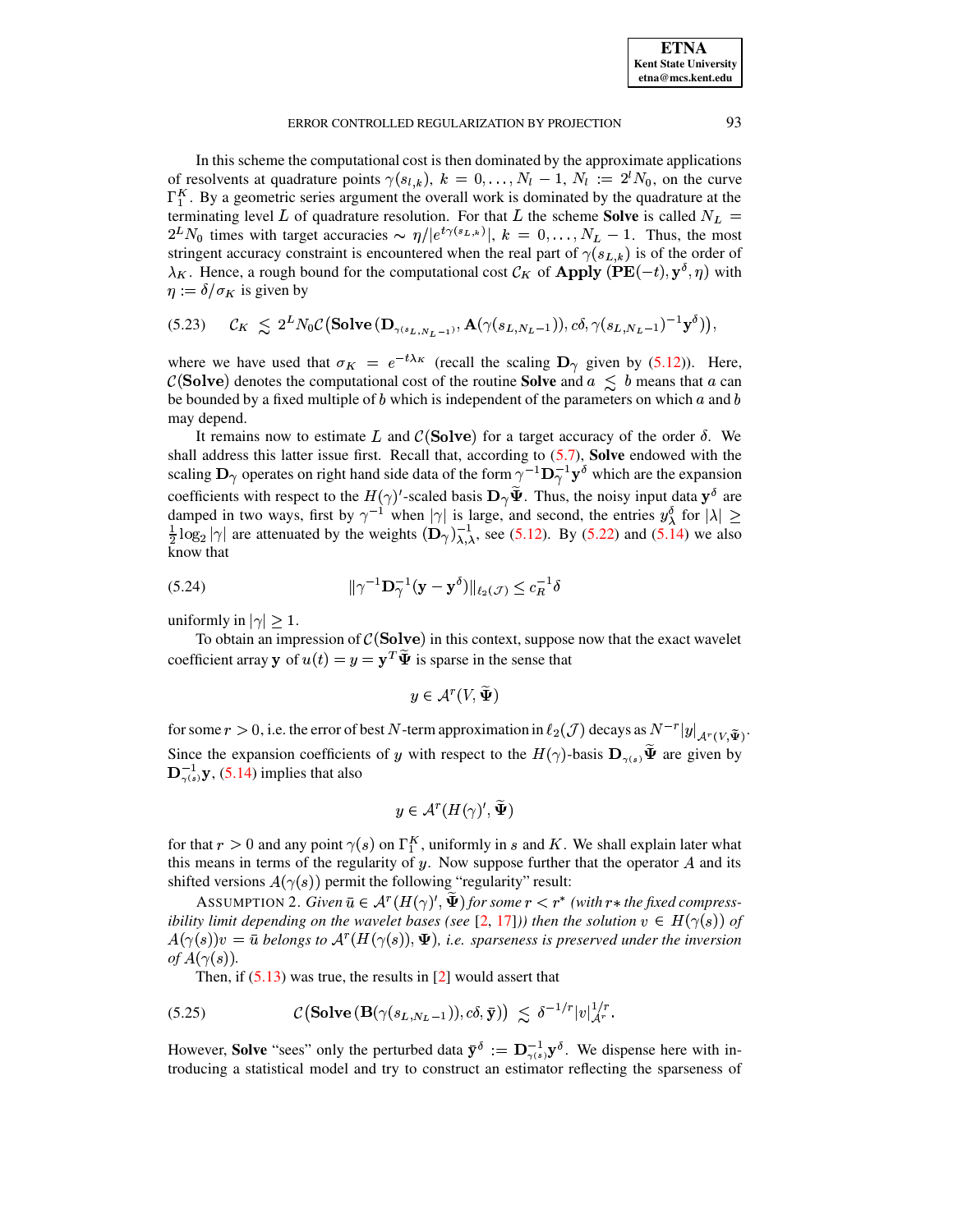In this scheme the computational cost is then dominated by the approximate applications of resolvents at quadrature points $\gamma(s_{l,k})$, $k = 0, \ldots, N_l - 1$, $N_l := 2^l N_0$, on the curve $\Gamma_1^K$. By a geometric series argument the overall work is dominated by the quadrature at the terminating level $L$ of quadrature resolution. For that $L$ the scheme **Solve** is called $N_L = 2^L N_0$ times with target accuracies $\sim \eta / |e^{t\gamma(s_{L,k})}|$, $k = 0, \ldots, N_L - 1$. Thus, the most stringent accuracy constraint is encountered when the real part of $\gamma(s_{L,k})$ is of the order of $\lambda_K$. Hence, a rough bound for the computational cost $\mathcal{C}_K$ of $\mathbf{Apply}\,(\mathbf{PE}(-t), \mathbf{y}^\delta, \eta)$ with $\eta := \delta/\sigma_K$ is given by

$$
(5.23) \qquad \mathcal{C}_K \lesssim 2^L N_0 \mathcal{C}\big(\mathbf{Solve}\,(\mathbf{D}_{\gamma(s_{L,N_L-1})}, \mathbf{A}(\gamma(s_{L,N_L-1})), c\delta, \gamma(s_{L,N_L-1})^{-1}\mathbf{y}^\delta)\big),
$$

where we have used that $\sigma_K = e^{-t\lambda_K}$ (recall the scaling $\mathbf{D}_\gamma$ given by (5.12)). Here, $\mathcal{C}(\mathbf{Solve})$ denotes the computational cost of the routine **Solve** and $a \lesssim b$ means that $a$ can be bounded by a fixed multiple of $b$ which is independent of the parameters on which $a$ and $b$ may depend.

It remains now to estimate $L$ and $\mathcal{C}(\mathbf{Solve})$ for a target accuracy of the order $\delta$. We shall address this latter issue first. Recall that, according to (5.7), **Solve** endowed with the scaling $\mathbf{D}_\gamma$ operates on right hand side data of the form $\gamma^{-1}\mathbf{D}_\gamma^{-1}\mathbf{y}^\delta$ which are the expansion coefficients with respect to the $H(\gamma)'$-scaled basis $\mathbf{D}_\gamma \widetilde{\Psi}$. Thus, the noisy input data $\mathbf{y}^\delta$ are damped in two ways, first by $\gamma^{-1}$ when $|\gamma|$ is large, and second, the entries $y_\lambda^\delta$ for $|\lambda| \geq \frac{1}{2}\log_2|\gamma|$ are attenuated by the weights $(\mathbf{D}_\gamma)_{\lambda,\lambda}^{-1}$, see (5.12). By (5.22) and (5.14) we also know that

$$
(5.24) \qquad \|\gamma^{-1}\mathbf{D}_\gamma^{-1}(\mathbf{y} - \mathbf{y}^\delta)\|_{\ell_2(\mathcal{J})} \leq c_R^{-1}\delta
$$

uniformly in $|\gamma| \geq 1$.

To obtain an impression of $\mathcal{C}(\mathbf{Solve})$ in this context, suppose now that the exact wavelet coefficient array $\mathbf{y}$ of $u(t) = y = \mathbf{y}^T\widetilde{\Psi}$ is sparse in the sense that

$$
y \in \mathcal{A}^r(V, \widetilde{\Psi})
$$

for some $r > 0$, i.e. the error of best $N$-term approximation in $\ell_2(\mathcal{J})$ decays as $N^{-r}|y|_{\mathcal{A}^r(V,\widetilde{\Psi})}$. Since the expansion coefficients of $y$ with respect to the $H(\gamma)$-basis $\mathbf{D}_{\gamma(s)}\widetilde{\Psi}$ are given by $\mathbf{D}_{\gamma(s)}^{-1}\mathbf{y}$, (5.14) implies that also

$$
y \in \mathcal{A}^r(H(\gamma)', \widetilde{\Psi})
$$

for that $r > 0$ and any point $\gamma(s)$ on $\Gamma_1^K$, uniformly in $s$ and $K$. We shall explain later what this means in terms of the regularity of $y$. Now suppose further that the operator $A$ and its shifted versions $A(\gamma(s))$ permit the following "regularity" result:

ASSUMPTION 2. *Given $\bar{u} \in \mathcal{A}^r(H(\gamma)', \widetilde{\Psi})$ for some $r < r^*$ (with $r*$ the fixed compressibility limit depending on the wavelet bases (see [2, 17])) then the solution $v \in H(\gamma(s))$ of $A(\gamma(s))v = \bar{u}$ belongs to $\mathcal{A}^r(H(\gamma(s)), \Psi)$, i.e. sparseness is preserved under the inversion of $A(\gamma(s))$.*

Then, if (5.13) was true, the results in [2] would assert that

$$
(5.25) \qquad \mathcal{C}\big(\mathbf{Solve}\,(\mathbf{B}(\gamma(s_{L,N_L-1})), c\delta, \bar{\mathbf{y}})\big) \lesssim \delta^{-1/r}|v|_{\mathcal{A}^r}^{1/r}.
$$

However, **Solve** "sees" only the perturbed data $\bar{\mathbf{y}}^\delta := \mathbf{D}_{\gamma(s)}^{-1}\mathbf{y}^\delta$. We dispense here with introducing a statistical model and try to construct an estimator reflecting the sparseness of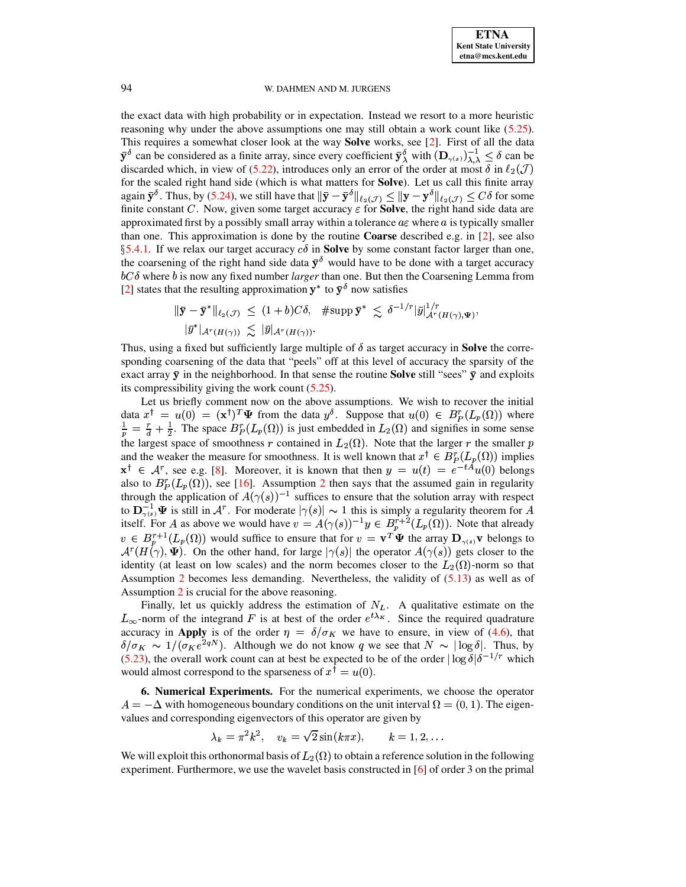the exact data with high probability or in expectation. Instead we resort to a more heuristic reasoning why under the above assumptions one may still obtain a work count like (5.25). This requires a somewhat closer look at the way **Solve** works, see [2]. First of all the data $\bar{\mathbf{y}}^\delta$ can be considered as a finite array, since every coefficient $\bar{\mathbf{y}}^\delta_\lambda$ with $(\mathbf{D}_{\gamma(s)})^{-1}_{\lambda,\lambda} \leq \delta$ can be discarded which, in view of (5.22), introduces only an error of the order at most $\delta$ in $\ell_2(\mathcal{J})$ for the scaled right hand side (which is what matters for **Solve**). Let us call this finite array again $\bar{\mathbf{y}}^\delta$. Thus, by (5.24), we still have that $\|\bar{\mathbf{y}} - \bar{\mathbf{y}}^\delta\|_{\ell_2(\mathcal{J})} \leq \|\mathbf{y} - \mathbf{y}^\delta\|_{\ell_2(\mathcal{J})} \leq C\delta$ for some finite constant $C$. Now, given some target accuracy $\varepsilon$ for **Solve**, the right hand side data are approximated first by a possibly small array within a tolerance $a\varepsilon$ where $a$ is typically smaller than one. This approximation is done by the routine **Coarse** described e.g. in [2], see also §5.4.1. If we relax our target accuracy $c\delta$ in **Solve** by some constant factor larger than one, the coarsening of the right hand side data $\bar{\mathbf{y}}^\delta$ would have to be done with a target accuracy $bC\delta$ where $b$ is now any fixed number *larger* than one. But then the Coarsening Lemma from [2] states that the resulting approximation $\mathbf{y}^*$ to $\bar{\mathbf{y}}^\delta$ now satisfies

$$
\begin{aligned}
\|\bar{\mathbf{y}} - \bar{\mathbf{y}}^*\|_{\ell_2(\mathcal{J})} \;&\leq\; (1+b)C\delta, \quad \#\mathrm{supp}\,\bar{\mathbf{y}}^* \;\lesssim\; \delta^{-1/r}|\bar{y}|^{1/r}_{\mathcal{A}^r(H(\gamma),\Psi)}, \\
|\bar{y}^*|_{\mathcal{A}^r(H(\gamma))} \;&\lesssim\; |\bar{y}|_{\mathcal{A}^r(H(\gamma))}.
\end{aligned}
$$

Thus, using a fixed but sufficiently large multiple of $\delta$ as target accuracy in **Solve** the corresponding coarsening of the data that "peels" off at this level of accuracy the sparsity of the exact array $\bar{\mathbf{y}}$ in the neighborhood. In that sense the routine **Solve** still "sees" $\bar{\mathbf{y}}$ and exploits its compressibility giving the work count (5.25).

Let us briefly comment now on the above assumptions. We wish to recover the initial data $x^\dagger = u(0) = (\mathbf{x}^\dagger)^T\Psi$ from the data $y^\delta$. Suppose that $u(0) \in B^r_P(L_p(\Omega))$ where $\frac{1}{p} = \frac{r}{d} + \frac{1}{2}$. The space $B^r_P(L_p(\Omega))$ is just embedded in $L_2(\Omega)$ and signifies in some sense the largest space of smoothness $r$ contained in $L_2(\Omega)$. Note that the larger $r$ the smaller $p$ and the weaker the measure for smoothness. It is well known that $x^\dagger \in B^r_P(L_p(\Omega))$ implies $\mathbf{x}^\dagger \in \mathcal{A}^r$, see e.g. [8]. Moreover, it is known that then $y = u(t) = e^{-tA}u(0)$ belongs also to $B^r_P(L_p(\Omega))$, see [16]. Assumption 2 then says that the assumed gain in regularity through the application of $A(\gamma(s))^{-1}$ suffices to ensure that the solution array with respect to $\mathbf{D}^{-1}_{\gamma(s)}\Psi$ is still in $\mathcal{A}^r$. For moderate $|\gamma(s)| \sim 1$ this is simply a regularity theorem for $A$ itself. For $A$ as above we would have $v = A(\gamma(s))^{-1}y \in B^{r+2}_p(L_p(\Omega))$. Note that already $v \in B^{r+1}_p(L_p(\Omega))$ would suffice to ensure that for $v = \mathbf{v}^T\Psi$ the array $\mathbf{D}_{\gamma(s)}\mathbf{v}$ belongs to $\mathcal{A}^r(H(\gamma), \Psi)$. On the other hand, for large $|\gamma(s)|$ the operator $A(\gamma(s))$ gets closer to the identity (at least on low scales) and the norm becomes closer to the $L_2(\Omega)$-norm so that Assumption 2 becomes less demanding. Nevertheless, the validity of (5.13) as well as of Assumption 2 is crucial for the above reasoning.

Finally, let us quickly address the estimation of $N_L$. A qualitative estimate on the $L_\infty$-norm of the integrand $F$ is at best of the order $e^{t\lambda_K}$. Since the required quadrature accuracy in **Apply** is of the order $\eta = \delta/\sigma_K$ we have to ensure, in view of (4.6), that $\delta/\sigma_K \sim 1/(\sigma_K e^{2qN})$. Although we do not know $q$ we see that $N \sim |\log\delta|$. Thus, by (5.23), the overall work count can at best be expected to be of the order $|\log\delta|\delta^{-1/r}$ which would almost correspond to the sparseness of $x^\dagger = u(0)$.

**6. Numerical Experiments.** For the numerical experiments, we choose the operator $A = -\Delta$ with homogeneous boundary conditions on the unit interval $\Omega = (0,1)$. The eigenvalues and corresponding eigenvectors of this operator are given by

$$
\lambda_k = \pi^2 k^2, \quad v_k = \sqrt{2}\sin(k\pi x), \qquad k = 1, 2, \ldots
$$

We will exploit this orthonormal basis of $L_2(\Omega)$ to obtain a reference solution in the following experiment. Furthermore, we use the wavelet basis constructed in [6] of order 3 on the primal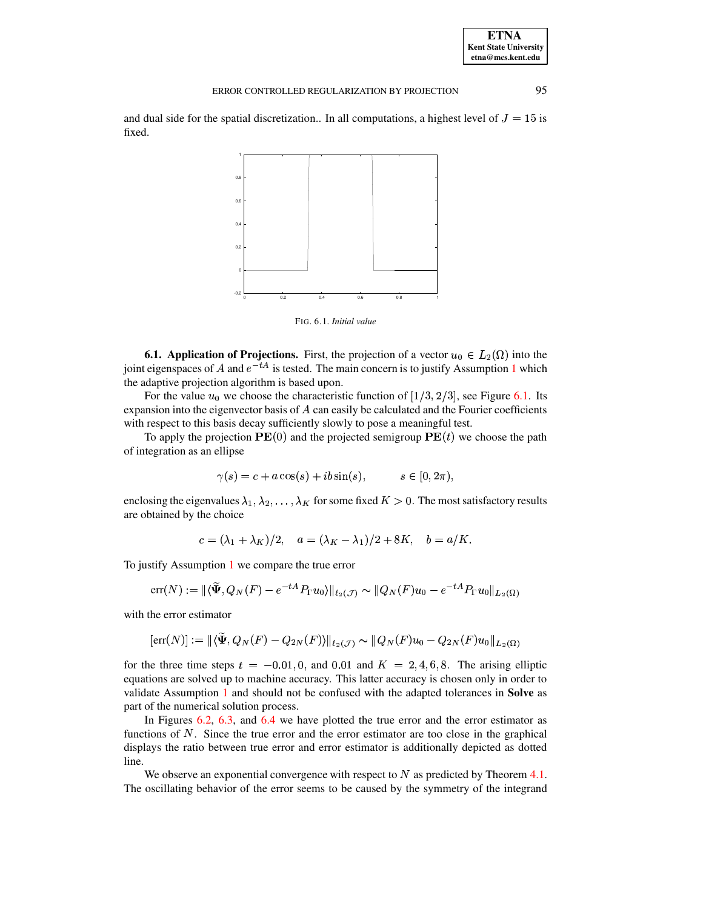and dual side for the spatial discretization.. In all computations, a highest level of $J = 15$ is fixed.

FIG. 6.1. *Initial value*

### 6.1. Application of Projections.

First, the projection of a vector $u_0 \in L_2(\Omega)$ into the joint eigenspaces of $A$ and $e^{-tA}$ is tested. The main concern is to justify Assumption 1 which the adaptive projection algorithm is based upon.

For the value $u_0$ we choose the characteristic function of $[1/3, 2/3]$, see Figure 6.1. Its expansion into the eigenvector basis of $A$ can easily be calculated and the Fourier coefficients with respect to this basis decay sufficiently slowly to pose a meaningful test.

To apply the projection $\mathbf{PE}(0)$ and the projected semigroup $\mathbf{PE}(t)$ we choose the path of integration as an ellipse

$$\gamma(s) = c + a\cos(s) + ib\sin(s), \qquad s \in [0, 2\pi),$$

enclosing the eigenvalues $\lambda_1, \lambda_2, \ldots, \lambda_K$ for some fixed $K > 0$. The most satisfactory results are obtained by the choice

$$c = (\lambda_1 + \lambda_K)/2, \quad a = (\lambda_K - \lambda_1)/2 + 8K, \quad b = a/K.$$

To justify Assumption 1 we compare the true error

$$\mathrm{err}(N) := \|\langle \widetilde{\boldsymbol{\Psi}}, Q_N(F) - e^{-tA} P_\Gamma u_0 \rangle\|_{\ell_2(\mathcal{J})} \sim \|Q_N(F)u_0 - e^{-tA} P_\Gamma u_0\|_{L_2(\Omega)}$$

with the error estimator

$$[\mathrm{err}(N)] := \|\langle \widetilde{\boldsymbol{\Psi}}, Q_N(F) - Q_{2N}(F) \rangle\|_{\ell_2(\mathcal{J})} \sim \|Q_N(F)u_0 - Q_{2N}(F)u_0\|_{L_2(\Omega)}$$

for the three time steps $t = -0.01, 0,$ and $0.01$ and $K = 2, 4, 6, 8$. The arising elliptic equations are solved up to machine accuracy. This latter accuracy is chosen only in order to validate Assumption 1 and should not be confused with the adapted tolerances in **Solve** as part of the numerical solution process.

In Figures 6.2, 6.3, and 6.4 we have plotted the true error and the error estimator as functions of $N$. Since the true error and the error estimator are too close in the graphical displays the ratio between true error and error estimator is additionally depicted as dotted line.

We observe an exponential convergence with respect to $N$ as predicted by Theorem 4.1. The oscillating behavior of the error seems to be caused by the symmetry of the integrand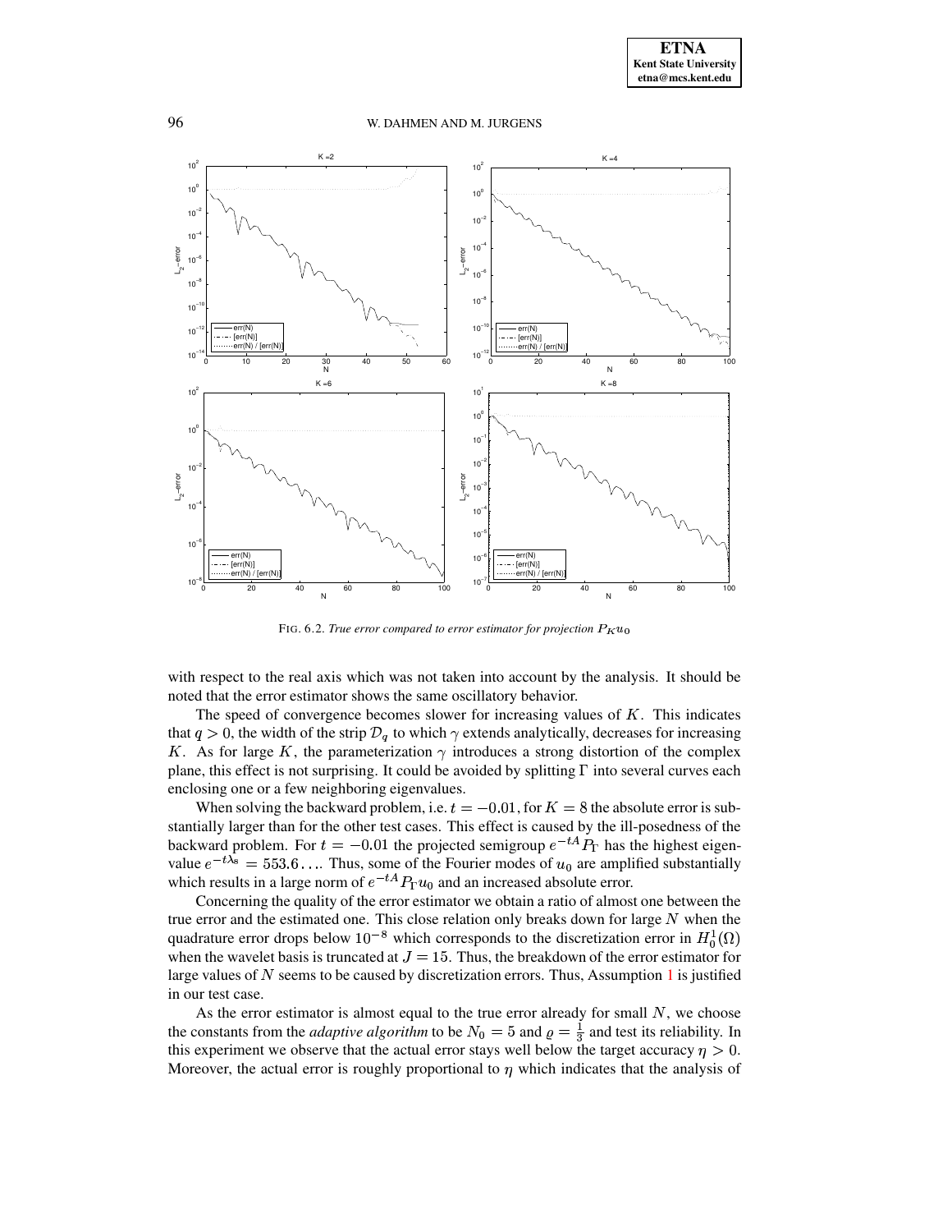FIG. 6.2. *True error compared to error estimator for projection $P_K u_0$*

with respect to the real axis which was not taken into account by the analysis. It should be noted that the error estimator shows the same oscillatory behavior.

The speed of convergence becomes slower for increasing values of $K$. This indicates that $q > 0$, the width of the strip $\mathcal{D}_q$ to which $\gamma$ extends analytically, decreases for increasing $K$. As for large $K$, the parameterization $\gamma$ introduces a strong distortion of the complex plane, this effect is not surprising. It could be avoided by splitting $\Gamma$ into several curves each enclosing one or a few neighboring eigenvalues.

When solving the backward problem, i.e. $t = -0.01$, for $K = 8$ the absolute error is substantially larger than for the other test cases. This effect is caused by the ill-posedness of the backward problem. For $t = -0.01$ the projected semigroup $e^{-tA}P_\Gamma$ has the highest eigenvalue $e^{-t\lambda_8} = 553.6\ldots$. Thus, some of the Fourier modes of $u_0$ are amplified substantially which results in a large norm of $e^{-tA}P_\Gamma u_0$ and an increased absolute error.

Concerning the quality of the error estimator we obtain a ratio of almost one between the true error and the estimated one. This close relation only breaks down for large $N$ when the quadrature error drops below $10^{-8}$ which corresponds to the discretization error in $H_0^1(\Omega)$ when the wavelet basis is truncated at $J = 15$. Thus, the breakdown of the error estimator for large values of $N$ seems to be caused by discretization errors. Thus, Assumption 1 is justified in our test case.

As the error estimator is almost equal to the true error already for small $N$, we choose the constants from the *adaptive algorithm* to be $N_0 = 5$ and $\varrho = \frac{1}{3}$ and test its reliability. In this experiment we observe that the actual error stays well below the target accuracy $\eta > 0$. Moreover, the actual error is roughly proportional to $\eta$ which indicates that the analysis of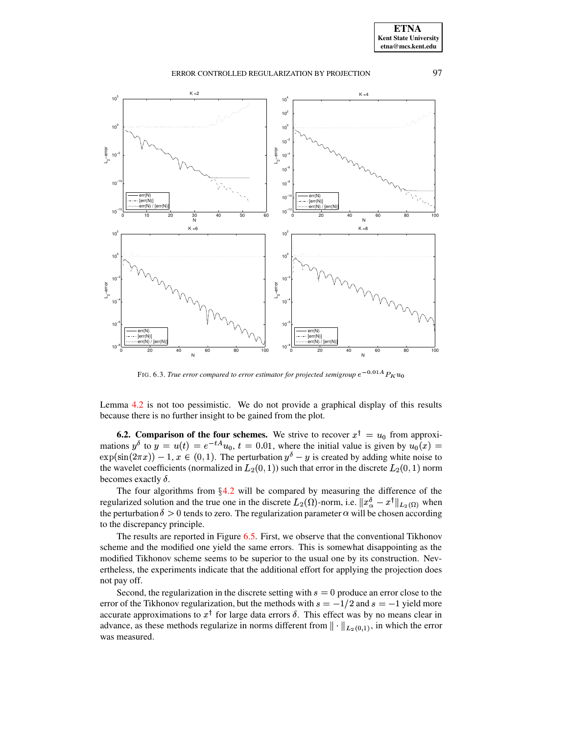FIG. 6.3. *True error compared to error estimator for projected semigroup $e^{-0.01A}P_K u_0$*

Lemma 4.2 is not too pessimistic. We do not provide a graphical display of this results because there is no further insight to be gained from the plot.

**6.2. Comparison of the four schemes.** We strive to recover $x^\dagger = u_0$ from approximations $y^\delta$ to $y = u(t) = e^{-tA}u_0$, $t = 0.01$, where the initial value is given by $u_0(x) = \exp(\sin(2\pi x)) - 1$, $x \in (0,1)$. The perturbation $y^\delta - y$ is created by adding white noise to the wavelet coefficients (normalized in $L_2(0,1)$) such that error in the discrete $L_2(0,1)$ norm becomes exactly $\delta$.

The four algorithms from §4.2 will be compared by measuring the difference of the regularized solution and the true one in the discrete $L_2(\Omega)$-norm, i.e. $\|x_\alpha^\delta - x^\dagger\|_{L_2(\Omega)}$ when the perturbation $\delta > 0$ tends to zero. The regularization parameter $\alpha$ will be chosen according to the discrepancy principle.

The results are reported in Figure 6.5. First, we observe that the conventional Tikhonov scheme and the modified one yield the same errors. This is somewhat disappointing as the modified Tikhonov scheme seems to be superior to the usual one by its construction. Nevertheless, the experiments indicate that the additional effort for applying the projection does not pay off.

Second, the regularization in the discrete setting with $s = 0$ produce an error close to the error of the Tikhonov regularization, but the methods with $s = -1/2$ and $s = -1$ yield more accurate approximations to $x^\dagger$ for large data errors $\delta$. This effect was by no means clear in advance, as these methods regularize in norms different from $\|\cdot\|_{L_2(0,1)}$, in which the error was measured.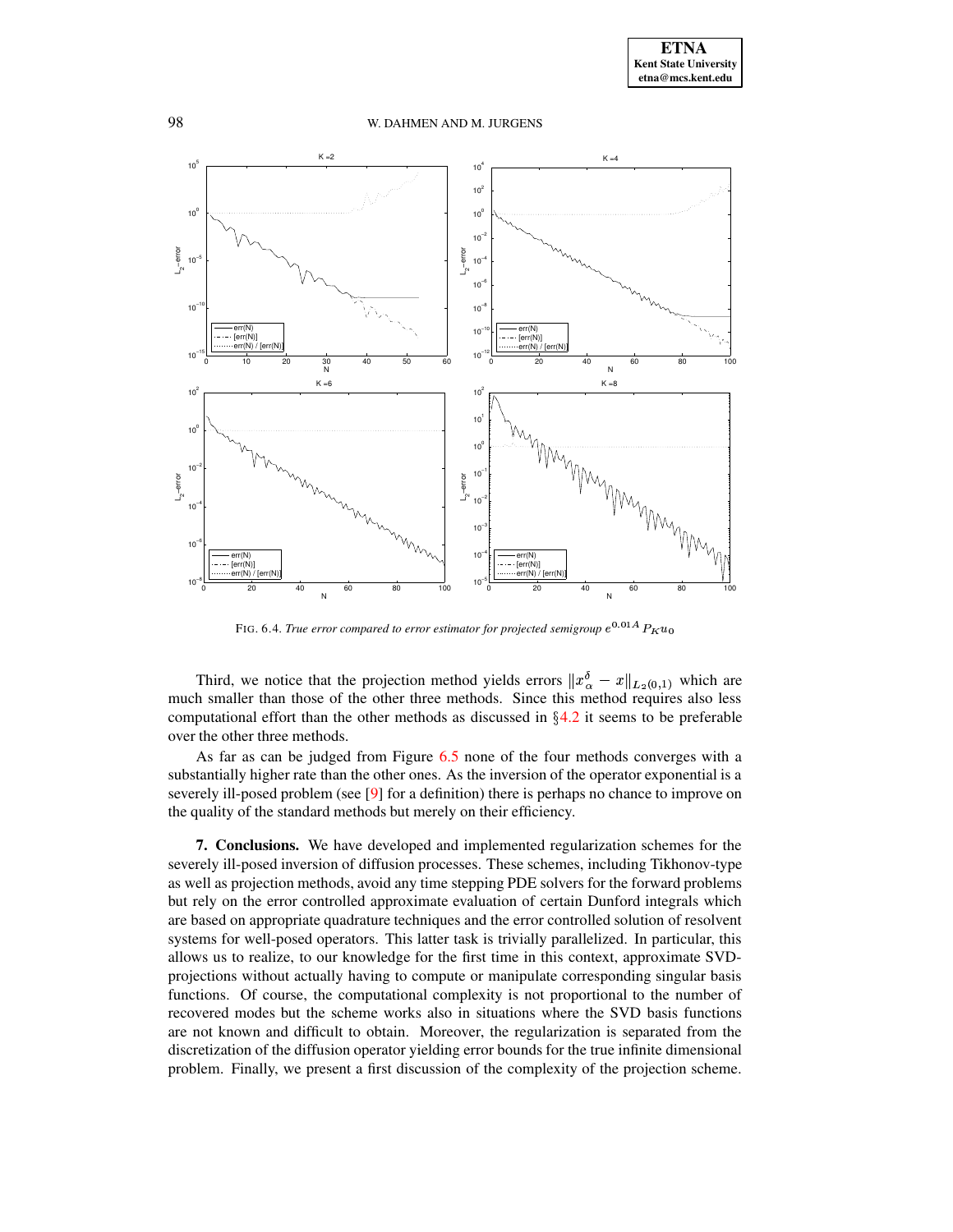FIG. 6.4. *True error compared to error estimator for projected semigroup* $e^{0.01A} P_K u_0$

Third, we notice that the projection method yields errors $\|x_\alpha^\delta - x\|_{L_2(0,1)}$ which are much smaller than those of the other three methods. Since this method requires also less computational effort than the other methods as discussed in §4.2 it seems to be preferable over the other three methods.

As far as can be judged from Figure 6.5 none of the four methods converges with a substantially higher rate than the other ones. As the inversion of the operator exponential is a severely ill-posed problem (see [9] for a definition) there is perhaps no chance to improve on the quality of the standard methods but merely on their efficiency.

**7. Conclusions.** We have developed and implemented regularization schemes for the severely ill-posed inversion of diffusion processes. These schemes, including Tikhonov-type as well as projection methods, avoid any time stepping PDE solvers for the forward problems but rely on the error controlled approximate evaluation of certain Dunford integrals which are based on appropriate quadrature techniques and the error controlled solution of resolvent systems for well-posed operators. This latter task is trivially parallelized. In particular, this allows us to realize, to our knowledge for the first time in this context, approximate SVD-projections without actually having to compute or manipulate corresponding singular basis functions. Of course, the computational complexity is not proportional to the number of recovered modes but the scheme works also in situations where the SVD basis functions are not known and difficult to obtain. Moreover, the regularization is separated from the discretization of the diffusion operator yielding error bounds for the true infinite dimensional problem. Finally, we present a first discussion of the complexity of the projection scheme.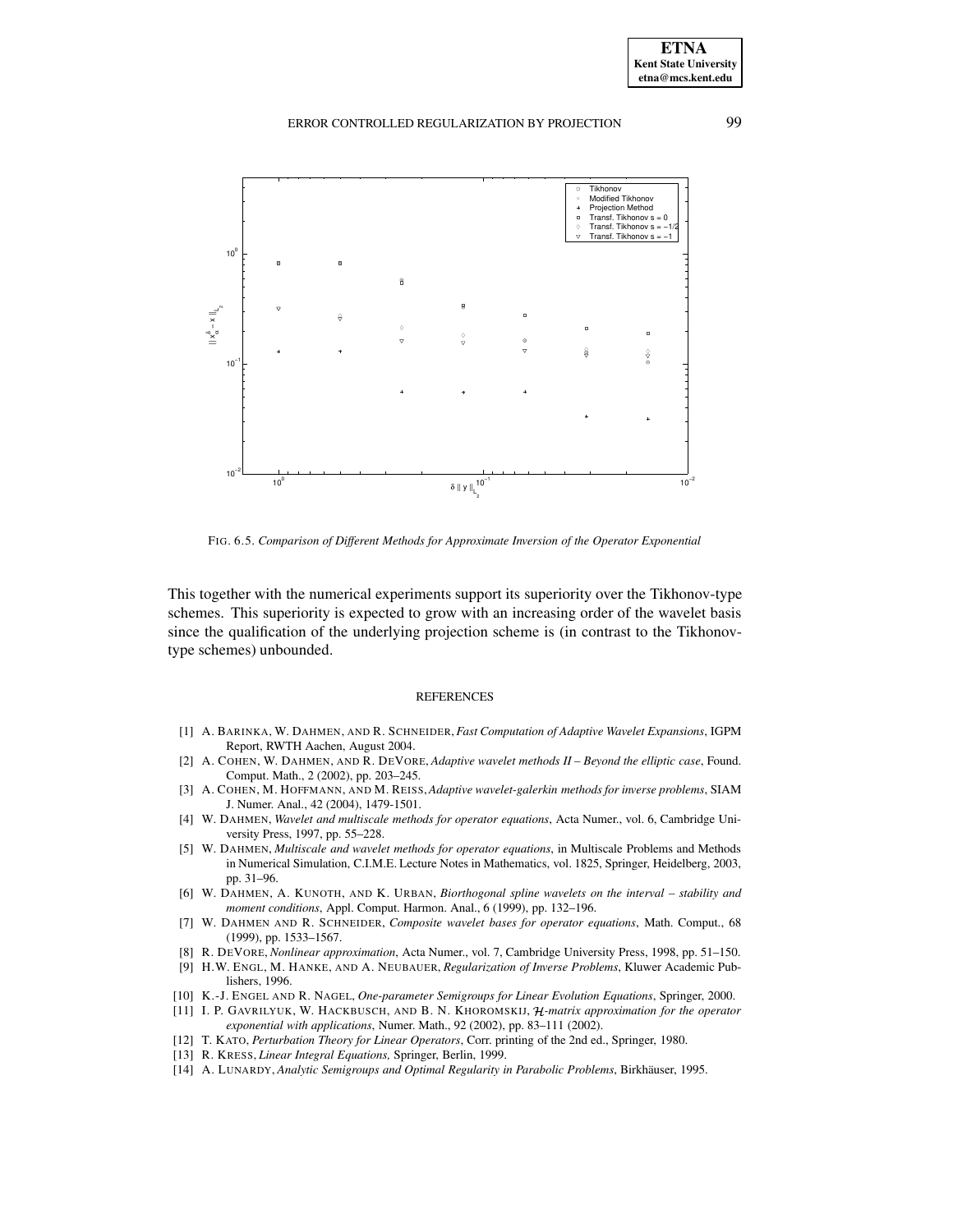FIG. 6.5. *Comparison of Different Methods for Approximate Inversion of the Operator Exponential*

This together with the numerical experiments support its superiority over the Tikhonov-type schemes. This superiority is expected to grow with an increasing order of the wavelet basis since the qualification of the underlying projection scheme is (in contrast to the Tikhonov-type schemes) unbounded.

## REFERENCES

[1] A. BARINKA, W. DAHMEN, AND R. SCHNEIDER, *Fast Computation of Adaptive Wavelet Expansions*, IGPM Report, RWTH Aachen, August 2004.

[2] A. COHEN, W. DAHMEN, AND R. DEVORE, *Adaptive wavelet methods II – Beyond the elliptic case*, Found. Comput. Math., 2 (2002), pp. 203–245.

[3] A. COHEN, M. HOFFMANN, AND M. REISS, *Adaptive wavelet-galerkin methods for inverse problems*, SIAM J. Numer. Anal., 42 (2004), 1479-1501.

[4] W. DAHMEN, *Wavelet and multiscale methods for operator equations*, Acta Numer., vol. 6, Cambridge University Press, 1997, pp. 55–228.

[5] W. DAHMEN, *Multiscale and wavelet methods for operator equations*, in Multiscale Problems and Methods in Numerical Simulation, C.I.M.E. Lecture Notes in Mathematics, vol. 1825, Springer, Heidelberg, 2003, pp. 31–96.

[6] W. DAHMEN, A. KUNOTH, AND K. URBAN, *Biorthogonal spline wavelets on the interval – stability and moment conditions*, Appl. Comput. Harmon. Anal., 6 (1999), pp. 132–196.

[7] W. DAHMEN AND R. SCHNEIDER, *Composite wavelet bases for operator equations*, Math. Comput., 68 (1999), pp. 1533–1567.

[8] R. DEVORE, *Nonlinear approximation*, Acta Numer., vol. 7, Cambridge University Press, 1998, pp. 51–150.

[9] H.W. ENGL, M. HANKE, AND A. NEUBAUER, *Regularization of Inverse Problems*, Kluwer Academic Publishers, 1996.

[10] K.-J. ENGEL AND R. NAGEL, *One-parameter Semigroups for Linear Evolution Equations*, Springer, 2000.

[11] I. P. GAVRILYUK, W. HACKBUSCH, AND B. N. KHOROMSKIJ, *$\mathcal{H}$-matrix approximation for the operator exponential with applications*, Numer. Math., 92 (2002), pp. 83–111 (2002).

[12] T. KATO, *Perturbation Theory for Linear Operators*, Corr. printing of the 2nd ed., Springer, 1980.

[13] R. KRESS, *Linear Integral Equations,* Springer, Berlin, 1999.

[14] A. LUNARDY, *Analytic Semigroups and Optimal Regularity in Parabolic Problems*, Birkhäuser, 1995.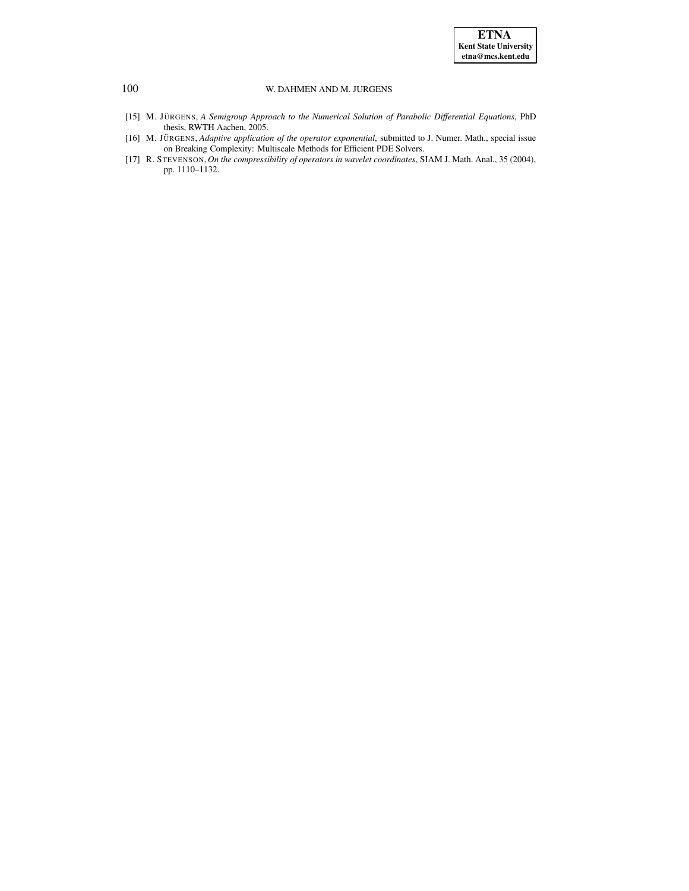[15] M. JÜRGENS, *A Semigroup Approach to the Numerical Solution of Parabolic Differential Equations*, PhD thesis, RWTH Aachen, 2005.

[16] M. JÜRGENS, *Adaptive application of the operator exponential*, submitted to J. Numer. Math., special issue on Breaking Complexity: Multiscale Methods for Efficient PDE Solvers.

[17] R. STEVENSON, *On the compressibility of operators in wavelet coordinates*, SIAM J. Math. Anal., 35 (2004), pp. 1110–1132.